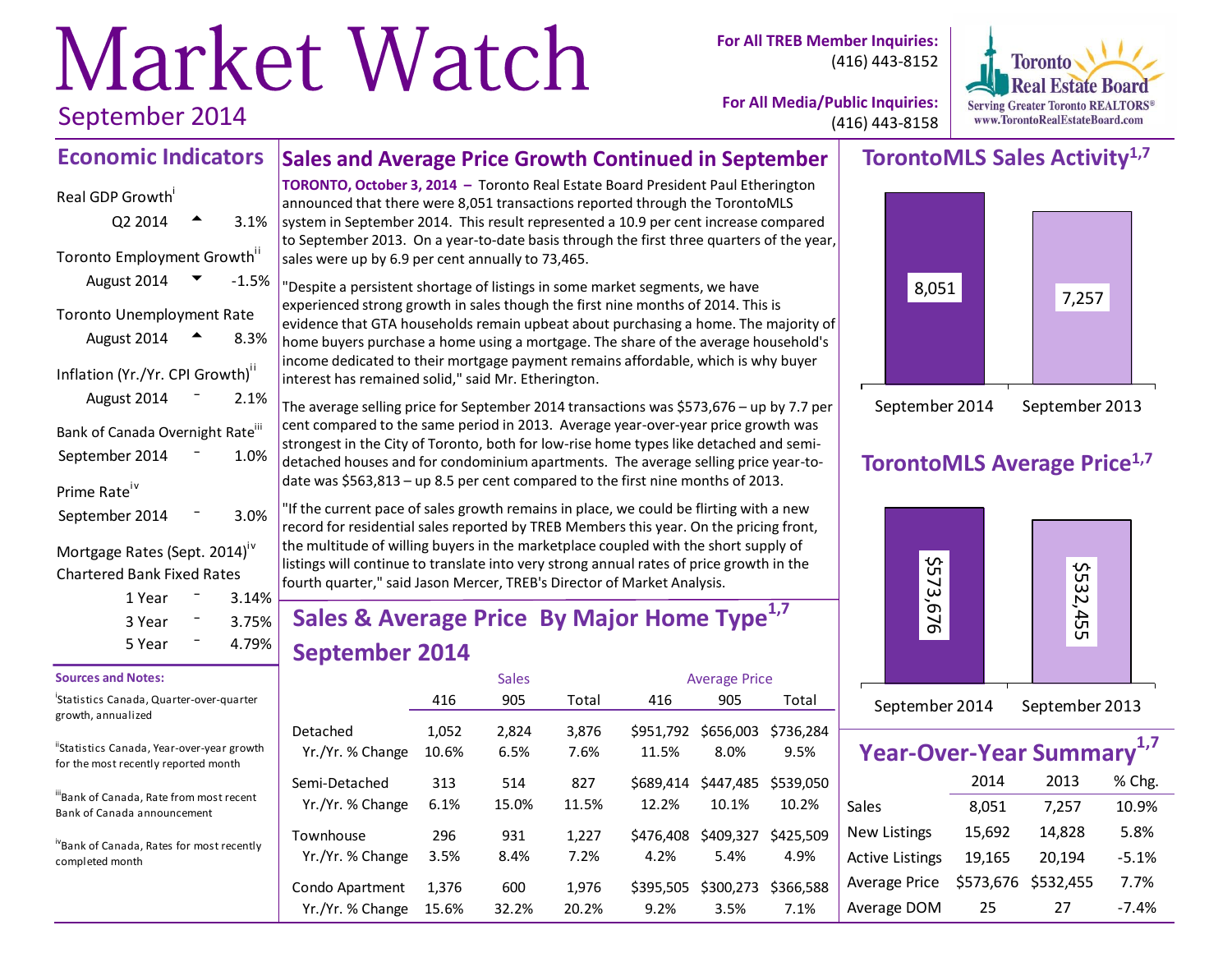# Market Watch

September 2014

**For All TREB Member Inquiries:** (416) 443-8152

**For All Media/Public Inquiries:** (416) 443-8158

Toronto Real Estate Board
Serving Greater Toronto REALTORS®
www.TorontoRealEstateBoard.com

## Economic Indicators

Real GDP Growth[i]

| | | |
|---|---|---|
| Q2 2014 | ▲ | 3.1% |

Toronto Employment Growth[ii]

| | | |
|---|---|---|
| August 2014 | ▼ | -1.5% |

Toronto Unemployment Rate

| | | |
|---|---|---|
| August 2014 | ▲ | 8.3% |

Inflation (Yr./Yr. CPI Growth)[ii]

| | | |
|---|---|---|
| August 2014 | – | 2.1% |

Bank of Canada Overnight Rate[iii]

| | | |
|---|---|---|
| September 2014 | – | 1.0% |

Prime Rate[iv]

| | | |
|---|---|---|
| September 2014 | – | 3.0% |

Mortgage Rates (Sept. 2014)[iv]
Chartered Bank Fixed Rates

| | | |
|---|---|---|
| 1 Year | – | 3.14% |
| 3 Year | – | 3.75% |
| 5 Year | – | 4.79% |

**Sources and Notes:**

[i] Statistics Canada, Quarter-over-quarter growth, annualized

[ii] Statistics Canada, Year-over-year growth for the most recently reported month

[iii] Bank of Canada, Rate from most recent Bank of Canada announcement

[iv] Bank of Canada, Rates for most recently completed month

## Sales and Average Price Growth Continued in September

**TORONTO, October 3, 2014 –** Toronto Real Estate Board President Paul Etherington announced that there were 8,051 transactions reported through the TorontoMLS system in September 2014. This result represented a 10.9 per cent increase compared to September 2013. On a year-to-date basis through the first three quarters of the year, sales were up by 6.9 per cent annually to 73,465.

"Despite a persistent shortage of listings in some market segments, we have experienced strong growth in sales though the first nine months of 2014. This is evidence that GTA households remain upbeat about purchasing a home. The majority of home buyers purchase a home using a mortgage. The share of the average household's income dedicated to their mortgage payment remains affordable, which is why buyer interest has remained solid," said Mr. Etherington.

The average selling price for September 2014 transactions was $573,676 – up by 7.7 per cent compared to the same period in 2013. Average year-over-year price growth was strongest in the City of Toronto, both for low-rise home types like detached and semi-detached houses and for condominium apartments. The average selling price year-to-date was $563,813 – up 8.5 per cent compared to the first nine months of 2013.

"If the current pace of sales growth remains in place, we could be flirting with a new record for residential sales reported by TREB Members this year. On the pricing front, the multitude of willing buyers in the marketplace coupled with the short supply of listings will continue to translate into very strong annual rates of price growth in the fourth quarter," said Jason Mercer, TREB's Director of Market Analysis.

## Sales & Average Price By Major Home Type[1,7] September 2014

| | Sales | | | Average Price | | |
|---|---|---|---|---|---|---|
| | 416 | 905 | Total | 416 | 905 | Total |
| Detached | 1,052 | 2,824 | 3,876 | $951,792 | $656,003 | $736,284 |
| Yr./Yr. % Change | 10.6% | 6.5% | 7.6% | 11.5% | 8.0% | 9.5% |
| Semi-Detached | 313 | 514 | 827 | $689,414 | $447,485 | $539,050 |
| Yr./Yr. % Change | 6.1% | 15.0% | 11.5% | 12.2% | 10.1% | 10.2% |
| Townhouse | 296 | 931 | 1,227 | $476,408 | $409,327 | $425,509 |
| Yr./Yr. % Change | 3.5% | 8.4% | 7.2% | 4.2% | 5.4% | 4.9% |
| Condo Apartment | 1,376 | 600 | 1,976 | $395,505 | $300,273 | $366,588 |
| Yr./Yr. % Change | 15.6% | 32.2% | 20.2% | 9.2% | 3.5% | 7.1% |

## TorontoMLS Sales Activity[1,7]

| September 2014 | September 2013 |
|---|---|
| 8,051 | 7,257 |

## TorontoMLS Average Price[1,7]

| September 2014 | September 2013 |
|---|---|
| $573,676 | $532,455 |

## Year-Over-Year Summary[1,7]

| | 2014 | 2013 | % Chg. |
|---|---|---|---|
| Sales | 8,051 | 7,257 | 10.9% |
| New Listings | 15,692 | 14,828 | 5.8% |
| Active Listings | 19,165 | 20,194 | -5.1% |
| Average Price | $573,676 | $532,455 | 7.7% |
| Average DOM | 25 | 27 | -7.4% |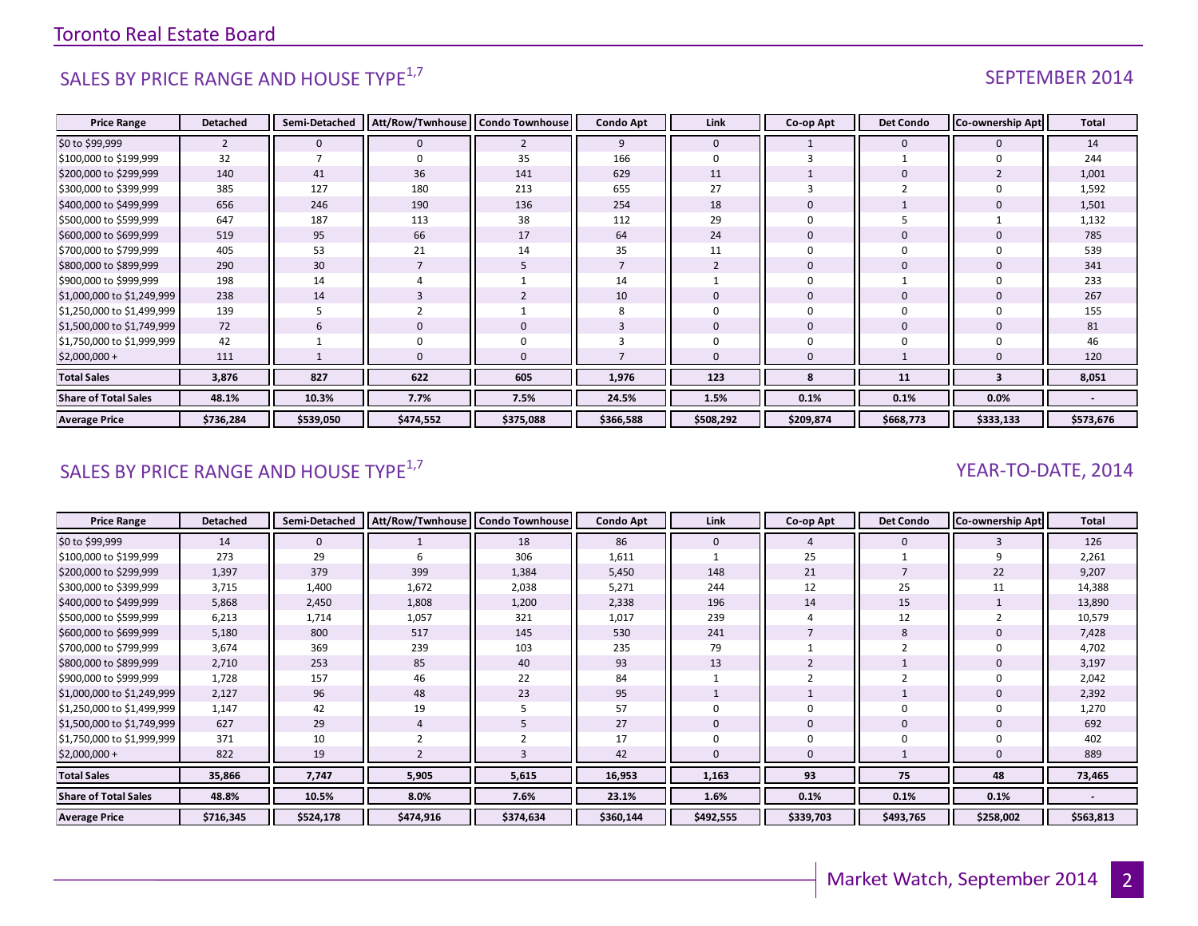## SALES BY PRICE RANGE AND HOUSE TYPE[1,7]

SEPTEMBER 2014

| Price Range | Detached | Semi-Detached | Att/Row/Twnhouse | Condo Townhouse | Condo Apt | Link | Co-op Apt | Det Condo | Co-ownership Apt | Total |
|---|---|---|---|---|---|---|---|---|---|---|
| $0 to $99,999 | 2 | 0 | 0 | 2 | 9 | 0 | 1 | 0 | 0 | 14 |
| $100,000 to $199,999 | 32 | 7 | 0 | 35 | 166 | 0 | 3 | 1 | 0 | 244 |
| $200,000 to $299,999 | 140 | 41 | 36 | 141 | 629 | 11 | 1 | 0 | 2 | 1,001 |
| $300,000 to $399,999 | 385 | 127 | 180 | 213 | 655 | 27 | 3 | 2 | 0 | 1,592 |
| $400,000 to $499,999 | 656 | 246 | 190 | 136 | 254 | 18 | 0 | 1 | 0 | 1,501 |
| $500,000 to $599,999 | 647 | 187 | 113 | 38 | 112 | 29 | 0 | 5 | 1 | 1,132 |
| $600,000 to $699,999 | 519 | 95 | 66 | 17 | 64 | 24 | 0 | 0 | 0 | 785 |
| $700,000 to $799,999 | 405 | 53 | 21 | 14 | 35 | 11 | 0 | 0 | 0 | 539 |
| $800,000 to $899,999 | 290 | 30 | 7 | 5 | 7 | 2 | 0 | 0 | 0 | 341 |
| $900,000 to $999,999 | 198 | 14 | 4 | 1 | 14 | 1 | 0 | 1 | 0 | 233 |
| $1,000,000 to $1,249,999 | 238 | 14 | 3 | 2 | 10 | 0 | 0 | 0 | 0 | 267 |
| $1,250,000 to $1,499,999 | 139 | 5 | 2 | 1 | 8 | 0 | 0 | 0 | 0 | 155 |
| $1,500,000 to $1,749,999 | 72 | 6 | 0 | 0 | 3 | 0 | 0 | 0 | 0 | 81 |
| $1,750,000 to $1,999,999 | 42 | 1 | 0 | 0 | 3 | 0 | 0 | 0 | 0 | 46 |
| $2,000,000 + | 111 | 1 | 0 | 0 | 7 | 0 | 0 | 1 | 0 | 120 |
| **Total Sales** | **3,876** | **827** | **622** | **605** | **1,976** | **123** | **8** | **11** | **3** | **8,051** |
| **Share of Total Sales** | **48.1%** | **10.3%** | **7.7%** | **7.5%** | **24.5%** | **1.5%** | **0.1%** | **0.1%** | **0.0%** | **-** |
| **Average Price** | **$736,284** | **$539,050** | **$474,552** | **$375,088** | **$366,588** | **$508,292** | **$209,874** | **$668,773** | **$333,133** | **$573,676** |

## SALES BY PRICE RANGE AND HOUSE TYPE[1,7]

YEAR-TO-DATE, 2014

| Price Range | Detached | Semi-Detached | Att/Row/Twnhouse | Condo Townhouse | Condo Apt | Link | Co-op Apt | Det Condo | Co-ownership Apt | Total |
|---|---|---|---|---|---|---|---|---|---|---|
| $0 to $99,999 | 14 | 0 | 1 | 18 | 86 | 0 | 4 | 0 | 3 | 126 |
| $100,000 to $199,999 | 273 | 29 | 6 | 306 | 1,611 | 1 | 25 | 1 | 9 | 2,261 |
| $200,000 to $299,999 | 1,397 | 379 | 399 | 1,384 | 5,450 | 148 | 21 | 7 | 22 | 9,207 |
| $300,000 to $399,999 | 3,715 | 1,400 | 1,672 | 2,038 | 5,271 | 244 | 12 | 25 | 11 | 14,388 |
| $400,000 to $499,999 | 5,868 | 2,450 | 1,808 | 1,200 | 2,338 | 196 | 14 | 15 | 1 | 13,890 |
| $500,000 to $599,999 | 6,213 | 1,714 | 1,057 | 321 | 1,017 | 239 | 4 | 12 | 2 | 10,579 |
| $600,000 to $699,999 | 5,180 | 800 | 517 | 145 | 530 | 241 | 7 | 8 | 0 | 7,428 |
| $700,000 to $799,999 | 3,674 | 369 | 239 | 103 | 235 | 79 | 1 | 2 | 0 | 4,702 |
| $800,000 to $899,999 | 2,710 | 253 | 85 | 40 | 93 | 13 | 2 | 1 | 0 | 3,197 |
| $900,000 to $999,999 | 1,728 | 157 | 46 | 22 | 84 | 1 | 2 | 2 | 0 | 2,042 |
| $1,000,000 to $1,249,999 | 2,127 | 96 | 48 | 23 | 95 | 1 | 1 | 1 | 0 | 2,392 |
| $1,250,000 to $1,499,999 | 1,147 | 42 | 19 | 5 | 57 | 0 | 0 | 0 | 0 | 1,270 |
| $1,500,000 to $1,749,999 | 627 | 29 | 4 | 5 | 27 | 0 | 0 | 0 | 0 | 692 |
| $1,750,000 to $1,999,999 | 371 | 10 | 2 | 2 | 17 | 0 | 0 | 0 | 0 | 402 |
| $2,000,000 + | 822 | 19 | 2 | 3 | 42 | 0 | 0 | 1 | 0 | 889 |
| **Total Sales** | **35,866** | **7,747** | **5,905** | **5,615** | **16,953** | **1,163** | **93** | **75** | **48** | **73,465** |
| **Share of Total Sales** | **48.8%** | **10.5%** | **8.0%** | **7.6%** | **23.1%** | **1.6%** | **0.1%** | **0.1%** | **0.1%** | **-** |
| **Average Price** | **$716,345** | **$524,178** | **$474,916** | **$374,634** | **$360,144** | **$492,555** | **$339,703** | **$493,765** | **$258,002** | **$563,813** |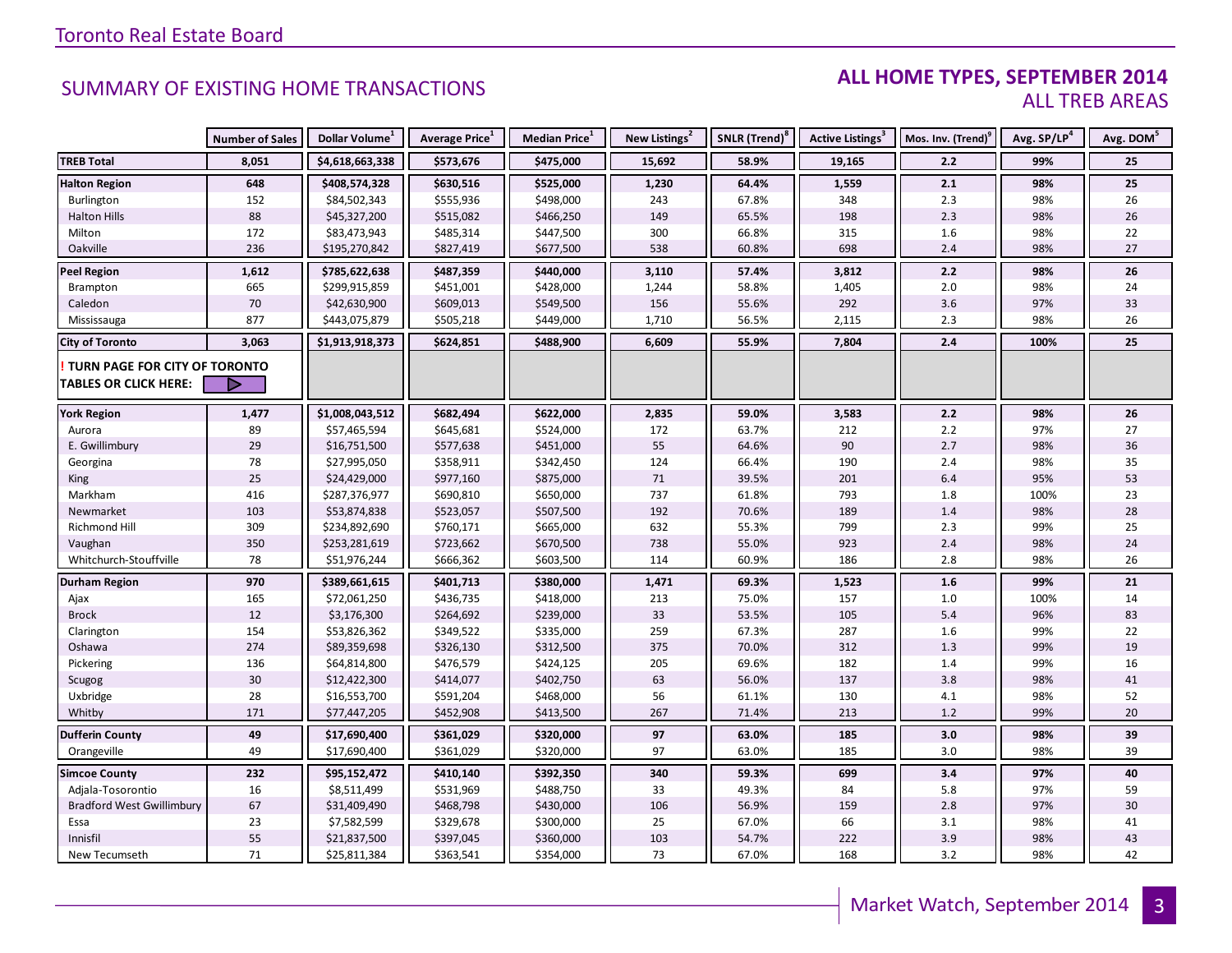# SUMMARY OF EXISTING HOME TRANSACTIONS

## ALL HOME TYPES, SEPTEMBER 2014
### ALL TREB AREAS

| | Number of Sales | Dollar Volume[1] | Average Price[1] | Median Price[1] | New Listings[2] | SNLR (Trend)[8] | Active Listings[3] | Mos. Inv. (Trend)[9] | Avg. SP/LP[4] | Avg. DOM[5] |
|---|---|---|---|---|---|---|---|---|---|---|
| **TREB Total** | **8,051** | **$4,618,663,338** | **$573,676** | **$475,000** | **15,692** | **58.9%** | **19,165** | **2.2** | **99%** | **25** |
| **Halton Region** | **648** | **$408,574,328** | **$630,516** | **$525,000** | **1,230** | **64.4%** | **1,559** | **2.1** | **98%** | **25** |
| Burlington | 152 | $84,502,343 | $555,936 | $498,000 | 243 | 67.8% | 348 | 2.3 | 98% | 26 |
| Halton Hills | 88 | $45,327,200 | $515,082 | $466,250 | 149 | 65.5% | 198 | 2.3 | 98% | 26 |
| Milton | 172 | $83,473,943 | $485,314 | $447,500 | 300 | 66.8% | 315 | 1.6 | 98% | 22 |
| Oakville | 236 | $195,270,842 | $827,419 | $677,500 | 538 | 60.8% | 698 | 2.4 | 98% | 27 |
| **Peel Region** | **1,612** | **$785,622,638** | **$487,359** | **$440,000** | **3,110** | **57.4%** | **3,812** | **2.2** | **98%** | **26** |
| Brampton | 665 | $299,915,859 | $451,001 | $428,000 | 1,244 | 58.8% | 1,405 | 2.0 | 98% | 24 |
| Caledon | 70 | $42,630,900 | $609,013 | $549,500 | 156 | 55.6% | 292 | 3.6 | 97% | 33 |
| Mississauga | 877 | $443,075,879 | $505,218 | $449,000 | 1,710 | 56.5% | 2,115 | 2.3 | 98% | 26 |
| **City of Toronto** | **3,063** | **$1,913,918,373** | **$624,851** | **$488,900** | **6,609** | **55.9%** | **7,804** | **2.4** | **100%** | **25** |
| **! TURN PAGE FOR CITY OF TORONTO TABLES OR CLICK HERE:** | | | | | | | | | | |
| **York Region** | **1,477** | **$1,008,043,512** | **$682,494** | **$622,000** | **2,835** | **59.0%** | **3,583** | **2.2** | **98%** | **26** |
| Aurora | 89 | $57,465,594 | $645,681 | $524,000 | 172 | 63.7% | 212 | 2.2 | 97% | 27 |
| E. Gwillimbury | 29 | $16,751,500 | $577,638 | $451,000 | 55 | 64.6% | 90 | 2.7 | 98% | 36 |
| Georgina | 78 | $27,995,050 | $358,911 | $342,450 | 124 | 66.4% | 190 | 2.4 | 98% | 35 |
| King | 25 | $24,429,000 | $977,160 | $875,000 | 71 | 39.5% | 201 | 6.4 | 95% | 53 |
| Markham | 416 | $287,376,977 | $690,810 | $650,000 | 737 | 61.8% | 793 | 1.8 | 100% | 23 |
| Newmarket | 103 | $53,874,838 | $523,057 | $507,500 | 192 | 70.6% | 189 | 1.4 | 98% | 28 |
| Richmond Hill | 309 | $234,892,690 | $760,171 | $665,000 | 632 | 55.3% | 799 | 2.3 | 99% | 25 |
| Vaughan | 350 | $253,281,619 | $723,662 | $670,500 | 738 | 55.0% | 923 | 2.4 | 98% | 24 |
| Whitchurch-Stouffville | 78 | $51,976,244 | $666,362 | $603,500 | 114 | 60.9% | 186 | 2.8 | 98% | 26 |
| **Durham Region** | **970** | **$389,661,615** | **$401,713** | **$380,000** | **1,471** | **69.3%** | **1,523** | **1.6** | **99%** | **21** |
| Ajax | 165 | $72,061,250 | $436,735 | $418,000 | 213 | 75.0% | 157 | 1.0 | 100% | 14 |
| Brock | 12 | $3,176,300 | $264,692 | $239,000 | 33 | 53.5% | 105 | 5.4 | 96% | 83 |
| Clarington | 154 | $53,826,362 | $349,522 | $335,000 | 259 | 67.3% | 287 | 1.6 | 99% | 22 |
| Oshawa | 274 | $89,359,698 | $326,130 | $312,500 | 375 | 70.0% | 312 | 1.3 | 99% | 19 |
| Pickering | 136 | $64,814,800 | $476,579 | $424,125 | 205 | 69.6% | 182 | 1.4 | 99% | 16 |
| Scugog | 30 | $12,422,300 | $414,077 | $402,750 | 63 | 56.0% | 137 | 3.8 | 98% | 41 |
| Uxbridge | 28 | $16,553,700 | $591,204 | $468,000 | 56 | 61.1% | 130 | 4.1 | 98% | 52 |
| Whitby | 171 | $77,447,205 | $452,908 | $413,500 | 267 | 71.4% | 213 | 1.2 | 99% | 20 |
| **Dufferin County** | **49** | **$17,690,400** | **$361,029** | **$320,000** | **97** | **63.0%** | **185** | **3.0** | **98%** | **39** |
| Orangeville | 49 | $17,690,400 | $361,029 | $320,000 | 97 | 63.0% | 185 | 3.0 | 98% | 39 |
| **Simcoe County** | **232** | **$95,152,472** | **$410,140** | **$392,350** | **340** | **59.3%** | **699** | **3.4** | **97%** | **40** |
| Adjala-Tosorontio | 16 | $8,511,499 | $531,969 | $488,750 | 33 | 49.3% | 84 | 5.8 | 97% | 59 |
| Bradford West Gwillimbury | 67 | $31,409,490 | $468,798 | $430,000 | 106 | 56.9% | 159 | 2.8 | 97% | 30 |
| Essa | 23 | $7,582,599 | $329,678 | $300,000 | 25 | 67.0% | 66 | 3.1 | 98% | 41 |
| Innisfil | 55 | $21,837,500 | $397,045 | $360,000 | 103 | 54.7% | 222 | 3.9 | 98% | 43 |
| New Tecumseth | 71 | $25,811,384 | $363,541 | $354,000 | 73 | 67.0% | 168 | 3.2 | 98% | 42 |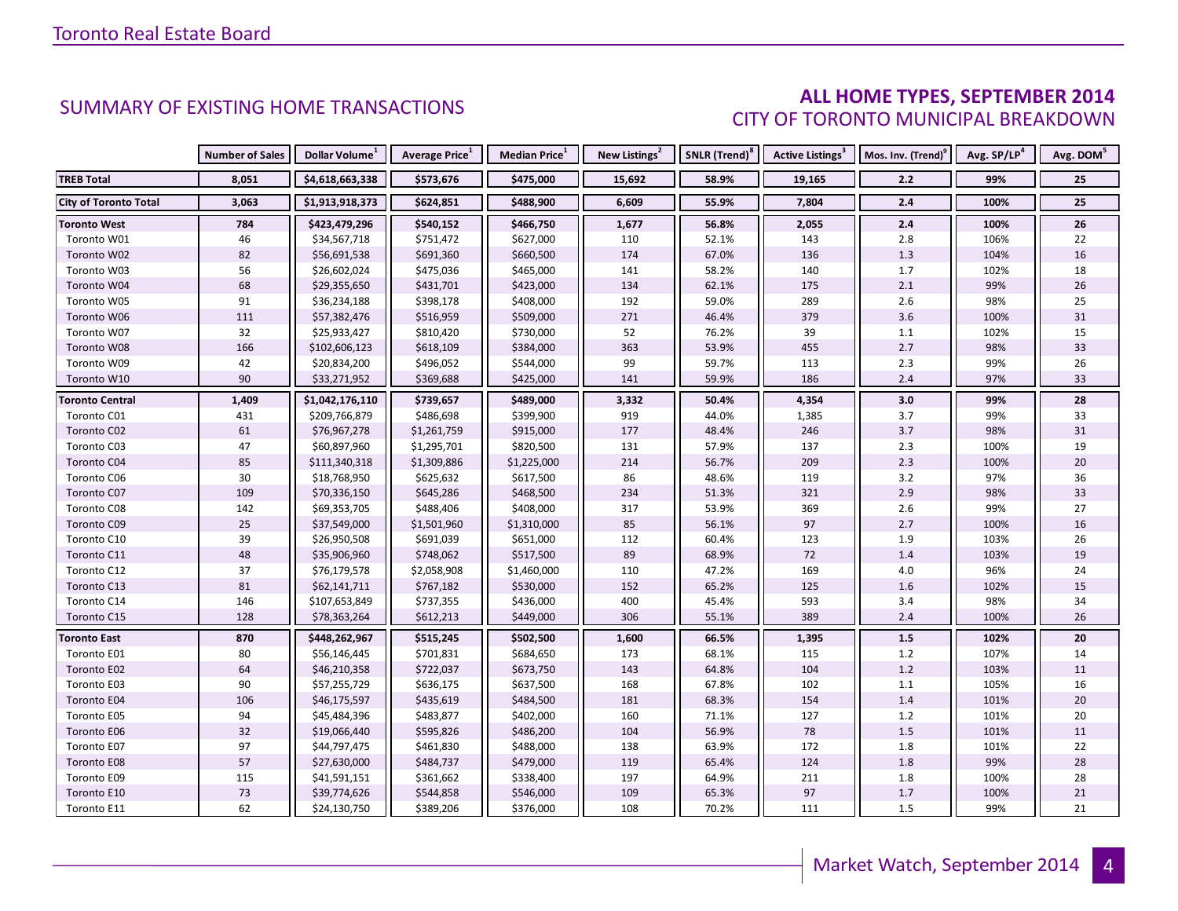## SUMMARY OF EXISTING HOME TRANSACTIONS

## ALL HOME TYPES, SEPTEMBER 2014
### CITY OF TORONTO MUNICIPAL BREAKDOWN

| | Number of Sales | Dollar Volume[1] | Average Price[1] | Median Price[1] | New Listings[2] | SNLR (Trend)[8] | Active Listings[3] | Mos. Inv. (Trend)[9] | Avg. SP/LP[4] | Avg. DOM[5] |
|---|---|---|---|---|---|---|---|---|---|---|
| **TREB Total** | **8,051** | **$4,618,663,338** | **$573,676** | **$475,000** | **15,692** | **58.9%** | **19,165** | **2.2** | **99%** | **25** |
| **City of Toronto Total** | **3,063** | **$1,913,918,373** | **$624,851** | **$488,900** | **6,609** | **55.9%** | **7,804** | **2.4** | **100%** | **25** |
| **Toronto West** | **784** | **$423,479,296** | **$540,152** | **$466,750** | **1,677** | **56.8%** | **2,055** | **2.4** | **100%** | **26** |
| Toronto W01 | 46 | $34,567,718 | $751,472 | $627,000 | 110 | 52.1% | 143 | 2.8 | 106% | 22 |
| Toronto W02 | 82 | $56,691,538 | $691,360 | $660,500 | 174 | 67.0% | 136 | 1.3 | 104% | 16 |
| Toronto W03 | 56 | $26,602,024 | $475,036 | $465,000 | 141 | 58.2% | 140 | 1.7 | 102% | 18 |
| Toronto W04 | 68 | $29,355,650 | $431,701 | $423,000 | 134 | 62.1% | 175 | 2.1 | 99% | 26 |
| Toronto W05 | 91 | $36,234,188 | $398,178 | $408,000 | 192 | 59.0% | 289 | 2.6 | 98% | 25 |
| Toronto W06 | 111 | $57,382,476 | $516,959 | $509,000 | 271 | 46.4% | 379 | 3.6 | 100% | 31 |
| Toronto W07 | 32 | $25,933,427 | $810,420 | $730,000 | 52 | 76.2% | 39 | 1.1 | 102% | 15 |
| Toronto W08 | 166 | $102,606,123 | $618,109 | $384,000 | 363 | 53.9% | 455 | 2.7 | 98% | 33 |
| Toronto W09 | 42 | $20,834,200 | $496,052 | $544,000 | 99 | 59.7% | 113 | 2.3 | 99% | 26 |
| Toronto W10 | 90 | $33,271,952 | $369,688 | $425,000 | 141 | 59.9% | 186 | 2.4 | 97% | 33 |
| **Toronto Central** | **1,409** | **$1,042,176,110** | **$739,657** | **$489,000** | **3,332** | **50.4%** | **4,354** | **3.0** | **99%** | **28** |
| Toronto C01 | 431 | $209,766,879 | $486,698 | $399,900 | 919 | 44.0% | 1,385 | 3.7 | 99% | 33 |
| Toronto C02 | 61 | $76,967,278 | $1,261,759 | $915,000 | 177 | 48.4% | 246 | 3.7 | 98% | 31 |
| Toronto C03 | 47 | $60,897,960 | $1,295,701 | $820,500 | 131 | 57.9% | 137 | 2.3 | 100% | 19 |
| Toronto C04 | 85 | $111,340,318 | $1,309,886 | $1,225,000 | 214 | 56.7% | 209 | 2.3 | 100% | 20 |
| Toronto C06 | 30 | $18,768,950 | $625,632 | $617,500 | 86 | 48.6% | 119 | 3.2 | 97% | 36 |
| Toronto C07 | 109 | $70,336,150 | $645,286 | $468,500 | 234 | 51.3% | 321 | 2.9 | 98% | 33 |
| Toronto C08 | 142 | $69,353,705 | $488,406 | $408,000 | 317 | 53.9% | 369 | 2.6 | 99% | 27 |
| Toronto C09 | 25 | $37,549,000 | $1,501,960 | $1,310,000 | 85 | 56.1% | 97 | 2.7 | 100% | 16 |
| Toronto C10 | 39 | $26,950,508 | $691,039 | $651,000 | 112 | 60.4% | 123 | 1.9 | 103% | 26 |
| Toronto C11 | 48 | $35,906,960 | $748,062 | $517,500 | 89 | 68.9% | 72 | 1.4 | 103% | 19 |
| Toronto C12 | 37 | $76,179,578 | $2,058,908 | $1,460,000 | 110 | 47.2% | 169 | 4.0 | 96% | 24 |
| Toronto C13 | 81 | $62,141,711 | $767,182 | $530,000 | 152 | 65.2% | 125 | 1.6 | 102% | 15 |
| Toronto C14 | 146 | $107,653,849 | $737,355 | $436,000 | 400 | 45.4% | 593 | 3.4 | 98% | 34 |
| Toronto C15 | 128 | $78,363,264 | $612,213 | $449,000 | 306 | 55.1% | 389 | 2.4 | 100% | 26 |
| **Toronto East** | **870** | **$448,262,967** | **$515,245** | **$502,500** | **1,600** | **66.5%** | **1,395** | **1.5** | **102%** | **20** |
| Toronto E01 | 80 | $56,146,445 | $701,831 | $684,650 | 173 | 68.1% | 115 | 1.2 | 107% | 14 |
| Toronto E02 | 64 | $46,210,358 | $722,037 | $673,750 | 143 | 64.8% | 104 | 1.2 | 103% | 11 |
| Toronto E03 | 90 | $57,255,729 | $636,175 | $637,500 | 168 | 67.8% | 102 | 1.1 | 105% | 16 |
| Toronto E04 | 106 | $46,175,597 | $435,619 | $484,500 | 181 | 68.3% | 154 | 1.4 | 101% | 20 |
| Toronto E05 | 94 | $45,484,396 | $483,877 | $402,000 | 160 | 71.1% | 127 | 1.2 | 101% | 20 |
| Toronto E06 | 32 | $19,066,440 | $595,826 | $486,200 | 104 | 56.9% | 78 | 1.5 | 101% | 11 |
| Toronto E07 | 97 | $44,797,475 | $461,830 | $488,000 | 138 | 63.9% | 172 | 1.8 | 101% | 22 |
| Toronto E08 | 57 | $27,630,000 | $484,737 | $479,000 | 119 | 65.4% | 124 | 1.8 | 99% | 28 |
| Toronto E09 | 115 | $41,591,151 | $361,662 | $338,400 | 197 | 64.9% | 211 | 1.8 | 100% | 28 |
| Toronto E10 | 73 | $39,774,626 | $544,858 | $546,000 | 109 | 65.3% | 97 | 1.7 | 100% | 21 |
| Toronto E11 | 62 | $24,130,750 | $389,206 | $376,000 | 108 | 70.2% | 111 | 1.5 | 99% | 21 |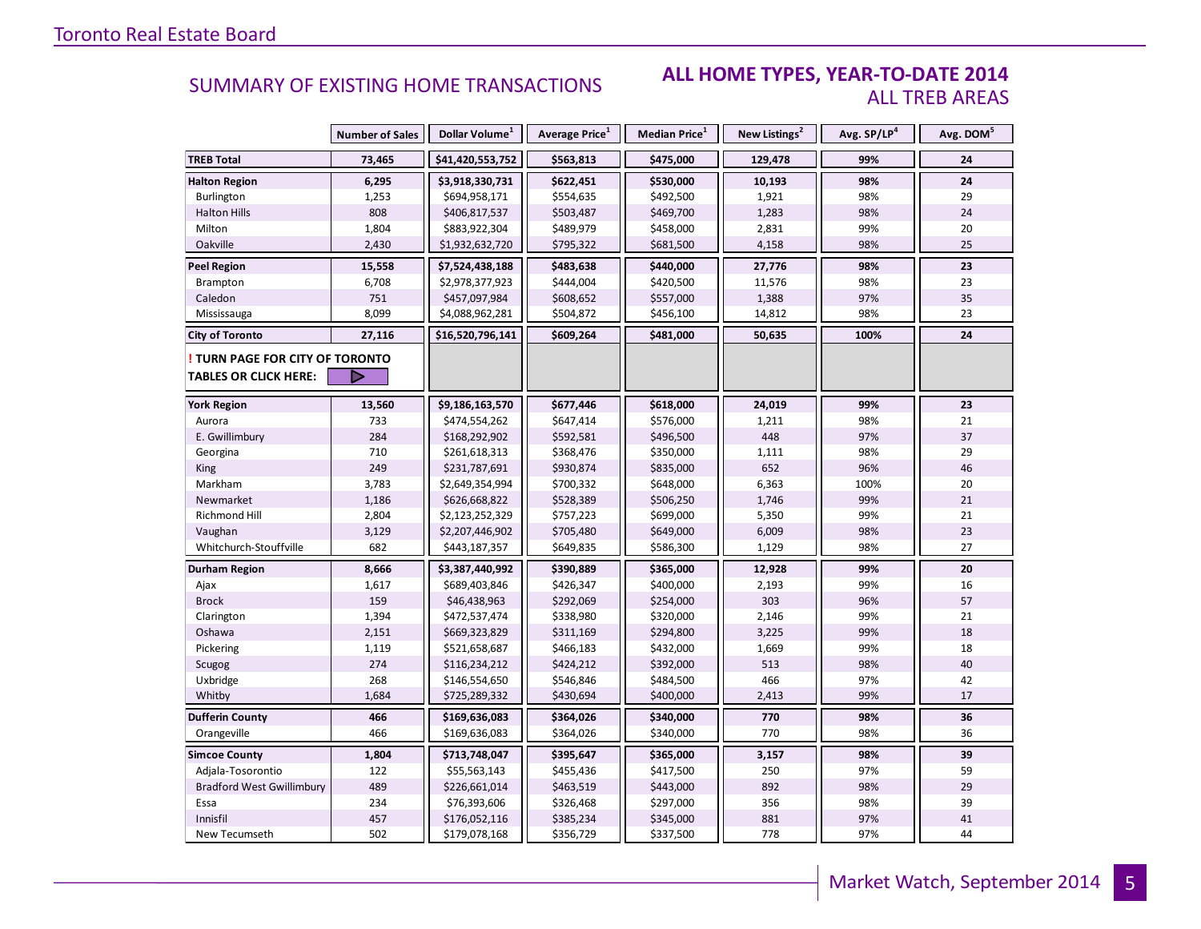## SUMMARY OF EXISTING HOME TRANSACTIONS

### ALL HOME TYPES, YEAR-TO-DATE 2014
ALL TREB AREAS

| | Number of Sales | Dollar Volume[1] | Average Price[1] | Median Price[1] | New Listings[2] | Avg. SP/LP[4] | Avg. DOM[5] |
|---|---|---|---|---|---|---|---|
| **TREB Total** | **73,465** | **$41,420,553,752** | **$563,813** | **$475,000** | **129,478** | **99%** | **24** |
| **Halton Region** | **6,295** | **$3,918,330,731** | **$622,451** | **$530,000** | **10,193** | **98%** | **24** |
| Burlington | 1,253 | $694,958,171 | $554,635 | $492,500 | 1,921 | 98% | 29 |
| Halton Hills | 808 | $406,817,537 | $503,487 | $469,700 | 1,283 | 98% | 24 |
| Milton | 1,804 | $883,922,304 | $489,979 | $458,000 | 2,831 | 99% | 20 |
| Oakville | 2,430 | $1,932,632,720 | $795,322 | $681,500 | 4,158 | 98% | 25 |
| **Peel Region** | **15,558** | **$7,524,438,188** | **$483,638** | **$440,000** | **27,776** | **98%** | **23** |
| Brampton | 6,708 | $2,978,377,923 | $444,004 | $420,500 | 11,576 | 98% | 23 |
| Caledon | 751 | $457,097,984 | $608,652 | $557,000 | 1,388 | 97% | 35 |
| Mississauga | 8,099 | $4,088,962,281 | $504,872 | $456,100 | 14,812 | 98% | 23 |
| **City of Toronto** | **27,116** | **$16,520,796,141** | **$609,264** | **$481,000** | **50,635** | **100%** | **24** |
| **! TURN PAGE FOR CITY OF TORONTO TABLES OR CLICK HERE:** | | | | | | | |
| **York Region** | **13,560** | **$9,186,163,570** | **$677,446** | **$618,000** | **24,019** | **99%** | **23** |
| Aurora | 733 | $474,554,262 | $647,414 | $576,000 | 1,211 | 98% | 21 |
| E. Gwillimbury | 284 | $168,292,902 | $592,581 | $496,500 | 448 | 97% | 37 |
| Georgina | 710 | $261,618,313 | $368,476 | $350,000 | 1,111 | 98% | 29 |
| King | 249 | $231,787,691 | $930,874 | $835,000 | 652 | 96% | 46 |
| Markham | 3,783 | $2,649,354,994 | $700,332 | $648,000 | 6,363 | 100% | 20 |
| Newmarket | 1,186 | $626,668,822 | $528,389 | $506,250 | 1,746 | 99% | 21 |
| Richmond Hill | 2,804 | $2,123,252,329 | $757,223 | $699,000 | 5,350 | 99% | 21 |
| Vaughan | 3,129 | $2,207,446,902 | $705,480 | $649,000 | 6,009 | 98% | 23 |
| Whitchurch-Stouffville | 682 | $443,187,357 | $649,835 | $586,300 | 1,129 | 98% | 27 |
| **Durham Region** | **8,666** | **$3,387,440,992** | **$390,889** | **$365,000** | **12,928** | **99%** | **20** |
| Ajax | 1,617 | $689,403,846 | $426,347 | $400,000 | 2,193 | 99% | 16 |
| Brock | 159 | $46,438,963 | $292,069 | $254,000 | 303 | 96% | 57 |
| Clarington | 1,394 | $472,537,474 | $338,980 | $320,000 | 2,146 | 99% | 21 |
| Oshawa | 2,151 | $669,323,829 | $311,169 | $294,800 | 3,225 | 99% | 18 |
| Pickering | 1,119 | $521,658,687 | $466,183 | $432,000 | 1,669 | 99% | 18 |
| Scugog | 274 | $116,234,212 | $424,212 | $392,000 | 513 | 98% | 40 |
| Uxbridge | 268 | $146,554,650 | $546,846 | $484,500 | 466 | 97% | 42 |
| Whitby | 1,684 | $725,289,332 | $430,694 | $400,000 | 2,413 | 99% | 17 |
| **Dufferin County** | **466** | **$169,636,083** | **$364,026** | **$340,000** | **770** | **98%** | **36** |
| Orangeville | 466 | $169,636,083 | $364,026 | $340,000 | 770 | 98% | 36 |
| **Simcoe County** | **1,804** | **$713,748,047** | **$395,647** | **$365,000** | **3,157** | **98%** | **39** |
| Adjala-Tosorontio | 122 | $55,563,143 | $455,436 | $417,500 | 250 | 97% | 59 |
| Bradford West Gwillimbury | 489 | $226,661,014 | $463,519 | $443,000 | 892 | 98% | 29 |
| Essa | 234 | $76,393,606 | $326,468 | $297,000 | 356 | 98% | 39 |
| Innisfil | 457 | $176,052,116 | $385,234 | $345,000 | 881 | 97% | 41 |
| New Tecumseth | 502 | $179,078,168 | $356,729 | $337,500 | 778 | 97% | 44 |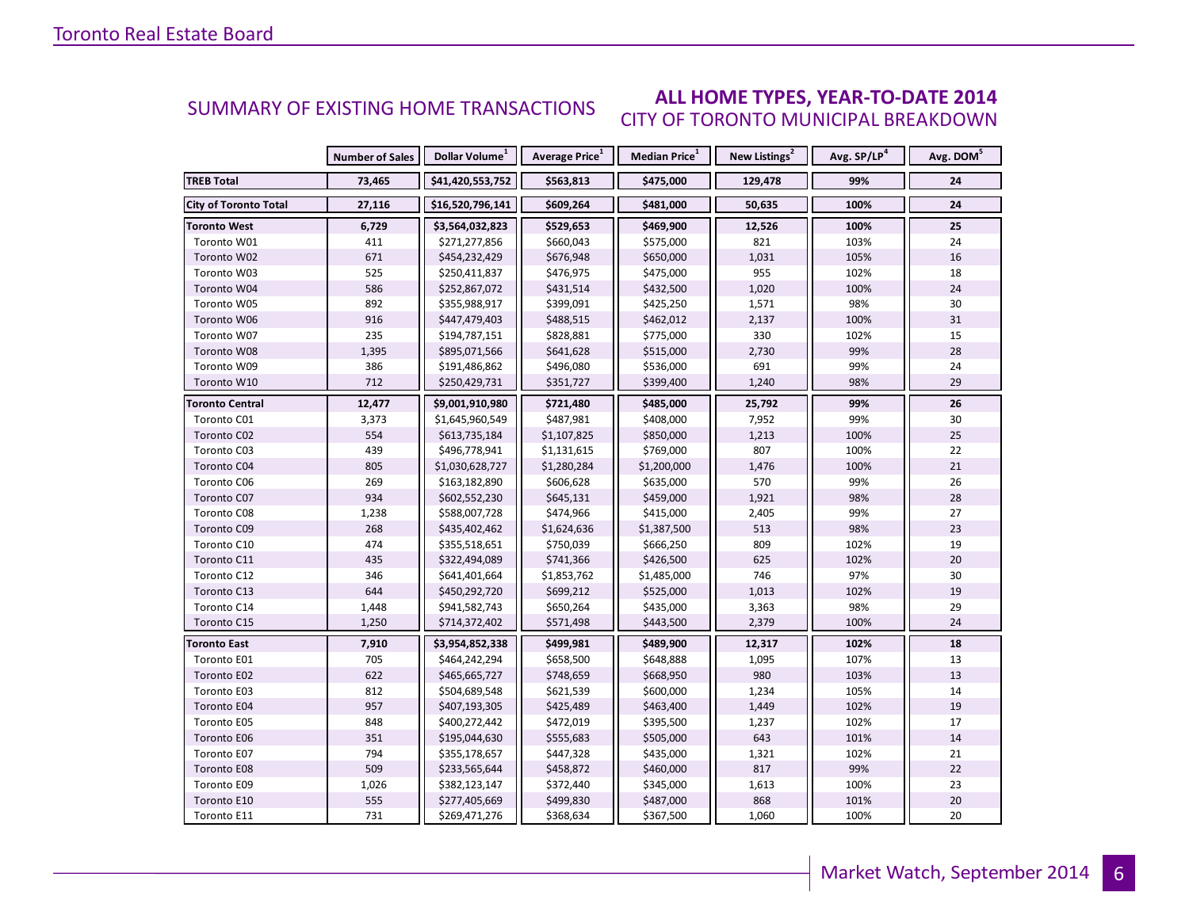## SUMMARY OF EXISTING HOME TRANSACTIONS

## ALL HOME TYPES, YEAR-TO-DATE 2014
### CITY OF TORONTO MUNICIPAL BREAKDOWN

| | Number of Sales | Dollar Volume[1] | Average Price[1] | Median Price[1] | New Listings[2] | Avg. SP/LP[4] | Avg. DOM[5] |
|---|---|---|---|---|---|---|---|
| **TREB Total** | **73,465** | **$41,420,553,752** | **$563,813** | **$475,000** | **129,478** | **99%** | **24** |
| **City of Toronto Total** | **27,116** | **$16,520,796,141** | **$609,264** | **$481,000** | **50,635** | **100%** | **24** |
| **Toronto West** | **6,729** | **$3,564,032,823** | **$529,653** | **$469,900** | **12,526** | **100%** | **25** |
| Toronto W01 | 411 | $271,277,856 | $660,043 | $575,000 | 821 | 103% | 24 |
| Toronto W02 | 671 | $454,232,429 | $676,948 | $650,000 | 1,031 | 105% | 16 |
| Toronto W03 | 525 | $250,411,837 | $476,975 | $475,000 | 955 | 102% | 18 |
| Toronto W04 | 586 | $252,867,072 | $431,514 | $432,500 | 1,020 | 100% | 24 |
| Toronto W05 | 892 | $355,988,917 | $399,091 | $425,250 | 1,571 | 98% | 30 |
| Toronto W06 | 916 | $447,479,403 | $488,515 | $462,012 | 2,137 | 100% | 31 |
| Toronto W07 | 235 | $194,787,151 | $828,881 | $775,000 | 330 | 102% | 15 |
| Toronto W08 | 1,395 | $895,071,566 | $641,628 | $515,000 | 2,730 | 99% | 28 |
| Toronto W09 | 386 | $191,486,862 | $496,080 | $536,000 | 691 | 99% | 24 |
| Toronto W10 | 712 | $250,429,731 | $351,727 | $399,400 | 1,240 | 98% | 29 |
| **Toronto Central** | **12,477** | **$9,001,910,980** | **$721,480** | **$485,000** | **25,792** | **99%** | **26** |
| Toronto C01 | 3,373 | $1,645,960,549 | $487,981 | $408,000 | 7,952 | 99% | 30 |
| Toronto C02 | 554 | $613,735,184 | $1,107,825 | $850,000 | 1,213 | 100% | 25 |
| Toronto C03 | 439 | $496,778,941 | $1,131,615 | $769,000 | 807 | 100% | 22 |
| Toronto C04 | 805 | $1,030,628,727 | $1,280,284 | $1,200,000 | 1,476 | 100% | 21 |
| Toronto C06 | 269 | $163,182,890 | $606,628 | $635,000 | 570 | 99% | 26 |
| Toronto C07 | 934 | $602,552,230 | $645,131 | $459,000 | 1,921 | 98% | 28 |
| Toronto C08 | 1,238 | $588,007,728 | $474,966 | $415,000 | 2,405 | 99% | 27 |
| Toronto C09 | 268 | $435,402,462 | $1,624,636 | $1,387,500 | 513 | 98% | 23 |
| Toronto C10 | 474 | $355,518,651 | $750,039 | $666,250 | 809 | 102% | 19 |
| Toronto C11 | 435 | $322,494,089 | $741,366 | $426,500 | 625 | 102% | 20 |
| Toronto C12 | 346 | $641,401,664 | $1,853,762 | $1,485,000 | 746 | 97% | 30 |
| Toronto C13 | 644 | $450,292,720 | $699,212 | $525,000 | 1,013 | 102% | 19 |
| Toronto C14 | 1,448 | $941,582,743 | $650,264 | $435,000 | 3,363 | 98% | 29 |
| Toronto C15 | 1,250 | $714,372,402 | $571,498 | $443,500 | 2,379 | 100% | 24 |
| **Toronto East** | **7,910** | **$3,954,852,338** | **$499,981** | **$489,900** | **12,317** | **102%** | **18** |
| Toronto E01 | 705 | $464,242,294 | $658,500 | $648,888 | 1,095 | 107% | 13 |
| Toronto E02 | 622 | $465,665,727 | $748,659 | $668,950 | 980 | 103% | 13 |
| Toronto E03 | 812 | $504,689,548 | $621,539 | $600,000 | 1,234 | 105% | 14 |
| Toronto E04 | 957 | $407,193,305 | $425,489 | $463,400 | 1,449 | 102% | 19 |
| Toronto E05 | 848 | $400,272,442 | $472,019 | $395,500 | 1,237 | 102% | 17 |
| Toronto E06 | 351 | $195,044,630 | $555,683 | $505,000 | 643 | 101% | 14 |
| Toronto E07 | 794 | $355,178,657 | $447,328 | $435,000 | 1,321 | 102% | 21 |
| Toronto E08 | 509 | $233,565,644 | $458,872 | $460,000 | 817 | 99% | 22 |
| Toronto E09 | 1,026 | $382,123,147 | $372,440 | $345,000 | 1,613 | 100% | 23 |
| Toronto E10 | 555 | $277,405,669 | $499,830 | $487,000 | 868 | 101% | 20 |
| Toronto E11 | 731 | $269,471,276 | $368,634 | $367,500 | 1,060 | 100% | 20 |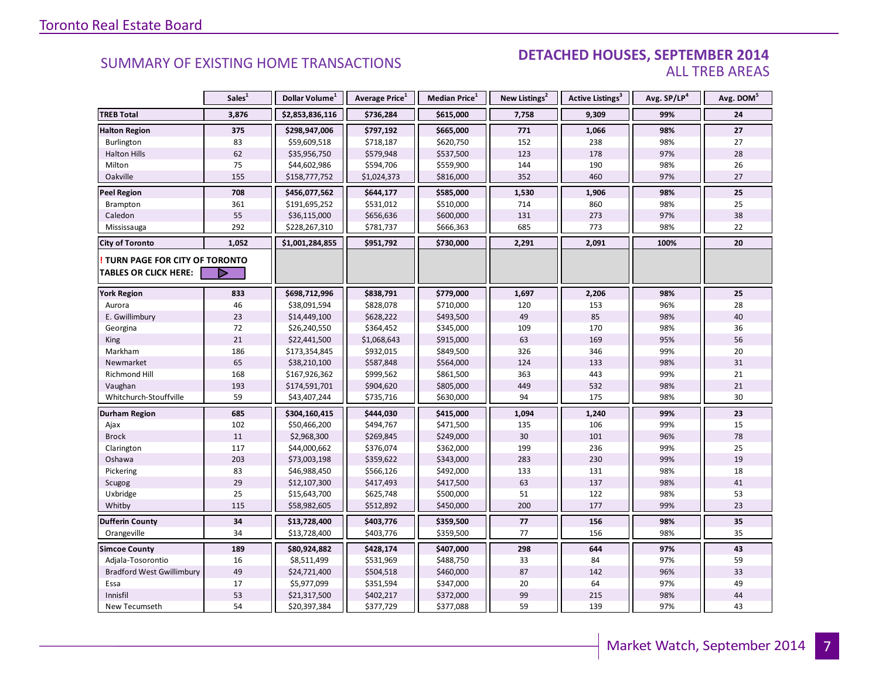## SUMMARY OF EXISTING HOME TRANSACTIONS

## DETACHED HOUSES, SEPTEMBER 2014
ALL TREB AREAS

| | Sales[1] | Dollar Volume[1] | Average Price[1] | Median Price[1] | New Listings[2] | Active Listings[3] | Avg. SP/LP[4] | Avg. DOM[5] |
|---|---|---|---|---|---|---|---|---|
| **TREB Total** | **3,876** | **$2,853,836,116** | **$736,284** | **$615,000** | **7,758** | **9,309** | **99%** | **24** |
| **Halton Region** | **375** | **$298,947,006** | **$797,192** | **$665,000** | **771** | **1,066** | **98%** | **27** |
| Burlington | 83 | $59,609,518 | $718,187 | $620,750 | 152 | 238 | 98% | 27 |
| Halton Hills | 62 | $35,956,750 | $579,948 | $537,500 | 123 | 178 | 97% | 28 |
| Milton | 75 | $44,602,986 | $594,706 | $559,900 | 144 | 190 | 98% | 26 |
| Oakville | 155 | $158,777,752 | $1,024,373 | $816,000 | 352 | 460 | 97% | 27 |
| **Peel Region** | **708** | **$456,077,562** | **$644,177** | **$585,000** | **1,530** | **1,906** | **98%** | **25** |
| Brampton | 361 | $191,695,252 | $531,012 | $510,000 | 714 | 860 | 98% | 25 |
| Caledon | 55 | $36,115,000 | $656,636 | $600,000 | 131 | 273 | 97% | 38 |
| Mississauga | 292 | $228,267,310 | $781,737 | $666,363 | 685 | 773 | 98% | 22 |
| **City of Toronto** | **1,052** | **$1,001,284,855** | **$951,792** | **$730,000** | **2,291** | **2,091** | **100%** | **20** |
| **! TURN PAGE FOR CITY OF TORONTO TABLES OR CLICK HERE:** | | | | | | | | |
| **York Region** | **833** | **$698,712,996** | **$838,791** | **$779,000** | **1,697** | **2,206** | **98%** | **25** |
| Aurora | 46 | $38,091,594 | $828,078 | $710,000 | 120 | 153 | 96% | 28 |
| E. Gwillimbury | 23 | $14,449,100 | $628,222 | $493,500 | 49 | 85 | 98% | 40 |
| Georgina | 72 | $26,240,550 | $364,452 | $345,000 | 109 | 170 | 98% | 36 |
| King | 21 | $22,441,500 | $1,068,643 | $915,000 | 63 | 169 | 95% | 56 |
| Markham | 186 | $173,354,845 | $932,015 | $849,500 | 326 | 346 | 99% | 20 |
| Newmarket | 65 | $38,210,100 | $587,848 | $564,000 | 124 | 133 | 98% | 31 |
| Richmond Hill | 168 | $167,926,362 | $999,562 | $861,500 | 363 | 443 | 99% | 21 |
| Vaughan | 193 | $174,591,701 | $904,620 | $805,000 | 449 | 532 | 98% | 21 |
| Whitchurch-Stouffville | 59 | $43,407,244 | $735,716 | $630,000 | 94 | 175 | 98% | 30 |
| **Durham Region** | **685** | **$304,160,415** | **$444,030** | **$415,000** | **1,094** | **1,240** | **99%** | **23** |
| Ajax | 102 | $50,466,200 | $494,767 | $471,500 | 135 | 106 | 99% | 15 |
| Brock | 11 | $2,968,300 | $269,845 | $249,000 | 30 | 101 | 96% | 78 |
| Clarington | 117 | $44,000,662 | $376,074 | $362,000 | 199 | 236 | 99% | 25 |
| Oshawa | 203 | $73,003,198 | $359,622 | $343,000 | 283 | 230 | 99% | 19 |
| Pickering | 83 | $46,988,450 | $566,126 | $492,000 | 133 | 131 | 98% | 18 |
| Scugog | 29 | $12,107,300 | $417,493 | $417,500 | 63 | 137 | 98% | 41 |
| Uxbridge | 25 | $15,643,700 | $625,748 | $500,000 | 51 | 122 | 98% | 53 |
| Whitby | 115 | $58,982,605 | $512,892 | $450,000 | 200 | 177 | 99% | 23 |
| **Dufferin County** | **34** | **$13,728,400** | **$403,776** | **$359,500** | **77** | **156** | **98%** | **35** |
| Orangeville | 34 | $13,728,400 | $403,776 | $359,500 | 77 | 156 | 98% | 35 |
| **Simcoe County** | **189** | **$80,924,882** | **$428,174** | **$407,000** | **298** | **644** | **97%** | **43** |
| Adjala-Tosorontio | 16 | $8,511,499 | $531,969 | $488,750 | 33 | 84 | 97% | 59 |
| Bradford West Gwillimbury | 49 | $24,721,400 | $504,518 | $460,000 | 87 | 142 | 96% | 33 |
| Essa | 17 | $5,977,099 | $351,594 | $347,000 | 20 | 64 | 97% | 49 |
| Innisfil | 53 | $21,317,500 | $402,217 | $372,000 | 99 | 215 | 98% | 44 |
| New Tecumseth | 54 | $20,397,384 | $377,729 | $377,088 | 59 | 139 | 97% | 43 |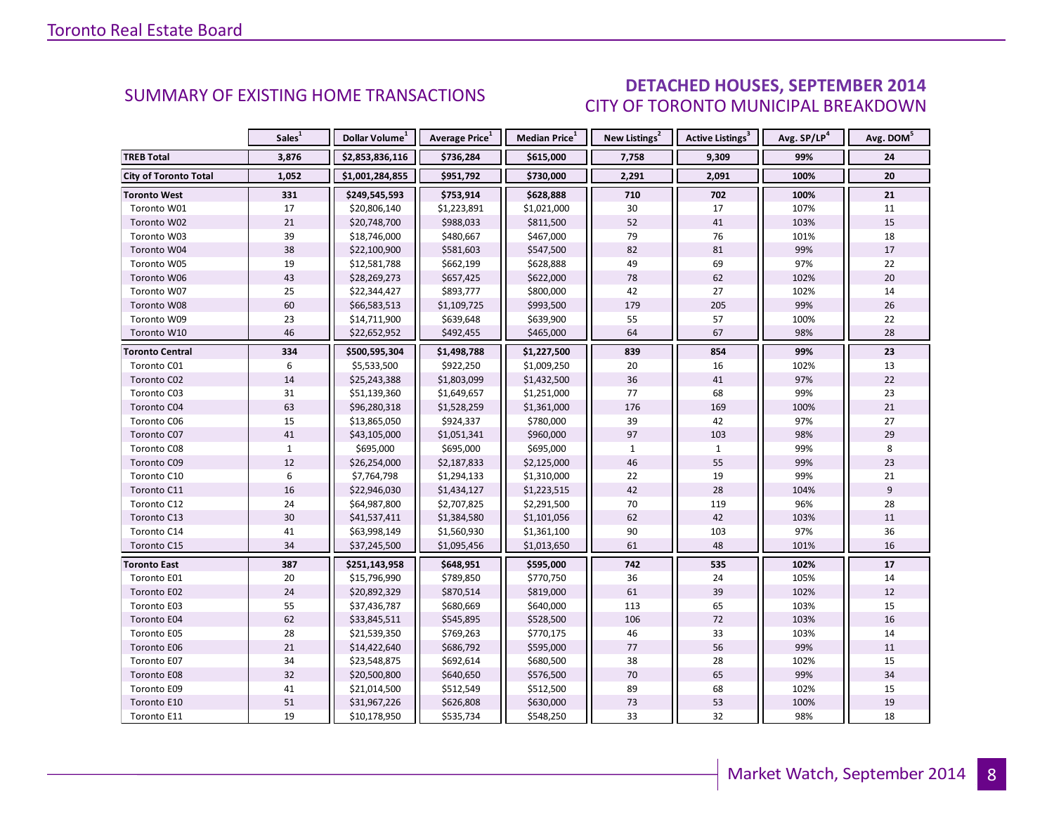## SUMMARY OF EXISTING HOME TRANSACTIONS

## DETACHED HOUSES, SEPTEMBER 2014
### CITY OF TORONTO MUNICIPAL BREAKDOWN

| | Sales[1] | Dollar Volume[1] | Average Price[1] | Median Price[1] | New Listings[2] | Active Listings[3] | Avg. SP/LP[4] | Avg. DOM[5] |
|---|---|---|---|---|---|---|---|---|
| **TREB Total** | **3,876** | **$2,853,836,116** | **$736,284** | **$615,000** | **7,758** | **9,309** | **99%** | **24** |
| **City of Toronto Total** | **1,052** | **$1,001,284,855** | **$951,792** | **$730,000** | **2,291** | **2,091** | **100%** | **20** |
| **Toronto West** | **331** | **$249,545,593** | **$753,914** | **$628,888** | **710** | **702** | **100%** | **21** |
| Toronto W01 | 17 | $20,806,140 | $1,223,891 | $1,021,000 | 30 | 17 | 107% | 11 |
| Toronto W02 | 21 | $20,748,700 | $988,033 | $811,500 | 52 | 41 | 103% | 15 |
| Toronto W03 | 39 | $18,746,000 | $480,667 | $467,000 | 79 | 76 | 101% | 18 |
| Toronto W04 | 38 | $22,100,900 | $581,603 | $547,500 | 82 | 81 | 99% | 17 |
| Toronto W05 | 19 | $12,581,788 | $662,199 | $628,888 | 49 | 69 | 97% | 22 |
| Toronto W06 | 43 | $28,269,273 | $657,425 | $622,000 | 78 | 62 | 102% | 20 |
| Toronto W07 | 25 | $22,344,427 | $893,777 | $800,000 | 42 | 27 | 102% | 14 |
| Toronto W08 | 60 | $66,583,513 | $1,109,725 | $993,500 | 179 | 205 | 99% | 26 |
| Toronto W09 | 23 | $14,711,900 | $639,648 | $639,900 | 55 | 57 | 100% | 22 |
| Toronto W10 | 46 | $22,652,952 | $492,455 | $465,000 | 64 | 67 | 98% | 28 |
| **Toronto Central** | **334** | **$500,595,304** | **$1,498,788** | **$1,227,500** | **839** | **854** | **99%** | **23** |
| Toronto C01 | 6 | $5,533,500 | $922,250 | $1,009,250 | 20 | 16 | 102% | 13 |
| Toronto C02 | 14 | $25,243,388 | $1,803,099 | $1,432,500 | 36 | 41 | 97% | 22 |
| Toronto C03 | 31 | $51,139,360 | $1,649,657 | $1,251,000 | 77 | 68 | 99% | 23 |
| Toronto C04 | 63 | $96,280,318 | $1,528,259 | $1,361,000 | 176 | 169 | 100% | 21 |
| Toronto C06 | 15 | $13,865,050 | $924,337 | $780,000 | 39 | 42 | 97% | 27 |
| Toronto C07 | 41 | $43,105,000 | $1,051,341 | $960,000 | 97 | 103 | 98% | 29 |
| Toronto C08 | 1 | $695,000 | $695,000 | $695,000 | 1 | 1 | 99% | 8 |
| Toronto C09 | 12 | $26,254,000 | $2,187,833 | $2,125,000 | 46 | 55 | 99% | 23 |
| Toronto C10 | 6 | $7,764,798 | $1,294,133 | $1,310,000 | 22 | 19 | 99% | 21 |
| Toronto C11 | 16 | $22,946,030 | $1,434,127 | $1,223,515 | 42 | 28 | 104% | 9 |
| Toronto C12 | 24 | $64,987,800 | $2,707,825 | $2,291,500 | 70 | 119 | 96% | 28 |
| Toronto C13 | 30 | $41,537,411 | $1,384,580 | $1,101,056 | 62 | 42 | 103% | 11 |
| Toronto C14 | 41 | $63,998,149 | $1,560,930 | $1,361,100 | 90 | 103 | 97% | 36 |
| Toronto C15 | 34 | $37,245,500 | $1,095,456 | $1,013,650 | 61 | 48 | 101% | 16 |
| **Toronto East** | **387** | **$251,143,958** | **$648,951** | **$595,000** | **742** | **535** | **102%** | **17** |
| Toronto E01 | 20 | $15,796,990 | $789,850 | $770,750 | 36 | 24 | 105% | 14 |
| Toronto E02 | 24 | $20,892,329 | $870,514 | $819,000 | 61 | 39 | 102% | 12 |
| Toronto E03 | 55 | $37,436,787 | $680,669 | $640,000 | 113 | 65 | 103% | 15 |
| Toronto E04 | 62 | $33,845,511 | $545,895 | $528,500 | 106 | 72 | 103% | 16 |
| Toronto E05 | 28 | $21,539,350 | $769,263 | $770,175 | 46 | 33 | 103% | 14 |
| Toronto E06 | 21 | $14,422,640 | $686,792 | $595,000 | 77 | 56 | 99% | 11 |
| Toronto E07 | 34 | $23,548,875 | $692,614 | $680,500 | 38 | 28 | 102% | 15 |
| Toronto E08 | 32 | $20,500,800 | $640,650 | $576,500 | 70 | 65 | 99% | 34 |
| Toronto E09 | 41 | $21,014,500 | $512,549 | $512,500 | 89 | 68 | 102% | 15 |
| Toronto E10 | 51 | $31,967,226 | $626,808 | $630,000 | 73 | 53 | 100% | 19 |
| Toronto E11 | 19 | $10,178,950 | $535,734 | $548,250 | 33 | 32 | 98% | 18 |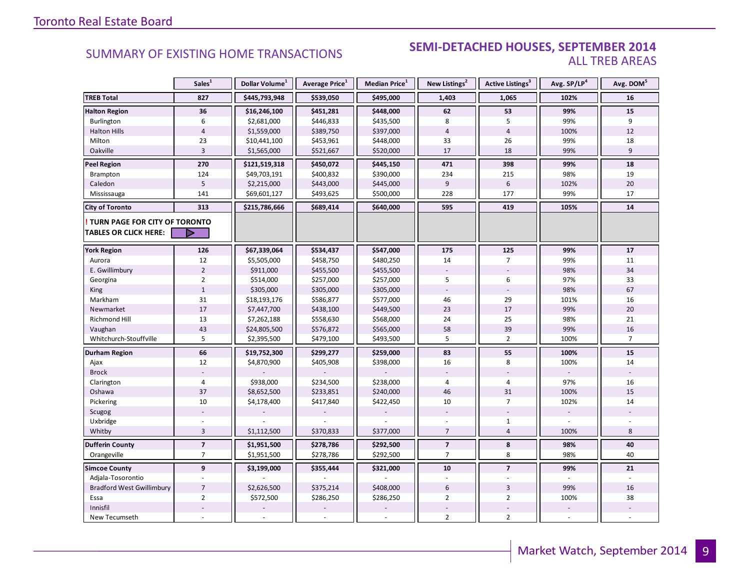Toronto Real Estate Board

## SUMMARY OF EXISTING HOME TRANSACTIONS

## SEMI-DETACHED HOUSES, SEPTEMBER 2014
### ALL TREB AREAS

| | Sales[1] | Dollar Volume[1] | Average Price[1] | Median Price[1] | New Listings[2] | Active Listings[3] | Avg. SP/LP[4] | Avg. DOM[5] |
|---|---|---|---|---|---|---|---|---|
| **TREB Total** | **827** | **$445,793,948** | **$539,050** | **$495,000** | **1,403** | **1,065** | **102%** | **16** |
| **Halton Region** | **36** | **$16,246,100** | **$451,281** | **$448,000** | **62** | **53** | **99%** | **15** |
| Burlington | 6 | $2,681,000 | $446,833 | $435,500 | 8 | 5 | 99% | 9 |
| Halton Hills | 4 | $1,559,000 | $389,750 | $397,000 | 4 | 4 | 100% | 12 |
| Milton | 23 | $10,441,100 | $453,961 | $448,000 | 33 | 26 | 99% | 18 |
| Oakville | 3 | $1,565,000 | $521,667 | $520,000 | 17 | 18 | 99% | 9 |
| **Peel Region** | **270** | **$121,519,318** | **$450,072** | **$445,150** | **471** | **398** | **99%** | **18** |
| Brampton | 124 | $49,703,191 | $400,832 | $390,000 | 234 | 215 | 98% | 19 |
| Caledon | 5 | $2,215,000 | $443,000 | $445,000 | 9 | 6 | 102% | 20 |
| Mississauga | 141 | $69,601,127 | $493,625 | $500,000 | 228 | 177 | 99% | 17 |
| **City of Toronto** | **313** | **$215,786,666** | **$689,414** | **$640,000** | **595** | **419** | **105%** | **14** |
| **! TURN PAGE FOR CITY OF TORONTO TABLES OR CLICK HERE:** | | | | | | | | |
| **York Region** | **126** | **$67,339,064** | **$534,437** | **$547,000** | **175** | **125** | **99%** | **17** |
| Aurora | 12 | $5,505,000 | $458,750 | $480,250 | 14 | 7 | 99% | 11 |
| E. Gwillimbury | 2 | $911,000 | $455,500 | $455,500 | - | - | 98% | 34 |
| Georgina | 2 | $514,000 | $257,000 | $257,000 | 5 | 6 | 97% | 33 |
| King | 1 | $305,000 | $305,000 | $305,000 | - | - | 98% | 67 |
| Markham | 31 | $18,193,176 | $586,877 | $577,000 | 46 | 29 | 101% | 16 |
| Newmarket | 17 | $7,447,700 | $438,100 | $449,500 | 23 | 17 | 99% | 20 |
| Richmond Hill | 13 | $7,262,188 | $558,630 | $568,000 | 24 | 25 | 98% | 21 |
| Vaughan | 43 | $24,805,500 | $576,872 | $565,000 | 58 | 39 | 99% | 16 |
| Whitchurch-Stouffville | 5 | $2,395,500 | $479,100 | $493,500 | 5 | 2 | 100% | 7 |
| **Durham Region** | **66** | **$19,752,300** | **$299,277** | **$259,000** | **83** | **55** | **100%** | **15** |
| Ajax | 12 | $4,870,900 | $405,908 | $398,000 | 16 | 8 | 100% | 14 |
| Brock | - | - | - | - | - | - | - | - |
| Clarington | 4 | $938,000 | $234,500 | $238,000 | 4 | 4 | 97% | 16 |
| Oshawa | 37 | $8,652,500 | $233,851 | $240,000 | 46 | 31 | 100% | 15 |
| Pickering | 10 | $4,178,400 | $417,840 | $422,450 | 10 | 7 | 102% | 14 |
| Scugog | - | - | - | - | - | - | - | - |
| Uxbridge | - | - | - | - | - | 1 | - | - |
| Whitby | 3 | $1,112,500 | $370,833 | $377,000 | 7 | 4 | 100% | 8 |
| **Dufferin County** | **7** | **$1,951,500** | **$278,786** | **$292,500** | **7** | **8** | **98%** | **40** |
| Orangeville | 7 | $1,951,500 | $278,786 | $292,500 | 7 | 8 | 98% | 40 |
| **Simcoe County** | **9** | **$3,199,000** | **$355,444** | **$321,000** | **10** | **7** | **99%** | **21** |
| Adjala-Tosorontio | - | - | - | - | - | - | - | - |
| Bradford West Gwillimbury | 7 | $2,626,500 | $375,214 | $408,000 | 6 | 3 | 99% | 16 |
| Essa | 2 | $572,500 | $286,250 | $286,250 | 2 | 2 | 100% | 38 |
| Innisfil | - | - | - | - | - | - | - | - |
| New Tecumseth | - | - | - | - | 2 | 2 | - | - |

Market Watch, September 2014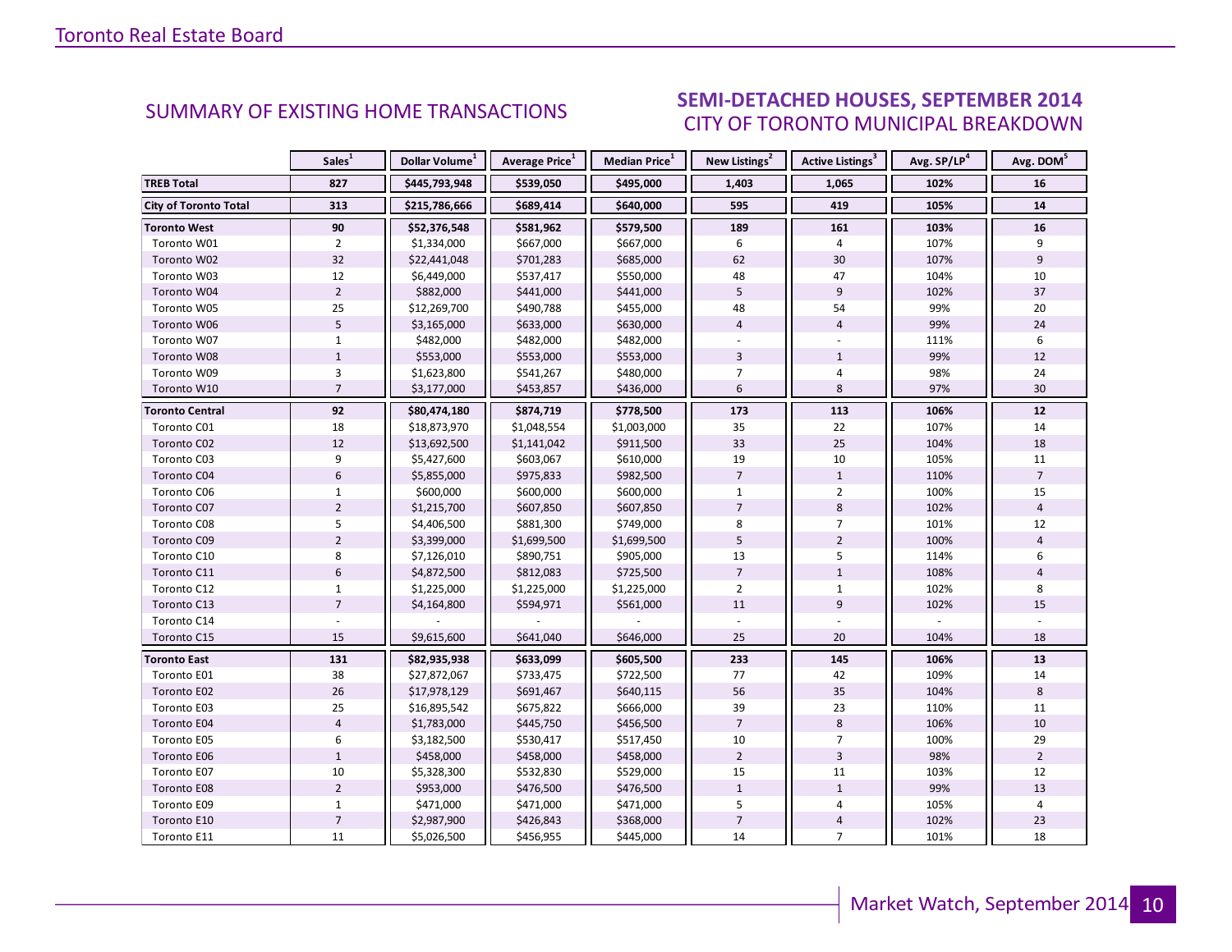## SUMMARY OF EXISTING HOME TRANSACTIONS

### SEMI-DETACHED HOUSES, SEPTEMBER 2014
### CITY OF TORONTO MUNICIPAL BREAKDOWN

| | Sales[1] | Dollar Volume[1] | Average Price[1] | Median Price[1] | New Listings[2] | Active Listings[3] | Avg. SP/LP[4] | Avg. DOM[5] |
|---|---|---|---|---|---|---|---|---|
| **TREB Total** | **827** | **$445,793,948** | **$539,050** | **$495,000** | **1,403** | **1,065** | **102%** | **16** |
| **City of Toronto Total** | **313** | **$215,786,666** | **$689,414** | **$640,000** | **595** | **419** | **105%** | **14** |
| **Toronto West** | **90** | **$52,376,548** | **$581,962** | **$579,500** | **189** | **161** | **103%** | **16** |
| Toronto W01 | 2 | $1,334,000 | $667,000 | $667,000 | 6 | 4 | 107% | 9 |
| Toronto W02 | 32 | $22,441,048 | $701,283 | $685,000 | 62 | 30 | 107% | 9 |
| Toronto W03 | 12 | $6,449,000 | $537,417 | $550,000 | 48 | 47 | 104% | 10 |
| Toronto W04 | 2 | $882,000 | $441,000 | $441,000 | 5 | 9 | 102% | 37 |
| Toronto W05 | 25 | $12,269,700 | $490,788 | $455,000 | 48 | 54 | 99% | 20 |
| Toronto W06 | 5 | $3,165,000 | $633,000 | $630,000 | 4 | 4 | 99% | 24 |
| Toronto W07 | 1 | $482,000 | $482,000 | $482,000 | - | - | 111% | 6 |
| Toronto W08 | 1 | $553,000 | $553,000 | $553,000 | 3 | 1 | 99% | 12 |
| Toronto W09 | 3 | $1,623,800 | $541,267 | $480,000 | 7 | 4 | 98% | 24 |
| Toronto W10 | 7 | $3,177,000 | $453,857 | $436,000 | 6 | 8 | 97% | 30 |
| **Toronto Central** | **92** | **$80,474,180** | **$874,719** | **$778,500** | **173** | **113** | **106%** | **12** |
| Toronto C01 | 18 | $18,873,970 | $1,048,554 | $1,003,000 | 35 | 22 | 107% | 14 |
| Toronto C02 | 12 | $13,692,500 | $1,141,042 | $911,500 | 33 | 25 | 104% | 18 |
| Toronto C03 | 9 | $5,427,600 | $603,067 | $610,000 | 19 | 10 | 105% | 11 |
| Toronto C04 | 6 | $5,855,000 | $975,833 | $982,500 | 7 | 1 | 110% | 7 |
| Toronto C06 | 1 | $600,000 | $600,000 | $600,000 | 1 | 2 | 100% | 15 |
| Toronto C07 | 2 | $1,215,700 | $607,850 | $607,850 | 7 | 8 | 102% | 4 |
| Toronto C08 | 5 | $4,406,500 | $881,300 | $749,000 | 8 | 7 | 101% | 12 |
| Toronto C09 | 2 | $3,399,000 | $1,699,500 | $1,699,500 | 5 | 2 | 100% | 4 |
| Toronto C10 | 8 | $7,126,010 | $890,751 | $905,000 | 13 | 5 | 114% | 6 |
| Toronto C11 | 6 | $4,872,500 | $812,083 | $725,500 | 7 | 1 | 108% | 4 |
| Toronto C12 | 1 | $1,225,000 | $1,225,000 | $1,225,000 | 2 | 1 | 102% | 8 |
| Toronto C13 | 7 | $4,164,800 | $594,971 | $561,000 | 11 | 9 | 102% | 15 |
| Toronto C14 | - | - | - | - | - | - | - | - |
| Toronto C15 | 15 | $9,615,600 | $641,040 | $646,000 | 25 | 20 | 104% | 18 |
| **Toronto East** | **131** | **$82,935,938** | **$633,099** | **$605,500** | **233** | **145** | **106%** | **13** |
| Toronto E01 | 38 | $27,872,067 | $733,475 | $722,500 | 77 | 42 | 109% | 14 |
| Toronto E02 | 26 | $17,978,129 | $691,467 | $640,115 | 56 | 35 | 104% | 8 |
| Toronto E03 | 25 | $16,895,542 | $675,822 | $666,000 | 39 | 23 | 110% | 11 |
| Toronto E04 | 4 | $1,783,000 | $445,750 | $456,500 | 7 | 8 | 106% | 10 |
| Toronto E05 | 6 | $3,182,500 | $530,417 | $517,450 | 10 | 7 | 100% | 29 |
| Toronto E06 | 1 | $458,000 | $458,000 | $458,000 | 2 | 3 | 98% | 2 |
| Toronto E07 | 10 | $5,328,300 | $532,830 | $529,000 | 15 | 11 | 103% | 12 |
| Toronto E08 | 2 | $953,000 | $476,500 | $476,500 | 1 | 1 | 99% | 13 |
| Toronto E09 | 1 | $471,000 | $471,000 | $471,000 | 5 | 4 | 105% | 4 |
| Toronto E10 | 7 | $2,987,900 | $426,843 | $368,000 | 7 | 4 | 102% | 23 |
| Toronto E11 | 11 | $5,026,500 | $456,955 | $445,000 | 14 | 7 | 101% | 18 |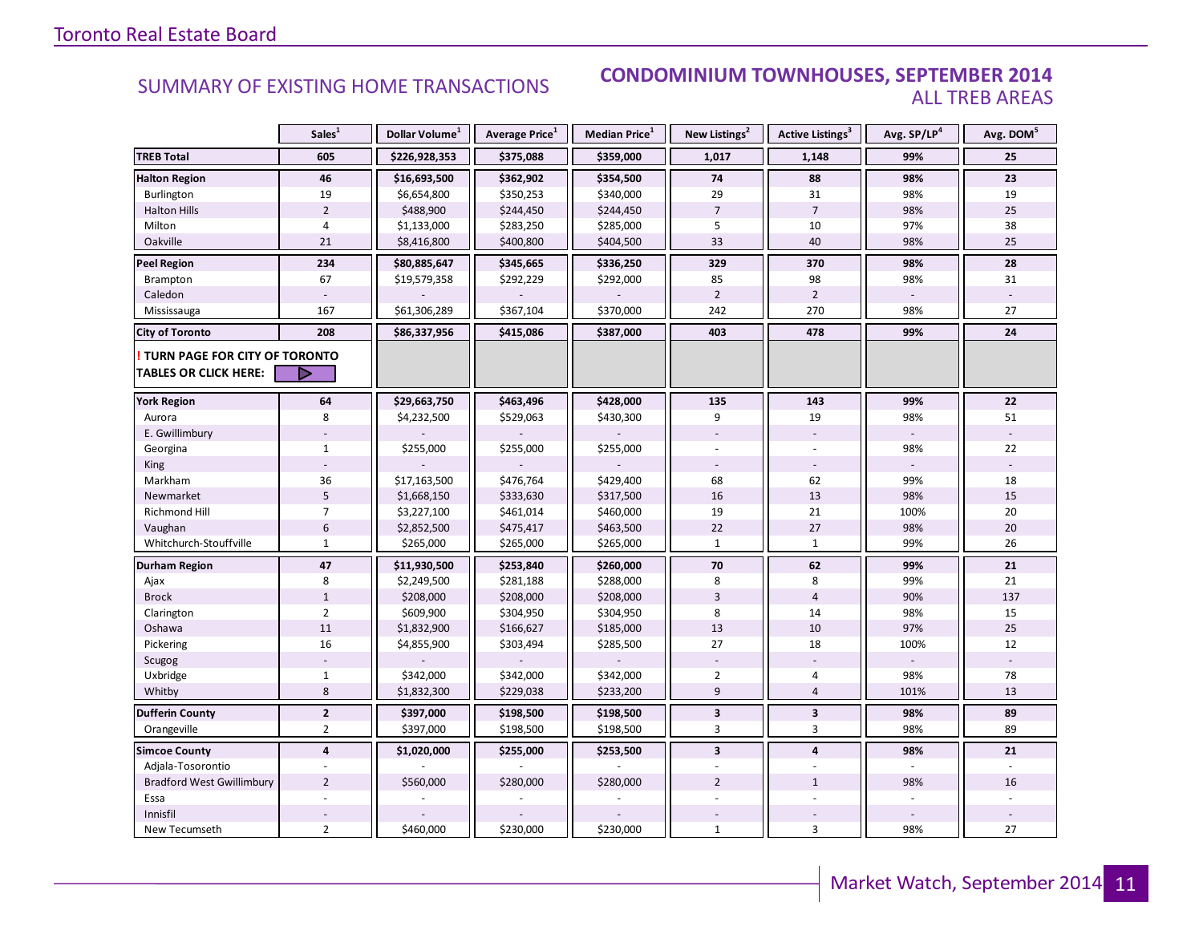## SUMMARY OF EXISTING HOME TRANSACTIONS

## CONDOMINIUM TOWNHOUSES, SEPTEMBER 2014
### ALL TREB AREAS

| | Sales[1] | Dollar Volume[1] | Average Price[1] | Median Price[1] | New Listings[2] | Active Listings[3] | Avg. SP/LP[4] | Avg. DOM[5] |
|---|---|---|---|---|---|---|---|---|
| **TREB Total** | **605** | **$226,928,353** | **$375,088** | **$359,000** | **1,017** | **1,148** | **99%** | **25** |
| **Halton Region** | **46** | **$16,693,500** | **$362,902** | **$354,500** | **74** | **88** | **98%** | **23** |
| Burlington | 19 | $6,654,800 | $350,253 | $340,000 | 29 | 31 | 98% | 19 |
| Halton Hills | 2 | $488,900 | $244,450 | $244,450 | 7 | 7 | 98% | 25 |
| Milton | 4 | $1,133,000 | $283,250 | $285,000 | 5 | 10 | 97% | 38 |
| Oakville | 21 | $8,416,800 | $400,800 | $404,500 | 33 | 40 | 98% | 25 |
| **Peel Region** | **234** | **$80,885,647** | **$345,665** | **$336,250** | **329** | **370** | **98%** | **28** |
| Brampton | 67 | $19,579,358 | $292,229 | $292,000 | 85 | 98 | 98% | 31 |
| Caledon | - | - | - | - | 2 | 2 | - | - |
| Mississauga | 167 | $61,306,289 | $367,104 | $370,000 | 242 | 270 | 98% | 27 |
| **City of Toronto** | **208** | **$86,337,956** | **$415,086** | **$387,000** | **403** | **478** | **99%** | **24** |
| **! TURN PAGE FOR CITY OF TORONTO TABLES OR CLICK HERE:** | | | | | | | | |
| **York Region** | **64** | **$29,663,750** | **$463,496** | **$428,000** | **135** | **143** | **99%** | **22** |
| Aurora | 8 | $4,232,500 | $529,063 | $430,300 | 9 | 19 | 98% | 51 |
| E. Gwillimbury | - | - | - | - | - | - | - | - |
| Georgina | 1 | $255,000 | $255,000 | $255,000 | - | - | 98% | 22 |
| King | - | - | - | - | - | - | - | - |
| Markham | 36 | $17,163,500 | $476,764 | $429,400 | 68 | 62 | 99% | 18 |
| Newmarket | 5 | $1,668,150 | $333,630 | $317,500 | 16 | 13 | 98% | 15 |
| Richmond Hill | 7 | $3,227,100 | $461,014 | $460,000 | 19 | 21 | 100% | 20 |
| Vaughan | 6 | $2,852,500 | $475,417 | $463,500 | 22 | 27 | 98% | 20 |
| Whitchurch-Stouffville | 1 | $265,000 | $265,000 | $265,000 | 1 | 1 | 99% | 26 |
| **Durham Region** | **47** | **$11,930,500** | **$253,840** | **$260,000** | **70** | **62** | **99%** | **21** |
| Ajax | 8 | $2,249,500 | $281,188 | $288,000 | 8 | 8 | 99% | 21 |
| Brock | 1 | $208,000 | $208,000 | $208,000 | 3 | 4 | 90% | 137 |
| Clarington | 2 | $609,900 | $304,950 | $304,950 | 8 | 14 | 98% | 15 |
| Oshawa | 11 | $1,832,900 | $166,627 | $185,000 | 13 | 10 | 97% | 25 |
| Pickering | 16 | $4,855,900 | $303,494 | $285,500 | 27 | 18 | 100% | 12 |
| Scugog | - | - | - | - | - | - | - | - |
| Uxbridge | 1 | $342,000 | $342,000 | $342,000 | 2 | 4 | 98% | 78 |
| Whitby | 8 | $1,832,300 | $229,038 | $233,200 | 9 | 4 | 101% | 13 |
| **Dufferin County** | **2** | **$397,000** | **$198,500** | **$198,500** | **3** | **3** | **98%** | **89** |
| Orangeville | 2 | $397,000 | $198,500 | $198,500 | 3 | 3 | 98% | 89 |
| **Simcoe County** | **4** | **$1,020,000** | **$255,000** | **$253,500** | **3** | **4** | **98%** | **21** |
| Adjala-Tosorontio | - | - | - | - | - | - | - | - |
| Bradford West Gwillimbury | 2 | $560,000 | $280,000 | $280,000 | 2 | 1 | 98% | 16 |
| Essa | - | - | - | - | - | - | - | - |
| Innisfil | - | - | - | - | - | - | - | - |
| New Tecumseth | 2 | $460,000 | $230,000 | $230,000 | 1 | 3 | 98% | 27 |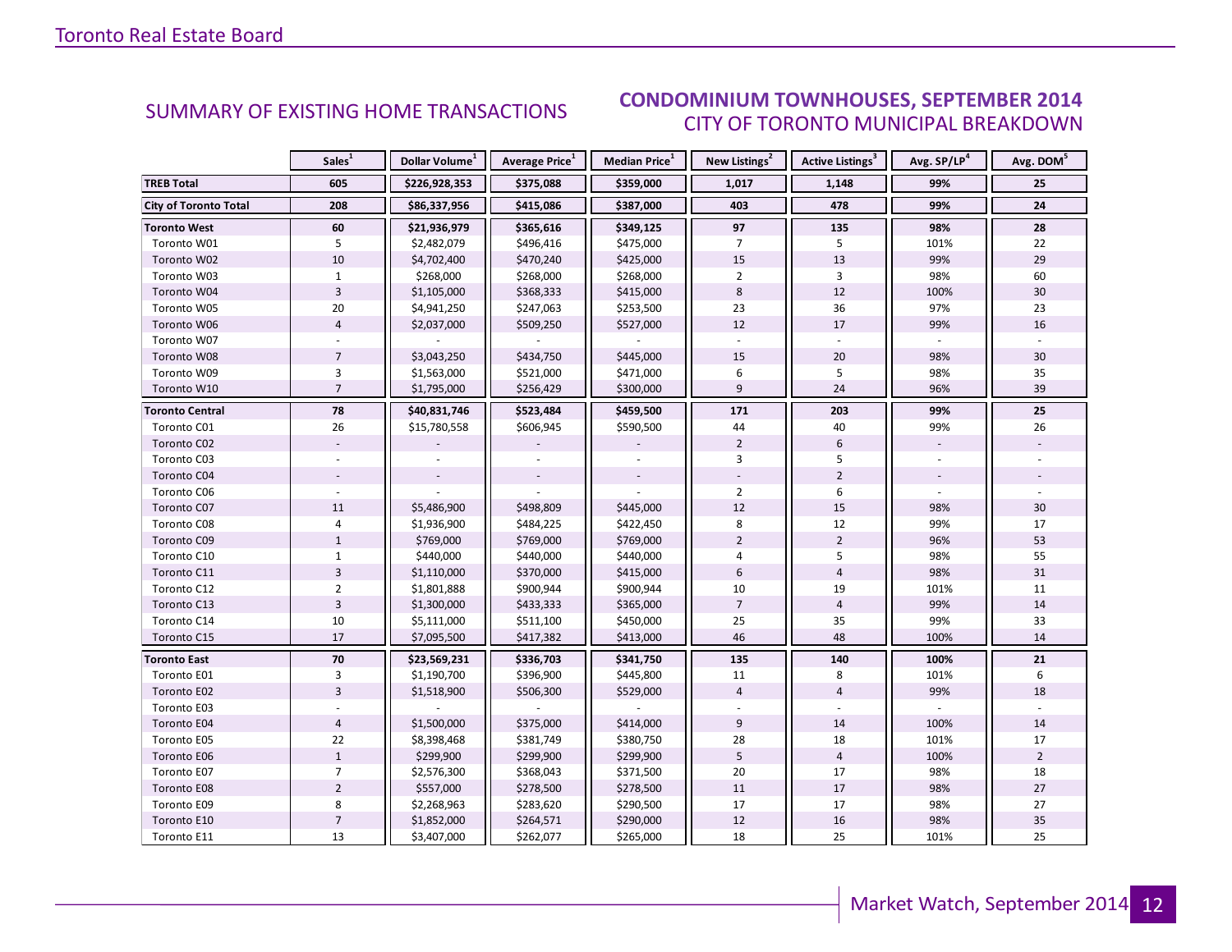## SUMMARY OF EXISTING HOME TRANSACTIONS

## CONDOMINIUM TOWNHOUSES, SEPTEMBER 2014
### CITY OF TORONTO MUNICIPAL BREAKDOWN

| | Sales[1] | Dollar Volume[1] | Average Price[1] | Median Price[1] | New Listings[2] | Active Listings[3] | Avg. SP/LP[4] | Avg. DOM[5] |
|---|---|---|---|---|---|---|---|---|
| **TREB Total** | **605** | **$226,928,353** | **$375,088** | **$359,000** | **1,017** | **1,148** | **99%** | **25** |
| **City of Toronto Total** | **208** | **$86,337,956** | **$415,086** | **$387,000** | **403** | **478** | **99%** | **24** |
| **Toronto West** | **60** | **$21,936,979** | **$365,616** | **$349,125** | **97** | **135** | **98%** | **28** |
| Toronto W01 | 5 | $2,482,079 | $496,416 | $475,000 | 7 | 5 | 101% | 22 |
| Toronto W02 | 10 | $4,702,400 | $470,240 | $425,000 | 15 | 13 | 99% | 29 |
| Toronto W03 | 1 | $268,000 | $268,000 | $268,000 | 2 | 3 | 98% | 60 |
| Toronto W04 | 3 | $1,105,000 | $368,333 | $415,000 | 8 | 12 | 100% | 30 |
| Toronto W05 | 20 | $4,941,250 | $247,063 | $253,500 | 23 | 36 | 97% | 23 |
| Toronto W06 | 4 | $2,037,000 | $509,250 | $527,000 | 12 | 17 | 99% | 16 |
| Toronto W07 | - | - | - | - | - | - | - | - |
| Toronto W08 | 7 | $3,043,250 | $434,750 | $445,000 | 15 | 20 | 98% | 30 |
| Toronto W09 | 3 | $1,563,000 | $521,000 | $471,000 | 6 | 5 | 98% | 35 |
| Toronto W10 | 7 | $1,795,000 | $256,429 | $300,000 | 9 | 24 | 96% | 39 |
| **Toronto Central** | **78** | **$40,831,746** | **$523,484** | **$459,500** | **171** | **203** | **99%** | **25** |
| Toronto C01 | 26 | $15,780,558 | $606,945 | $590,500 | 44 | 40 | 99% | 26 |
| Toronto C02 | - | - | - | - | 2 | 6 | - | - |
| Toronto C03 | - | - | - | - | 3 | 5 | - | - |
| Toronto C04 | - | - | - | - | - | 2 | - | - |
| Toronto C06 | - | - | - | - | 2 | 6 | - | - |
| Toronto C07 | 11 | $5,486,900 | $498,809 | $445,000 | 12 | 15 | 98% | 30 |
| Toronto C08 | 4 | $1,936,900 | $484,225 | $422,450 | 8 | 12 | 99% | 17 |
| Toronto C09 | 1 | $769,000 | $769,000 | $769,000 | 2 | 2 | 96% | 53 |
| Toronto C10 | 1 | $440,000 | $440,000 | $440,000 | 4 | 5 | 98% | 55 |
| Toronto C11 | 3 | $1,110,000 | $370,000 | $415,000 | 6 | 4 | 98% | 31 |
| Toronto C12 | 2 | $1,801,888 | $900,944 | $900,944 | 10 | 19 | 101% | 11 |
| Toronto C13 | 3 | $1,300,000 | $433,333 | $365,000 | 7 | 4 | 99% | 14 |
| Toronto C14 | 10 | $5,111,000 | $511,100 | $450,000 | 25 | 35 | 99% | 33 |
| Toronto C15 | 17 | $7,095,500 | $417,382 | $413,000 | 46 | 48 | 100% | 14 |
| **Toronto East** | **70** | **$23,569,231** | **$336,703** | **$341,750** | **135** | **140** | **100%** | **21** |
| Toronto E01 | 3 | $1,190,700 | $396,900 | $445,800 | 11 | 8 | 101% | 6 |
| Toronto E02 | 3 | $1,518,900 | $506,300 | $529,000 | 4 | 4 | 99% | 18 |
| Toronto E03 | - | - | - | - | - | - | - | - |
| Toronto E04 | 4 | $1,500,000 | $375,000 | $414,000 | 9 | 14 | 100% | 14 |
| Toronto E05 | 22 | $8,398,468 | $381,749 | $380,750 | 28 | 18 | 101% | 17 |
| Toronto E06 | 1 | $299,900 | $299,900 | $299,900 | 5 | 4 | 100% | 2 |
| Toronto E07 | 7 | $2,576,300 | $368,043 | $371,500 | 20 | 17 | 98% | 18 |
| Toronto E08 | 2 | $557,000 | $278,500 | $278,500 | 11 | 17 | 98% | 27 |
| Toronto E09 | 8 | $2,268,963 | $283,620 | $290,500 | 17 | 17 | 98% | 27 |
| Toronto E10 | 7 | $1,852,000 | $264,571 | $290,000 | 12 | 16 | 98% | 35 |
| Toronto E11 | 13 | $3,407,000 | $262,077 | $265,000 | 18 | 25 | 101% | 25 |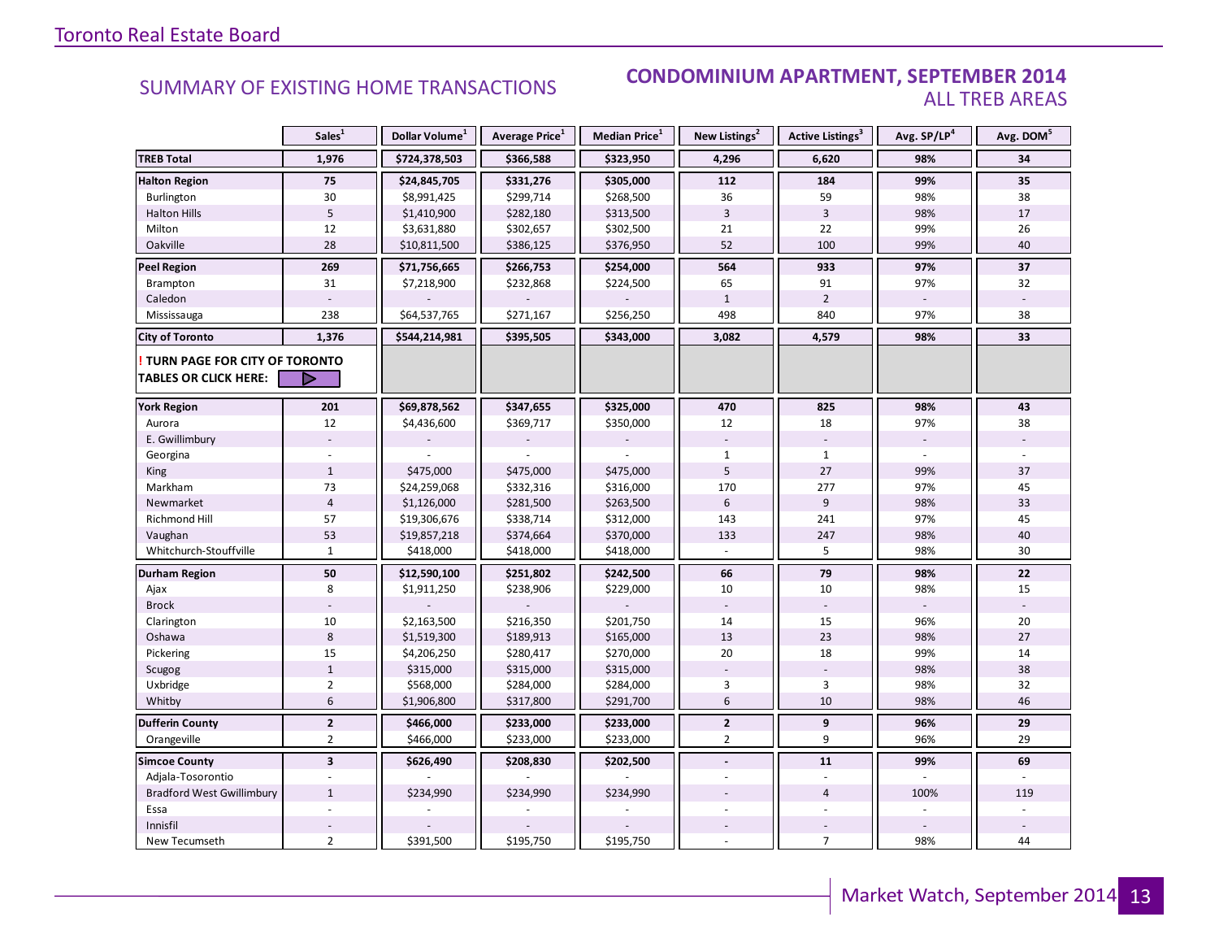## SUMMARY OF EXISTING HOME TRANSACTIONS

### CONDOMINIUM APARTMENT, SEPTEMBER 2014
### ALL TREB AREAS

| | Sales[1] | Dollar Volume[1] | Average Price[1] | Median Price[1] | New Listings[2] | Active Listings[3] | Avg. SP/LP[4] | Avg. DOM[5] |
|---|---|---|---|---|---|---|---|---|
| **TREB Total** | **1,976** | **$724,378,503** | **$366,588** | **$323,950** | **4,296** | **6,620** | **98%** | **34** |
| **Halton Region** | **75** | **$24,845,705** | **$331,276** | **$305,000** | **112** | **184** | **99%** | **35** |
| Burlington | 30 | $8,991,425 | $299,714 | $268,500 | 36 | 59 | 98% | 38 |
| Halton Hills | 5 | $1,410,900 | $282,180 | $313,500 | 3 | 3 | 98% | 17 |
| Milton | 12 | $3,631,880 | $302,657 | $302,500 | 21 | 22 | 99% | 26 |
| Oakville | 28 | $10,811,500 | $386,125 | $376,950 | 52 | 100 | 99% | 40 |
| **Peel Region** | **269** | **$71,756,665** | **$266,753** | **$254,000** | **564** | **933** | **97%** | **37** |
| Brampton | 31 | $7,218,900 | $232,868 | $224,500 | 65 | 91 | 97% | 32 |
| Caledon | - | - | - | - | 1 | 2 | - | - |
| Mississauga | 238 | $64,537,765 | $271,167 | $256,250 | 498 | 840 | 97% | 38 |
| **City of Toronto** | **1,376** | **$544,214,981** | **$395,505** | **$343,000** | **3,082** | **4,579** | **98%** | **33** |
| **! TURN PAGE FOR CITY OF TORONTO TABLES OR CLICK HERE:** | | | | | | | | |
| **York Region** | **201** | **$69,878,562** | **$347,655** | **$325,000** | **470** | **825** | **98%** | **43** |
| Aurora | 12 | $4,436,600 | $369,717 | $350,000 | 12 | 18 | 97% | 38 |
| E. Gwillimbury | - | - | - | - | - | - | - | - |
| Georgina | - | - | - | - | 1 | 1 | - | - |
| King | 1 | $475,000 | $475,000 | $475,000 | 5 | 27 | 99% | 37 |
| Markham | 73 | $24,259,068 | $332,316 | $316,000 | 170 | 277 | 97% | 45 |
| Newmarket | 4 | $1,126,000 | $281,500 | $263,500 | 6 | 9 | 98% | 33 |
| Richmond Hill | 57 | $19,306,676 | $338,714 | $312,000 | 143 | 241 | 97% | 45 |
| Vaughan | 53 | $19,857,218 | $374,664 | $370,000 | 133 | 247 | 98% | 40 |
| Whitchurch-Stouffville | 1 | $418,000 | $418,000 | $418,000 | - | 5 | 98% | 30 |
| **Durham Region** | **50** | **$12,590,100** | **$251,802** | **$242,500** | **66** | **79** | **98%** | **22** |
| Ajax | 8 | $1,911,250 | $238,906 | $229,000 | 10 | 10 | 98% | 15 |
| Brock | - | - | - | - | - | - | - | - |
| Clarington | 10 | $2,163,500 | $216,350 | $201,750 | 14 | 15 | 96% | 20 |
| Oshawa | 8 | $1,519,300 | $189,913 | $165,000 | 13 | 23 | 98% | 27 |
| Pickering | 15 | $4,206,250 | $280,417 | $270,000 | 20 | 18 | 99% | 14 |
| Scugog | 1 | $315,000 | $315,000 | $315,000 | - | - | 98% | 38 |
| Uxbridge | 2 | $568,000 | $284,000 | $284,000 | 3 | 3 | 98% | 32 |
| Whitby | 6 | $1,906,800 | $317,800 | $291,700 | 6 | 10 | 98% | 46 |
| **Dufferin County** | **2** | **$466,000** | **$233,000** | **$233,000** | **2** | **9** | **96%** | **29** |
| Orangeville | 2 | $466,000 | $233,000 | $233,000 | 2 | 9 | 96% | 29 |
| **Simcoe County** | **3** | **$626,490** | **$208,830** | **$202,500** | **-** | **11** | **99%** | **69** |
| Adjala-Tosorontio | - | - | - | - | - | - | - | - |
| Bradford West Gwillimbury | 1 | $234,990 | $234,990 | $234,990 | - | 4 | 100% | 119 |
| Essa | - | - | - | - | - | - | - | - |
| Innisfil | - | - | - | - | - | - | - | - |
| New Tecumseth | 2 | $391,500 | $195,750 | $195,750 | - | 7 | 98% | 44 |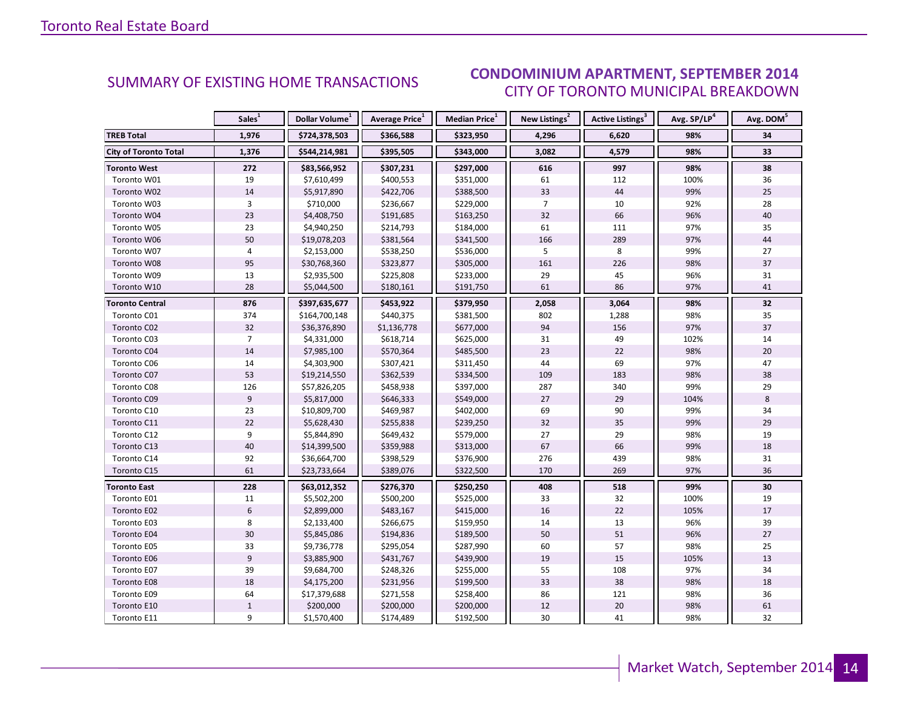## SUMMARY OF EXISTING HOME TRANSACTIONS

## CONDOMINIUM APARTMENT, SEPTEMBER 2014
### CITY OF TORONTO MUNICIPAL BREAKDOWN

| | Sales[1] | Dollar Volume[1] | Average Price[1] | Median Price[1] | New Listings[2] | Active Listings[3] | Avg. SP/LP[4] | Avg. DOM[5] |
|---|---|---|---|---|---|---|---|---|
| **TREB Total** | **1,976** | **$724,378,503** | **$366,588** | **$323,950** | **4,296** | **6,620** | **98%** | **34** |
| **City of Toronto Total** | **1,376** | **$544,214,981** | **$395,505** | **$343,000** | **3,082** | **4,579** | **98%** | **33** |
| **Toronto West** | **272** | **$83,566,952** | **$307,231** | **$297,000** | **616** | **997** | **98%** | **38** |
| Toronto W01 | 19 | $7,610,499 | $400,553 | $351,000 | 61 | 112 | 100% | 36 |
| Toronto W02 | 14 | $5,917,890 | $422,706 | $388,500 | 33 | 44 | 99% | 25 |
| Toronto W03 | 3 | $710,000 | $236,667 | $229,000 | 7 | 10 | 92% | 28 |
| Toronto W04 | 23 | $4,408,750 | $191,685 | $163,250 | 32 | 66 | 96% | 40 |
| Toronto W05 | 23 | $4,940,250 | $214,793 | $184,000 | 61 | 111 | 97% | 35 |
| Toronto W06 | 50 | $19,078,203 | $381,564 | $341,500 | 166 | 289 | 97% | 44 |
| Toronto W07 | 4 | $2,153,000 | $538,250 | $536,000 | 5 | 8 | 99% | 27 |
| Toronto W08 | 95 | $30,768,360 | $323,877 | $305,000 | 161 | 226 | 98% | 37 |
| Toronto W09 | 13 | $2,935,500 | $225,808 | $233,000 | 29 | 45 | 96% | 31 |
| Toronto W10 | 28 | $5,044,500 | $180,161 | $191,750 | 61 | 86 | 97% | 41 |
| **Toronto Central** | **876** | **$397,635,677** | **$453,922** | **$379,950** | **2,058** | **3,064** | **98%** | **32** |
| Toronto C01 | 374 | $164,700,148 | $440,375 | $381,500 | 802 | 1,288 | 98% | 35 |
| Toronto C02 | 32 | $36,376,890 | $1,136,778 | $677,000 | 94 | 156 | 97% | 37 |
| Toronto C03 | 7 | $4,331,000 | $618,714 | $625,000 | 31 | 49 | 102% | 14 |
| Toronto C04 | 14 | $7,985,100 | $570,364 | $485,500 | 23 | 22 | 98% | 20 |
| Toronto C06 | 14 | $4,303,900 | $307,421 | $311,450 | 44 | 69 | 97% | 47 |
| Toronto C07 | 53 | $19,214,550 | $362,539 | $334,500 | 109 | 183 | 98% | 38 |
| Toronto C08 | 126 | $57,826,205 | $458,938 | $397,000 | 287 | 340 | 99% | 29 |
| Toronto C09 | 9 | $5,817,000 | $646,333 | $549,000 | 27 | 29 | 104% | 8 |
| Toronto C10 | 23 | $10,809,700 | $469,987 | $402,000 | 69 | 90 | 99% | 34 |
| Toronto C11 | 22 | $5,628,430 | $255,838 | $239,250 | 32 | 35 | 99% | 29 |
| Toronto C12 | 9 | $5,844,890 | $649,432 | $579,000 | 27 | 29 | 98% | 19 |
| Toronto C13 | 40 | $14,399,500 | $359,988 | $313,000 | 67 | 66 | 99% | 18 |
| Toronto C14 | 92 | $36,664,700 | $398,529 | $376,900 | 276 | 439 | 98% | 31 |
| Toronto C15 | 61 | $23,733,664 | $389,076 | $322,500 | 170 | 269 | 97% | 36 |
| **Toronto East** | **228** | **$63,012,352** | **$276,370** | **$250,250** | **408** | **518** | **99%** | **30** |
| Toronto E01 | 11 | $5,502,200 | $500,200 | $525,000 | 33 | 32 | 100% | 19 |
| Toronto E02 | 6 | $2,899,000 | $483,167 | $415,000 | 16 | 22 | 105% | 17 |
| Toronto E03 | 8 | $2,133,400 | $266,675 | $159,950 | 14 | 13 | 96% | 39 |
| Toronto E04 | 30 | $5,845,086 | $194,836 | $189,500 | 50 | 51 | 96% | 27 |
| Toronto E05 | 33 | $9,736,778 | $295,054 | $287,990 | 60 | 57 | 98% | 25 |
| Toronto E06 | 9 | $3,885,900 | $431,767 | $439,900 | 19 | 15 | 105% | 13 |
| Toronto E07 | 39 | $9,684,700 | $248,326 | $255,000 | 55 | 108 | 97% | 34 |
| Toronto E08 | 18 | $4,175,200 | $231,956 | $199,500 | 33 | 38 | 98% | 18 |
| Toronto E09 | 64 | $17,379,688 | $271,558 | $258,400 | 86 | 121 | 98% | 36 |
| Toronto E10 | 1 | $200,000 | $200,000 | $200,000 | 12 | 20 | 98% | 61 |
| Toronto E11 | 9 | $1,570,400 | $174,489 | $192,500 | 30 | 41 | 98% | 32 |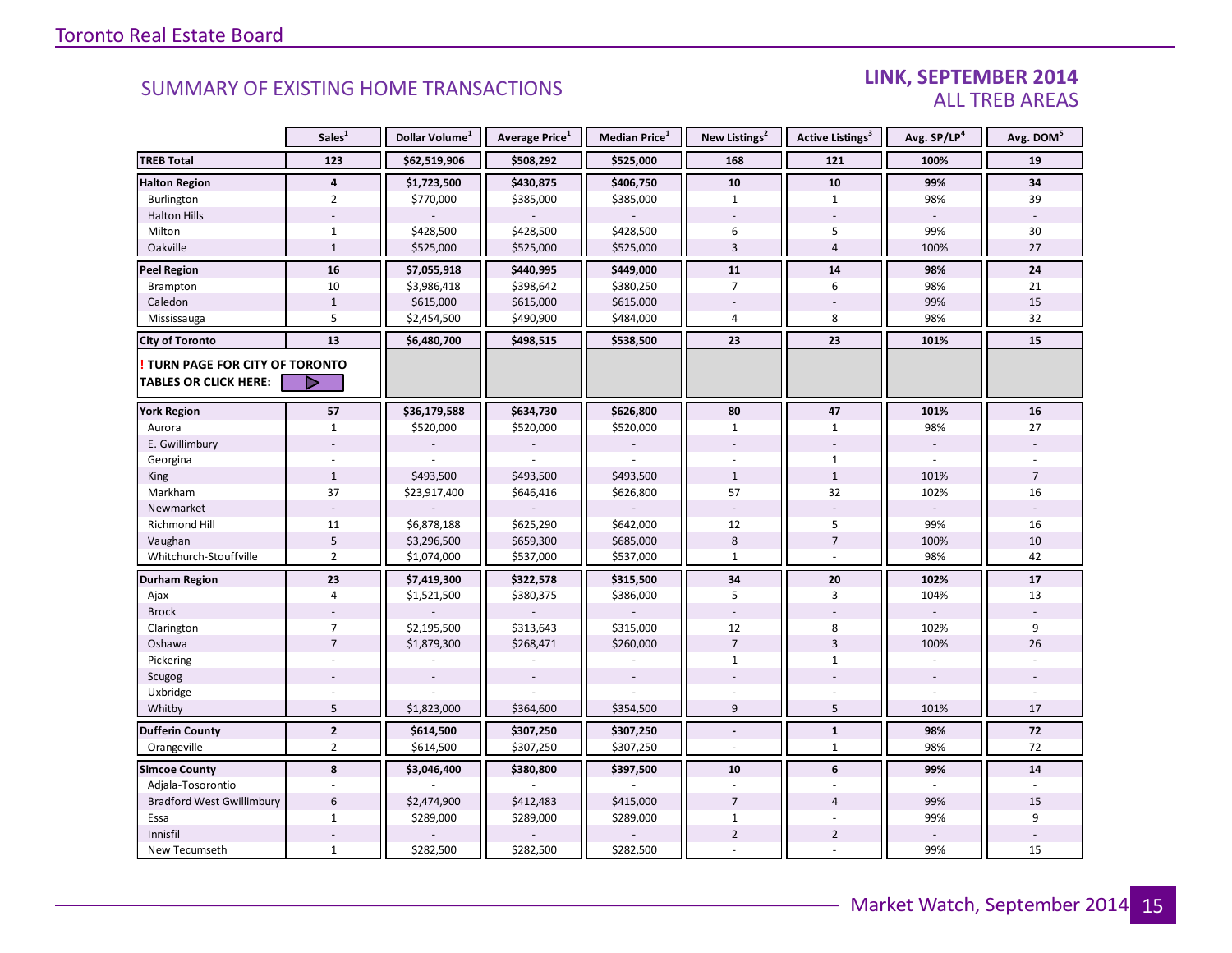## SUMMARY OF EXISTING HOME TRANSACTIONS

## LINK, SEPTEMBER 2014
### ALL TREB AREAS

| | Sales[1] | Dollar Volume[1] | Average Price[1] | Median Price[1] | New Listings[2] | Active Listings[3] | Avg. SP/LP[4] | Avg. DOM[5] |
|---|---|---|---|---|---|---|---|---|
| **TREB Total** | **123** | **$62,519,906** | **$508,292** | **$525,000** | **168** | **121** | **100%** | **19** |
| **Halton Region** | **4** | **$1,723,500** | **$430,875** | **$406,750** | **10** | **10** | **99%** | **34** |
| Burlington | 2 | $770,000 | $385,000 | $385,000 | 1 | 1 | 98% | 39 |
| Halton Hills | - | - | - | - | - | - | - | - |
| Milton | 1 | $428,500 | $428,500 | $428,500 | 6 | 5 | 99% | 30 |
| Oakville | 1 | $525,000 | $525,000 | $525,000 | 3 | 4 | 100% | 27 |
| **Peel Region** | **16** | **$7,055,918** | **$440,995** | **$449,000** | **11** | **14** | **98%** | **24** |
| Brampton | 10 | $3,986,418 | $398,642 | $380,250 | 7 | 6 | 98% | 21 |
| Caledon | 1 | $615,000 | $615,000 | $615,000 | - | - | 99% | 15 |
| Mississauga | 5 | $2,454,500 | $490,900 | $484,000 | 4 | 8 | 98% | 32 |
| **City of Toronto** | **13** | **$6,480,700** | **$498,515** | **$538,500** | **23** | **23** | **101%** | **15** |
| **! TURN PAGE FOR CITY OF TORONTO TABLES OR CLICK HERE:** | | | | | | | | |
| **York Region** | **57** | **$36,179,588** | **$634,730** | **$626,800** | **80** | **47** | **101%** | **16** |
| Aurora | 1 | $520,000 | $520,000 | $520,000 | 1 | 1 | 98% | 27 |
| E. Gwillimbury | - | - | - | - | - | - | - | - |
| Georgina | - | - | - | - | - | 1 | - | - |
| King | 1 | $493,500 | $493,500 | $493,500 | 1 | 1 | 101% | 7 |
| Markham | 37 | $23,917,400 | $646,416 | $626,800 | 57 | 32 | 102% | 16 |
| Newmarket | - | - | - | - | - | - | - | - |
| Richmond Hill | 11 | $6,878,188 | $625,290 | $642,000 | 12 | 5 | 99% | 16 |
| Vaughan | 5 | $3,296,500 | $659,300 | $685,000 | 8 | 7 | 100% | 10 |
| Whitchurch-Stouffville | 2 | $1,074,000 | $537,000 | $537,000 | 1 | - | 98% | 42 |
| **Durham Region** | **23** | **$7,419,300** | **$322,578** | **$315,500** | **34** | **20** | **102%** | **17** |
| Ajax | 4 | $1,521,500 | $380,375 | $386,000 | 5 | 3 | 104% | 13 |
| Brock | - | - | - | - | - | - | - | - |
| Clarington | 7 | $2,195,500 | $313,643 | $315,000 | 12 | 8 | 102% | 9 |
| Oshawa | 7 | $1,879,300 | $268,471 | $260,000 | 7 | 3 | 100% | 26 |
| Pickering | - | - | - | - | 1 | 1 | - | - |
| Scugog | - | - | - | - | - | - | - | - |
| Uxbridge | - | - | - | - | - | - | - | - |
| Whitby | 5 | $1,823,000 | $364,600 | $354,500 | 9 | 5 | 101% | 17 |
| **Dufferin County** | **2** | **$614,500** | **$307,250** | **$307,250** | **-** | **1** | **98%** | **72** |
| Orangeville | 2 | $614,500 | $307,250 | $307,250 | - | 1 | 98% | 72 |
| **Simcoe County** | **8** | **$3,046,400** | **$380,800** | **$397,500** | **10** | **6** | **99%** | **14** |
| Adjala-Tosorontio | - | - | - | - | - | - | - | - |
| Bradford West Gwillimbury | 6 | $2,474,900 | $412,483 | $415,000 | 7 | 4 | 99% | 15 |
| Essa | 1 | $289,000 | $289,000 | $289,000 | 1 | - | 99% | 9 |
| Innisfil | - | - | - | - | 2 | 2 | - | - |
| New Tecumseth | 1 | $282,500 | $282,500 | $282,500 | - | - | 99% | 15 |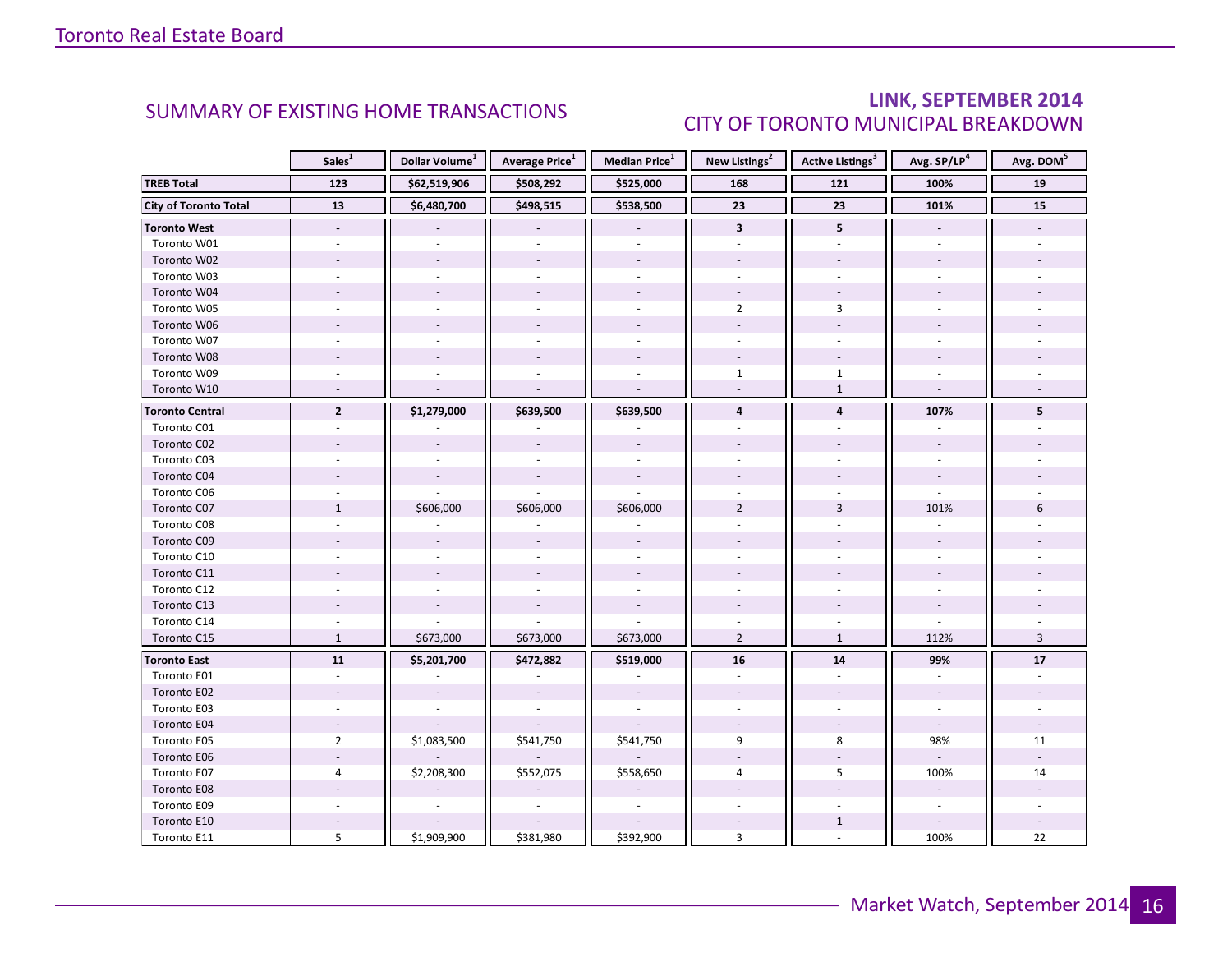## SUMMARY OF EXISTING HOME TRANSACTIONS

## LINK, SEPTEMBER 2014
## CITY OF TORONTO MUNICIPAL BREAKDOWN

| | Sales[1] | Dollar Volume[1] | Average Price[1] | Median Price[1] | New Listings[2] | Active Listings[3] | Avg. SP/LP[4] | Avg. DOM[5] |
|---|---|---|---|---|---|---|---|---|
| **TREB Total** | **123** | **$62,519,906** | **$508,292** | **$525,000** | **168** | **121** | **100%** | **19** |
| **City of Toronto Total** | **13** | **$6,480,700** | **$498,515** | **$538,500** | **23** | **23** | **101%** | **15** |
| **Toronto West** | **-** | **-** | **-** | **-** | **3** | **5** | **-** | **-** |
| Toronto W01 | - | - | - | - | - | - | - | - |
| Toronto W02 | - | - | - | - | - | - | - | - |
| Toronto W03 | - | - | - | - | - | - | - | - |
| Toronto W04 | - | - | - | - | - | - | - | - |
| Toronto W05 | - | - | - | - | 2 | 3 | - | - |
| Toronto W06 | - | - | - | - | - | - | - | - |
| Toronto W07 | - | - | - | - | - | - | - | - |
| Toronto W08 | - | - | - | - | - | - | - | - |
| Toronto W09 | - | - | - | - | 1 | 1 | - | - |
| Toronto W10 | - | - | - | - | - | 1 | - | - |
| **Toronto Central** | **2** | **$1,279,000** | **$639,500** | **$639,500** | **4** | **4** | **107%** | **5** |
| Toronto C01 | - | - | - | - | - | - | - | - |
| Toronto C02 | - | - | - | - | - | - | - | - |
| Toronto C03 | - | - | - | - | - | - | - | - |
| Toronto C04 | - | - | - | - | - | - | - | - |
| Toronto C06 | - | - | - | - | - | - | - | - |
| Toronto C07 | 1 | $606,000 | $606,000 | $606,000 | 2 | 3 | 101% | 6 |
| Toronto C08 | - | - | - | - | - | - | - | - |
| Toronto C09 | - | - | - | - | - | - | - | - |
| Toronto C10 | - | - | - | - | - | - | - | - |
| Toronto C11 | - | - | - | - | - | - | - | - |
| Toronto C12 | - | - | - | - | - | - | - | - |
| Toronto C13 | - | - | - | - | - | - | - | - |
| Toronto C14 | - | - | - | - | - | - | - | - |
| Toronto C15 | 1 | $673,000 | $673,000 | $673,000 | 2 | 1 | 112% | 3 |
| **Toronto East** | **11** | **$5,201,700** | **$472,882** | **$519,000** | **16** | **14** | **99%** | **17** |
| Toronto E01 | - | - | - | - | - | - | - | - |
| Toronto E02 | - | - | - | - | - | - | - | - |
| Toronto E03 | - | - | - | - | - | - | - | - |
| Toronto E04 | - | - | - | - | - | - | - | - |
| Toronto E05 | 2 | $1,083,500 | $541,750 | $541,750 | 9 | 8 | 98% | 11 |
| Toronto E06 | - | - | - | - | - | - | - | - |
| Toronto E07 | 4 | $2,208,300 | $552,075 | $558,650 | 4 | 5 | 100% | 14 |
| Toronto E08 | - | - | - | - | - | - | - | - |
| Toronto E09 | - | - | - | - | - | - | - | - |
| Toronto E10 | - | - | - | - | - | 1 | - | - |
| Toronto E11 | 5 | $1,909,900 | $381,980 | $392,900 | 3 | - | 100% | 22 |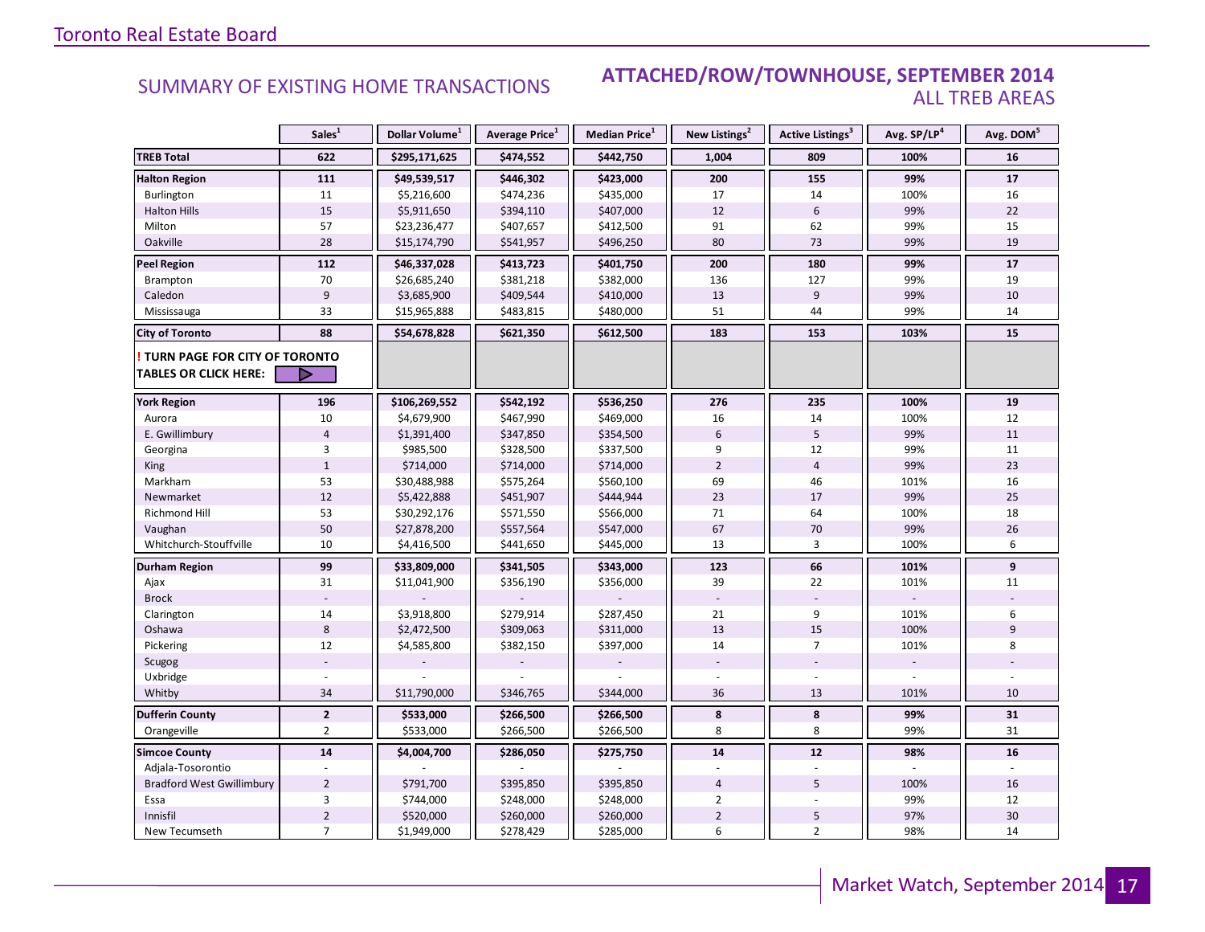## SUMMARY OF EXISTING HOME TRANSACTIONS

### ATTACHED/ROW/TOWNHOUSE, SEPTEMBER 2014
### ALL TREB AREAS

| | Sales[1] | Dollar Volume[1] | Average Price[1] | Median Price[1] | New Listings[2] | Active Listings[3] | Avg. SP/LP[4] | Avg. DOM[5] |
|---|---|---|---|---|---|---|---|---|
| **TREB Total** | **622** | **$295,171,625** | **$474,552** | **$442,750** | **1,004** | **809** | **100%** | **16** |
| **Halton Region** | **111** | **$49,539,517** | **$446,302** | **$423,000** | **200** | **155** | **99%** | **17** |
| Burlington | 11 | $5,216,600 | $474,236 | $435,000 | 17 | 14 | 100% | 16 |
| Halton Hills | 15 | $5,911,650 | $394,110 | $407,000 | 12 | 6 | 99% | 22 |
| Milton | 57 | $23,236,477 | $407,657 | $412,500 | 91 | 62 | 99% | 15 |
| Oakville | 28 | $15,174,790 | $541,957 | $496,250 | 80 | 73 | 99% | 19 |
| **Peel Region** | **112** | **$46,337,028** | **$413,723** | **$401,750** | **200** | **180** | **99%** | **17** |
| Brampton | 70 | $26,685,240 | $381,218 | $382,000 | 136 | 127 | 99% | 19 |
| Caledon | 9 | $3,685,900 | $409,544 | $410,000 | 13 | 9 | 99% | 10 |
| Mississauga | 33 | $15,965,888 | $483,815 | $480,000 | 51 | 44 | 99% | 14 |
| **City of Toronto** | **88** | **$54,678,828** | **$621,350** | **$612,500** | **183** | **153** | **103%** | **15** |
| **! TURN PAGE FOR CITY OF TORONTO TABLES OR CLICK HERE:** | | | | | | | | |
| **York Region** | **196** | **$106,269,552** | **$542,192** | **$536,250** | **276** | **235** | **100%** | **19** |
| Aurora | 10 | $4,679,900 | $467,990 | $469,000 | 16 | 14 | 100% | 12 |
| E. Gwillimbury | 4 | $1,391,400 | $347,850 | $354,500 | 6 | 5 | 99% | 11 |
| Georgina | 3 | $985,500 | $328,500 | $337,500 | 9 | 12 | 99% | 11 |
| King | 1 | $714,000 | $714,000 | $714,000 | 2 | 4 | 99% | 23 |
| Markham | 53 | $30,488,988 | $575,264 | $560,100 | 69 | 46 | 101% | 16 |
| Newmarket | 12 | $5,422,888 | $451,907 | $444,944 | 23 | 17 | 99% | 25 |
| Richmond Hill | 53 | $30,292,176 | $571,550 | $566,000 | 71 | 64 | 100% | 18 |
| Vaughan | 50 | $27,878,200 | $557,564 | $547,000 | 67 | 70 | 99% | 26 |
| Whitchurch-Stouffville | 10 | $4,416,500 | $441,650 | $445,000 | 13 | 3 | 100% | 6 |
| **Durham Region** | **99** | **$33,809,000** | **$341,505** | **$343,000** | **123** | **66** | **101%** | **9** |
| Ajax | 31 | $11,041,900 | $356,190 | $356,000 | 39 | 22 | 101% | 11 |
| Brock | - | - | - | - | - | - | - | - |
| Clarington | 14 | $3,918,800 | $279,914 | $287,450 | 21 | 9 | 101% | 6 |
| Oshawa | 8 | $2,472,500 | $309,063 | $311,000 | 13 | 15 | 100% | 9 |
| Pickering | 12 | $4,585,800 | $382,150 | $397,000 | 14 | 7 | 101% | 8 |
| Scugog | - | - | - | - | - | - | - | - |
| Uxbridge | - | - | - | - | - | - | - | - |
| Whitby | 34 | $11,790,000 | $346,765 | $344,000 | 36 | 13 | 101% | 10 |
| **Dufferin County** | **2** | **$533,000** | **$266,500** | **$266,500** | **8** | **8** | **99%** | **31** |
| Orangeville | 2 | $533,000 | $266,500 | $266,500 | 8 | 8 | 99% | 31 |
| **Simcoe County** | **14** | **$4,004,700** | **$286,050** | **$275,750** | **14** | **12** | **98%** | **16** |
| Adjala-Tosorontio | - | - | - | - | - | - | - | - |
| Bradford West Gwillimbury | 2 | $791,700 | $395,850 | $395,850 | 4 | 5 | 100% | 16 |
| Essa | 3 | $744,000 | $248,000 | $248,000 | 2 | - | 99% | 12 |
| Innisfil | 2 | $520,000 | $260,000 | $260,000 | 2 | 5 | 97% | 30 |
| New Tecumseth | 7 | $1,949,000 | $278,429 | $285,000 | 6 | 2 | 98% | 14 |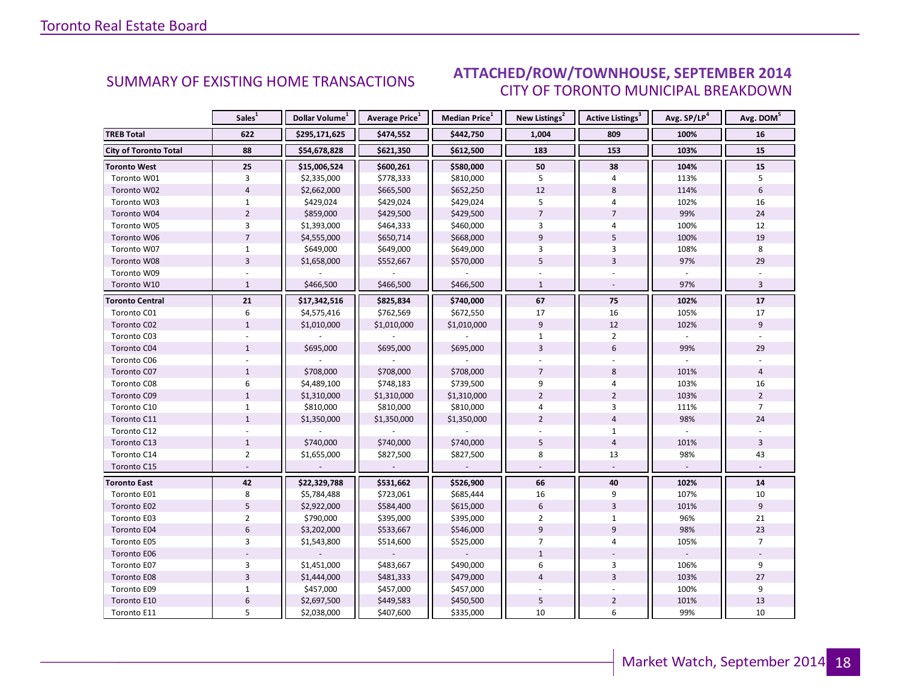## SUMMARY OF EXISTING HOME TRANSACTIONS

## ATTACHED/ROW/TOWNHOUSE, SEPTEMBER 2014
### CITY OF TORONTO MUNICIPAL BREAKDOWN

| | Sales[1] | Dollar Volume[1] | Average Price[1] | Median Price[1] | New Listings[2] | Active Listings[3] | Avg. SP/LP[4] | Avg. DOM[5] |
|---|---|---|---|---|---|---|---|---|
| **TREB Total** | **622** | **$295,171,625** | **$474,552** | **$442,750** | **1,004** | **809** | **100%** | **16** |
| **City of Toronto Total** | **88** | **$54,678,828** | **$621,350** | **$612,500** | **183** | **153** | **103%** | **15** |
| **Toronto West** | **25** | **$15,006,524** | **$600,261** | **$580,000** | **50** | **38** | **104%** | **15** |
| Toronto W01 | 3 | $2,335,000 | $778,333 | $810,000 | 5 | 4 | 113% | 5 |
| Toronto W02 | 4 | $2,662,000 | $665,500 | $652,250 | 12 | 8 | 114% | 6 |
| Toronto W03 | 1 | $429,024 | $429,024 | $429,024 | 5 | 4 | 102% | 16 |
| Toronto W04 | 2 | $859,000 | $429,500 | $429,500 | 7 | 7 | 99% | 24 |
| Toronto W05 | 3 | $1,393,000 | $464,333 | $460,000 | 3 | 4 | 100% | 12 |
| Toronto W06 | 7 | $4,555,000 | $650,714 | $668,000 | 9 | 5 | 100% | 19 |
| Toronto W07 | 1 | $649,000 | $649,000 | $649,000 | 3 | 3 | 108% | 8 |
| Toronto W08 | 3 | $1,658,000 | $552,667 | $570,000 | 5 | 3 | 97% | 29 |
| Toronto W09 | - | - | - | - | - | - | - | - |
| Toronto W10 | 1 | $466,500 | $466,500 | $466,500 | 1 | - | 97% | 3 |
| **Toronto Central** | **21** | **$17,342,516** | **$825,834** | **$740,000** | **67** | **75** | **102%** | **17** |
| Toronto C01 | 6 | $4,575,416 | $762,569 | $672,550 | 17 | 16 | 105% | 17 |
| Toronto C02 | 1 | $1,010,000 | $1,010,000 | $1,010,000 | 9 | 12 | 102% | 9 |
| Toronto C03 | - | - | - | - | 1 | 2 | - | - |
| Toronto C04 | 1 | $695,000 | $695,000 | $695,000 | 3 | 6 | 99% | 29 |
| Toronto C06 | - | - | - | - | - | - | - | - |
| Toronto C07 | 1 | $708,000 | $708,000 | $708,000 | 7 | 8 | 101% | 4 |
| Toronto C08 | 6 | $4,489,100 | $748,183 | $739,500 | 9 | 4 | 103% | 16 |
| Toronto C09 | 1 | $1,310,000 | $1,310,000 | $1,310,000 | 2 | 2 | 103% | 2 |
| Toronto C10 | 1 | $810,000 | $810,000 | $810,000 | 4 | 3 | 111% | 7 |
| Toronto C11 | 1 | $1,350,000 | $1,350,000 | $1,350,000 | 2 | 4 | 98% | 24 |
| Toronto C12 | - | - | - | - | - | 1 | - | - |
| Toronto C13 | 1 | $740,000 | $740,000 | $740,000 | 5 | 4 | 101% | 3 |
| Toronto C14 | 2 | $1,655,000 | $827,500 | $827,500 | 8 | 13 | 98% | 43 |
| Toronto C15 | - | - | - | - | - | - | - | - |
| **Toronto East** | **42** | **$22,329,788** | **$531,662** | **$526,900** | **66** | **40** | **102%** | **14** |
| Toronto E01 | 8 | $5,784,488 | $723,061 | $685,444 | 16 | 9 | 107% | 10 |
| Toronto E02 | 5 | $2,922,000 | $584,400 | $615,000 | 6 | 3 | 101% | 9 |
| Toronto E03 | 2 | $790,000 | $395,000 | $395,000 | 2 | 1 | 96% | 21 |
| Toronto E04 | 6 | $3,202,000 | $533,667 | $546,000 | 9 | 9 | 98% | 23 |
| Toronto E05 | 3 | $1,543,800 | $514,600 | $525,000 | 7 | 4 | 105% | 7 |
| Toronto E06 | - | - | - | - | 1 | - | - | - |
| Toronto E07 | 3 | $1,451,000 | $483,667 | $490,000 | 6 | 3 | 106% | 9 |
| Toronto E08 | 3 | $1,444,000 | $481,333 | $479,000 | 4 | 3 | 103% | 27 |
| Toronto E09 | 1 | $457,000 | $457,000 | $457,000 | - | - | 100% | 9 |
| Toronto E10 | 6 | $2,697,500 | $449,583 | $450,500 | 5 | 2 | 101% | 13 |
| Toronto E11 | 5 | $2,038,000 | $407,600 | $335,000 | 10 | 6 | 99% | 10 |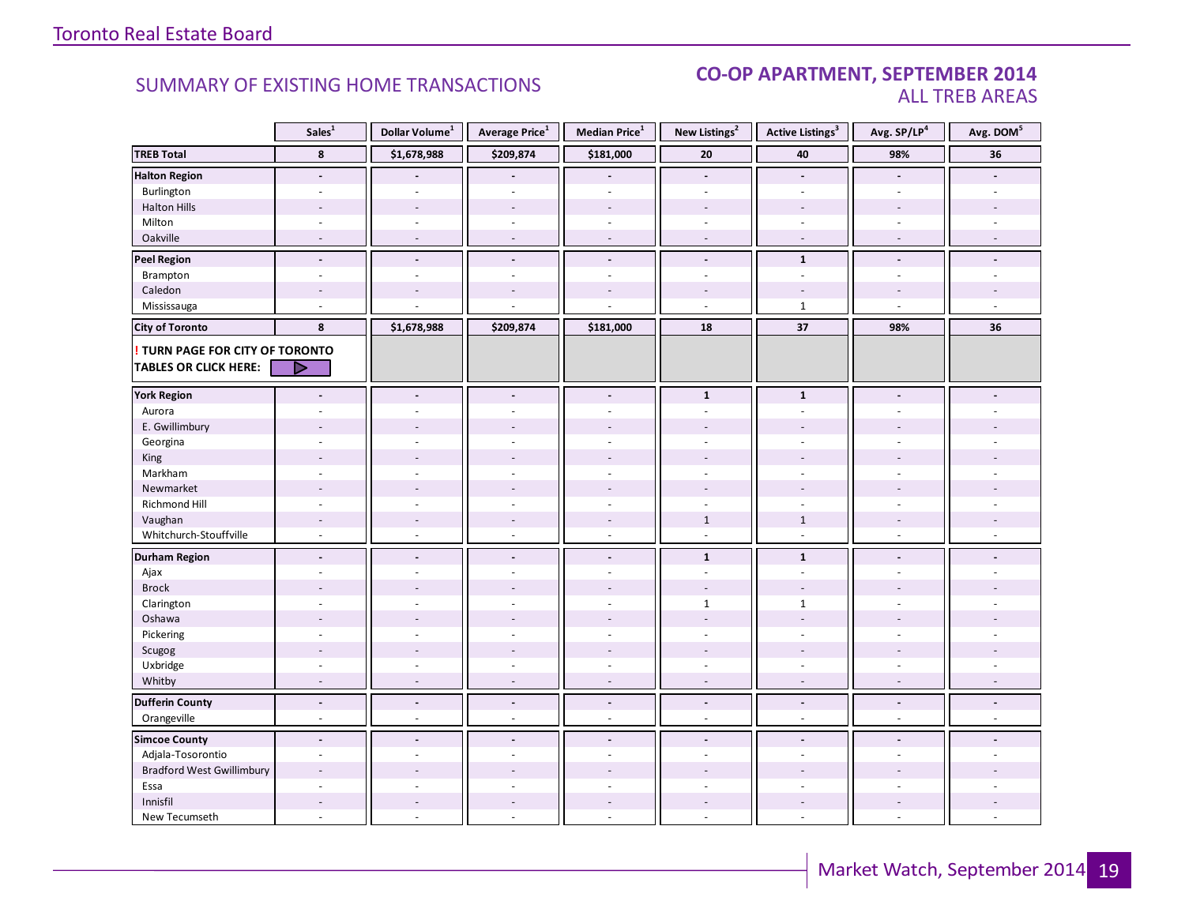## SUMMARY OF EXISTING HOME TRANSACTIONS

## CO-OP APARTMENT, SEPTEMBER 2014
### ALL TREB AREAS

| | Sales[1] | Dollar Volume[1] | Average Price[1] | Median Price[1] | New Listings[2] | Active Listings[3] | Avg. SP/LP[4] | Avg. DOM[5] |
|---|---|---|---|---|---|---|---|---|
| **TREB Total** | **8** | **$1,678,988** | **$209,874** | **$181,000** | **20** | **40** | **98%** | **36** |
| **Halton Region** | - | - | - | - | - | - | - | - |
| Burlington | - | - | - | - | - | - | - | - |
| Halton Hills | - | - | - | - | - | - | - | - |
| Milton | - | - | - | - | - | - | - | - |
| Oakville | - | - | - | - | - | - | - | - |
| **Peel Region** | - | - | - | - | - | **1** | - | - |
| Brampton | - | - | - | - | - | - | - | - |
| Caledon | - | - | - | - | - | - | - | - |
| Mississauga | - | - | - | - | - | 1 | - | - |
| **City of Toronto** | **8** | **$1,678,988** | **$209,874** | **$181,000** | **18** | **37** | **98%** | **36** |
| **! TURN PAGE FOR CITY OF TORONTO TABLES OR CLICK HERE:** | | | | | | | | |
| **York Region** | - | - | - | - | **1** | **1** | - | - |
| Aurora | - | - | - | - | - | - | - | - |
| E. Gwillimbury | - | - | - | - | - | - | - | - |
| Georgina | - | - | - | - | - | - | - | - |
| King | - | - | - | - | - | - | - | - |
| Markham | - | - | - | - | - | - | - | - |
| Newmarket | - | - | - | - | - | - | - | - |
| Richmond Hill | - | - | - | - | - | - | - | - |
| Vaughan | - | - | - | - | 1 | 1 | - | - |
| Whitchurch-Stouffville | - | - | - | - | - | - | - | - |
| **Durham Region** | - | - | - | - | **1** | **1** | - | - |
| Ajax | - | - | - | - | - | - | - | - |
| Brock | - | - | - | - | - | - | - | - |
| Clarington | - | - | - | - | 1 | 1 | - | - |
| Oshawa | - | - | - | - | - | - | - | - |
| Pickering | - | - | - | - | - | - | - | - |
| Scugog | - | - | - | - | - | - | - | - |
| Uxbridge | - | - | - | - | - | - | - | - |
| Whitby | - | - | - | - | - | - | - | - |
| **Dufferin County** | - | - | - | - | - | - | - | - |
| Orangeville | - | - | - | - | - | - | - | - |
| **Simcoe County** | - | - | - | - | - | - | - | - |
| Adjala-Tosorontio | - | - | - | - | - | - | - | - |
| Bradford West Gwillimbury | - | - | - | - | - | - | - | - |
| Essa | - | - | - | - | - | - | - | - |
| Innisfil | - | - | - | - | - | - | - | - |
| New Tecumseth | - | - | - | - | - | - | - | - |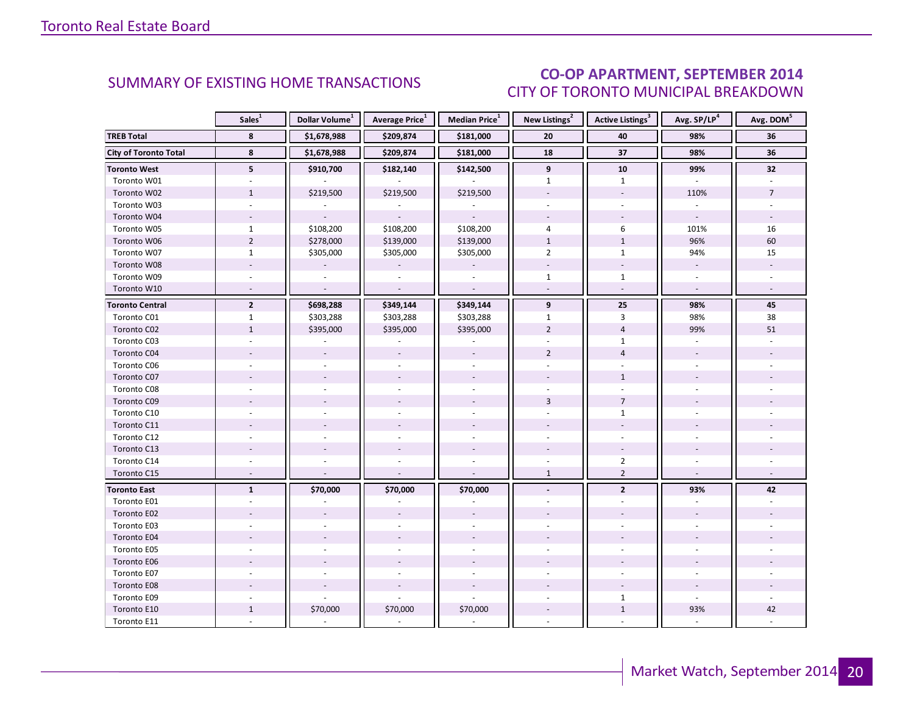## SUMMARY OF EXISTING HOME TRANSACTIONS

## CO-OP APARTMENT, SEPTEMBER 2014
## CITY OF TORONTO MUNICIPAL BREAKDOWN

| | Sales[1] | Dollar Volume[1] | Average Price[1] | Median Price[1] | New Listings[2] | Active Listings[3] | Avg. SP/LP[4] | Avg. DOM[5] |
|---|---|---|---|---|---|---|---|---|
| **TREB Total** | **8** | **$1,678,988** | **$209,874** | **$181,000** | **20** | **40** | **98%** | **36** |
| **City of Toronto Total** | **8** | **$1,678,988** | **$209,874** | **$181,000** | **18** | **37** | **98%** | **36** |
| **Toronto West** | **5** | **$910,700** | **$182,140** | **$142,500** | **9** | **10** | **99%** | **32** |
| Toronto W01 | - | - | - | - | 1 | 1 | - | - |
| Toronto W02 | 1 | $219,500 | $219,500 | $219,500 | - | - | 110% | 7 |
| Toronto W03 | - | - | - | - | - | - | - | - |
| Toronto W04 | - | - | - | - | - | - | - | - |
| Toronto W05 | 1 | $108,200 | $108,200 | $108,200 | 4 | 6 | 101% | 16 |
| Toronto W06 | 2 | $278,000 | $139,000 | $139,000 | 1 | 1 | 96% | 60 |
| Toronto W07 | 1 | $305,000 | $305,000 | $305,000 | 2 | 1 | 94% | 15 |
| Toronto W08 | - | - | - | - | - | - | - | - |
| Toronto W09 | - | - | - | - | 1 | 1 | - | - |
| Toronto W10 | - | - | - | - | - | - | - | - |
| **Toronto Central** | **2** | **$698,288** | **$349,144** | **$349,144** | **9** | **25** | **98%** | **45** |
| Toronto C01 | 1 | $303,288 | $303,288 | $303,288 | 1 | 3 | 98% | 38 |
| Toronto C02 | 1 | $395,000 | $395,000 | $395,000 | 2 | 4 | 99% | 51 |
| Toronto C03 | - | - | - | - | - | 1 | - | - |
| Toronto C04 | - | - | - | - | 2 | 4 | - | - |
| Toronto C06 | - | - | - | - | - | - | - | - |
| Toronto C07 | - | - | - | - | - | 1 | - | - |
| Toronto C08 | - | - | - | - | - | - | - | - |
| Toronto C09 | - | - | - | - | 3 | 7 | - | - |
| Toronto C10 | - | - | - | - | - | 1 | - | - |
| Toronto C11 | - | - | - | - | - | - | - | - |
| Toronto C12 | - | - | - | - | - | - | - | - |
| Toronto C13 | - | - | - | - | - | - | - | - |
| Toronto C14 | - | - | - | - | - | 2 | - | - |
| Toronto C15 | - | - | - | - | 1 | 2 | - | - |
| **Toronto East** | **1** | **$70,000** | **$70,000** | **$70,000** | **-** | **2** | **93%** | **42** |
| Toronto E01 | - | - | - | - | - | - | - | - |
| Toronto E02 | - | - | - | - | - | - | - | - |
| Toronto E03 | - | - | - | - | - | - | - | - |
| Toronto E04 | - | - | - | - | - | - | - | - |
| Toronto E05 | - | - | - | - | - | - | - | - |
| Toronto E06 | - | - | - | - | - | - | - | - |
| Toronto E07 | - | - | - | - | - | - | - | - |
| Toronto E08 | - | - | - | - | - | - | - | - |
| Toronto E09 | - | - | - | - | - | 1 | - | - |
| Toronto E10 | 1 | $70,000 | $70,000 | $70,000 | - | 1 | 93% | 42 |
| Toronto E11 | - | - | - | - | - | - | - | - |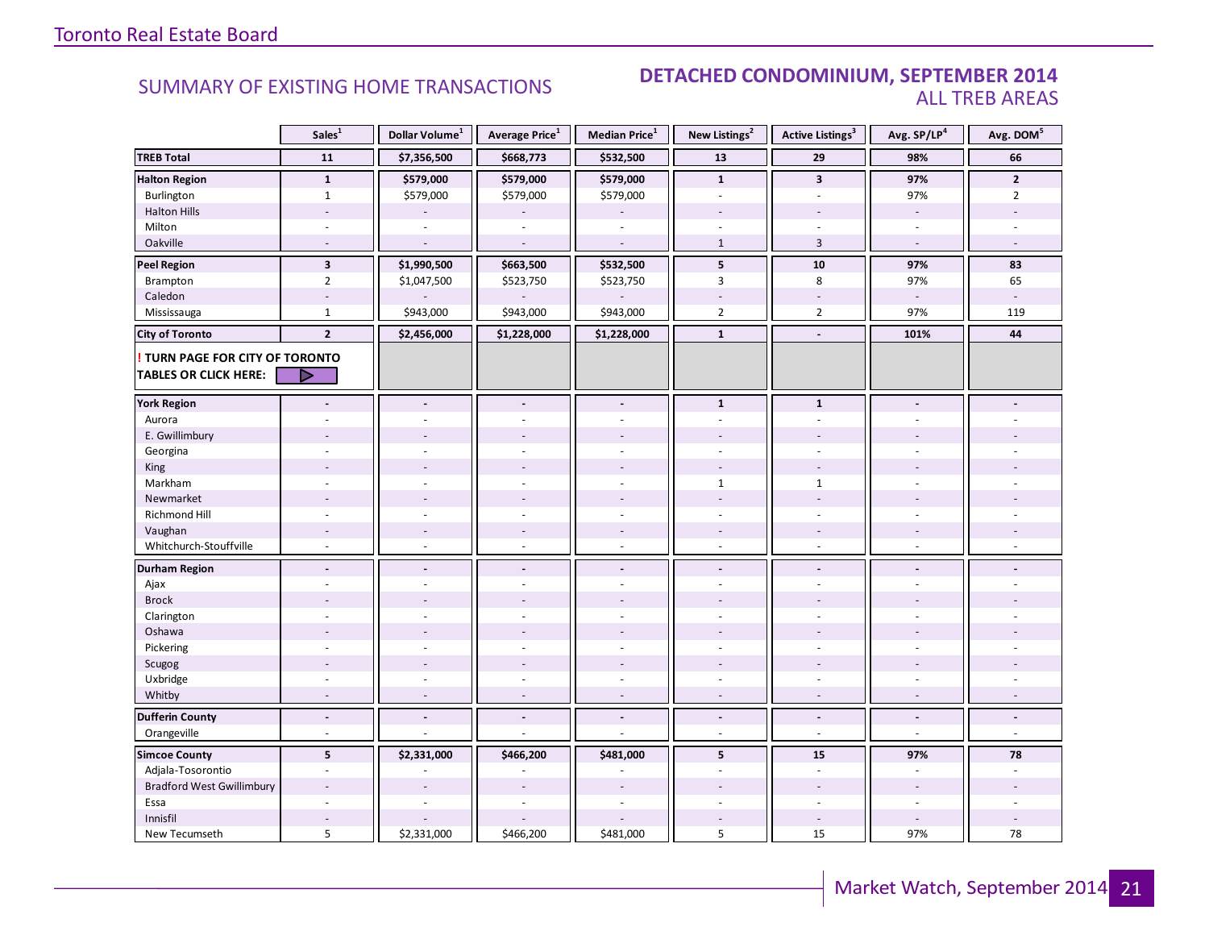# SUMMARY OF EXISTING HOME TRANSACTIONS

## DETACHED CONDOMINIUM, SEPTEMBER 2014
### ALL TREB AREAS

| | Sales[1] | Dollar Volume[1] | Average Price[1] | Median Price[1] | New Listings[2] | Active Listings[3] | Avg. SP/LP[4] | Avg. DOM[5] |
|---|---|---|---|---|---|---|---|---|
| **TREB Total** | **11** | **$7,356,500** | **$668,773** | **$532,500** | **13** | **29** | **98%** | **66** |
| **Halton Region** | **1** | **$579,000** | **$579,000** | **$579,000** | **1** | **3** | **97%** | **2** |
| Burlington | 1 | $579,000 | $579,000 | $579,000 | - | - | 97% | 2 |
| Halton Hills | - | - | - | - | - | - | - | - |
| Milton | - | - | - | - | - | - | - | - |
| Oakville | - | - | - | - | 1 | 3 | - | - |
| **Peel Region** | **3** | **$1,990,500** | **$663,500** | **$532,500** | **5** | **10** | **97%** | **83** |
| Brampton | 2 | $1,047,500 | $523,750 | $523,750 | 3 | 8 | 97% | 65 |
| Caledon | - | - | - | - | - | - | - | - |
| Mississauga | 1 | $943,000 | $943,000 | $943,000 | 2 | 2 | 97% | 119 |
| **City of Toronto** | **2** | **$2,456,000** | **$1,228,000** | **$1,228,000** | **1** | **-** | **101%** | **44** |
| **! TURN PAGE FOR CITY OF TORONTO TABLES OR CLICK HERE:** | | | | | | | | |
| **York Region** | **-** | **-** | **-** | **-** | **1** | **1** | **-** | **-** |
| Aurora | - | - | - | - | - | - | - | - |
| E. Gwillimbury | - | - | - | - | - | - | - | - |
| Georgina | - | - | - | - | - | - | - | - |
| King | - | - | - | - | - | - | - | - |
| Markham | - | - | - | - | 1 | 1 | - | - |
| Newmarket | - | - | - | - | - | - | - | - |
| Richmond Hill | - | - | - | - | - | - | - | - |
| Vaughan | - | - | - | - | - | - | - | - |
| Whitchurch-Stouffville | - | - | - | - | - | - | - | - |
| **Durham Region** | **-** | **-** | **-** | **-** | **-** | **-** | **-** | **-** |
| Ajax | - | - | - | - | - | - | - | - |
| Brock | - | - | - | - | - | - | - | - |
| Clarington | - | - | - | - | - | - | - | - |
| Oshawa | - | - | - | - | - | - | - | - |
| Pickering | - | - | - | - | - | - | - | - |
| Scugog | - | - | - | - | - | - | - | - |
| Uxbridge | - | - | - | - | - | - | - | - |
| Whitby | - | - | - | - | - | - | - | - |
| **Dufferin County** | **-** | **-** | **-** | **-** | **-** | **-** | **-** | **-** |
| Orangeville | - | - | - | - | - | - | - | - |
| **Simcoe County** | **5** | **$2,331,000** | **$466,200** | **$481,000** | **5** | **15** | **97%** | **78** |
| Adjala-Tosorontio | - | - | - | - | - | - | - | - |
| Bradford West Gwillimbury | - | - | - | - | - | - | - | - |
| Essa | - | - | - | - | - | - | - | - |
| Innisfil | - | - | - | - | - | - | - | - |
| New Tecumseth | 5 | $2,331,000 | $466,200 | $481,000 | 5 | 15 | 97% | 78 |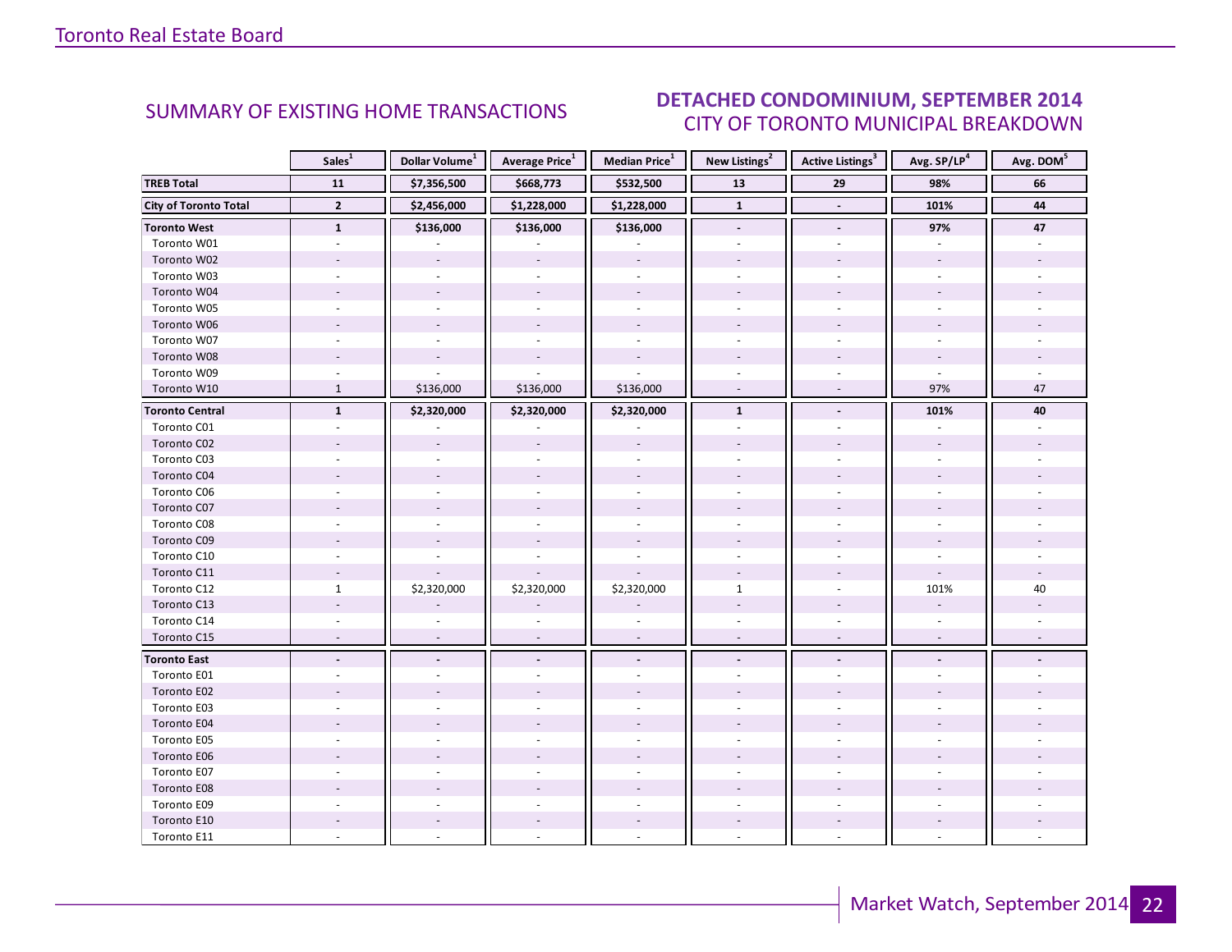# SUMMARY OF EXISTING HOME TRANSACTIONS

## DETACHED CONDOMINIUM, SEPTEMBER 2014
## CITY OF TORONTO MUNICIPAL BREAKDOWN

| | Sales[1] | Dollar Volume[1] | Average Price[1] | Median Price[1] | New Listings[2] | Active Listings[3] | Avg. SP/LP[4] | Avg. DOM[5] |
|---|---|---|---|---|---|---|---|---|
| **TREB Total** | **11** | **$7,356,500** | **$668,773** | **$532,500** | **13** | **29** | **98%** | **66** |
| **City of Toronto Total** | **2** | **$2,456,000** | **$1,228,000** | **$1,228,000** | **1** | **-** | **101%** | **44** |
| **Toronto West** | **1** | **$136,000** | **$136,000** | **$136,000** | **-** | **-** | **97%** | **47** |
| Toronto W01 | - | - | - | - | - | - | - | - |
| Toronto W02 | - | - | - | - | - | - | - | - |
| Toronto W03 | - | - | - | - | - | - | - | - |
| Toronto W04 | - | - | - | - | - | - | - | - |
| Toronto W05 | - | - | - | - | - | - | - | - |
| Toronto W06 | - | - | - | - | - | - | - | - |
| Toronto W07 | - | - | - | - | - | - | - | - |
| Toronto W08 | - | - | - | - | - | - | - | - |
| Toronto W09 | - | - | - | - | - | - | - | - |
| Toronto W10 | 1 | $136,000 | $136,000 | $136,000 | - | - | 97% | 47 |
| **Toronto Central** | **1** | **$2,320,000** | **$2,320,000** | **$2,320,000** | **1** | **-** | **101%** | **40** |
| Toronto C01 | - | - | - | - | - | - | - | - |
| Toronto C02 | - | - | - | - | - | - | - | - |
| Toronto C03 | - | - | - | - | - | - | - | - |
| Toronto C04 | - | - | - | - | - | - | - | - |
| Toronto C06 | - | - | - | - | - | - | - | - |
| Toronto C07 | - | - | - | - | - | - | - | - |
| Toronto C08 | - | - | - | - | - | - | - | - |
| Toronto C09 | - | - | - | - | - | - | - | - |
| Toronto C10 | - | - | - | - | - | - | - | - |
| Toronto C11 | - | - | - | - | - | - | - | - |
| Toronto C12 | 1 | $2,320,000 | $2,320,000 | $2,320,000 | 1 | - | 101% | 40 |
| Toronto C13 | - | - | - | - | - | - | - | - |
| Toronto C14 | - | - | - | - | - | - | - | - |
| Toronto C15 | - | - | - | - | - | - | - | - |
| **Toronto East** | **-** | **-** | **-** | **-** | **-** | **-** | **-** | **-** |
| Toronto E01 | - | - | - | - | - | - | - | - |
| Toronto E02 | - | - | - | - | - | - | - | - |
| Toronto E03 | - | - | - | - | - | - | - | - |
| Toronto E04 | - | - | - | - | - | - | - | - |
| Toronto E05 | - | - | - | - | - | - | - | - |
| Toronto E06 | - | - | - | - | - | - | - | - |
| Toronto E07 | - | - | - | - | - | - | - | - |
| Toronto E08 | - | - | - | - | - | - | - | - |
| Toronto E09 | - | - | - | - | - | - | - | - |
| Toronto E10 | - | - | - | - | - | - | - | - |
| Toronto E11 | - | - | - | - | - | - | - | - |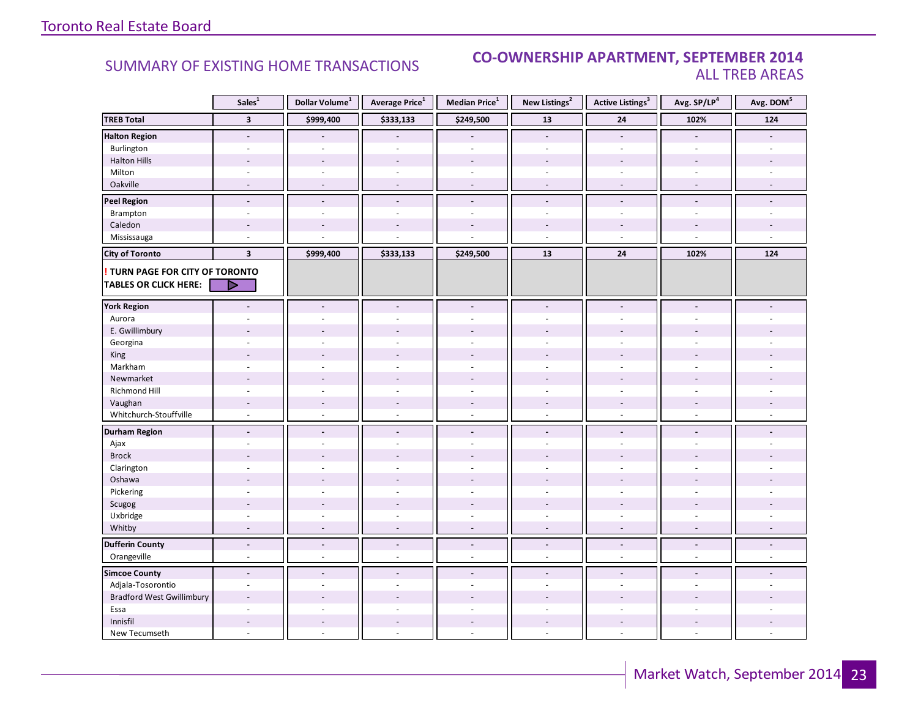## SUMMARY OF EXISTING HOME TRANSACTIONS

## CO-OWNERSHIP APARTMENT, SEPTEMBER 2014
ALL TREB AREAS

| | Sales[1] | Dollar Volume[1] | Average Price[1] | Median Price[1] | New Listings[2] | Active Listings[3] | Avg. SP/LP[4] | Avg. DOM[5] |
|---|---|---|---|---|---|---|---|---|
| **TREB Total** | **3** | **$999,400** | **$333,133** | **$249,500** | **13** | **24** | **102%** | **124** |
| **Halton Region** | - | - | - | - | - | - | - | - |
| Burlington | - | - | - | - | - | - | - | - |
| Halton Hills | - | - | - | - | - | - | - | - |
| Milton | - | - | - | - | - | - | - | - |
| Oakville | - | - | - | - | - | - | - | - |
| **Peel Region** | - | - | - | - | - | - | - | - |
| Brampton | - | - | - | - | - | - | - | - |
| Caledon | - | - | - | - | - | - | - | - |
| Mississauga | - | - | - | - | - | - | - | - |
| **City of Toronto** | **3** | **$999,400** | **$333,133** | **$249,500** | **13** | **24** | **102%** | **124** |
| **! TURN PAGE FOR CITY OF TORONTO TABLES OR CLICK HERE:** | | | | | | | | |
| **York Region** | - | - | - | - | - | - | - | - |
| Aurora | - | - | - | - | - | - | - | - |
| E. Gwillimbury | - | - | - | - | - | - | - | - |
| Georgina | - | - | - | - | - | - | - | - |
| King | - | - | - | - | - | - | - | - |
| Markham | - | - | - | - | - | - | - | - |
| Newmarket | - | - | - | - | - | - | - | - |
| Richmond Hill | - | - | - | - | - | - | - | - |
| Vaughan | - | - | - | - | - | - | - | - |
| Whitchurch-Stouffville | - | - | - | - | - | - | - | - |
| **Durham Region** | - | - | - | - | - | - | - | - |
| Ajax | - | - | - | - | - | - | - | - |
| Brock | - | - | - | - | - | - | - | - |
| Clarington | - | - | - | - | - | - | - | - |
| Oshawa | - | - | - | - | - | - | - | - |
| Pickering | - | - | - | - | - | - | - | - |
| Scugog | - | - | - | - | - | - | - | - |
| Uxbridge | - | - | - | - | - | - | - | - |
| Whitby | - | - | - | - | - | - | - | - |
| **Dufferin County** | - | - | - | - | - | - | - | - |
| Orangeville | - | - | - | - | - | - | - | - |
| **Simcoe County** | - | - | - | - | - | - | - | - |
| Adjala-Tosorontio | - | - | - | - | - | - | - | - |
| Bradford West Gwillimbury | - | - | - | - | - | - | - | - |
| Essa | - | - | - | - | - | - | - | - |
| Innisfil | - | - | - | - | - | - | - | - |
| New Tecumseth | - | - | - | - | - | - | - | - |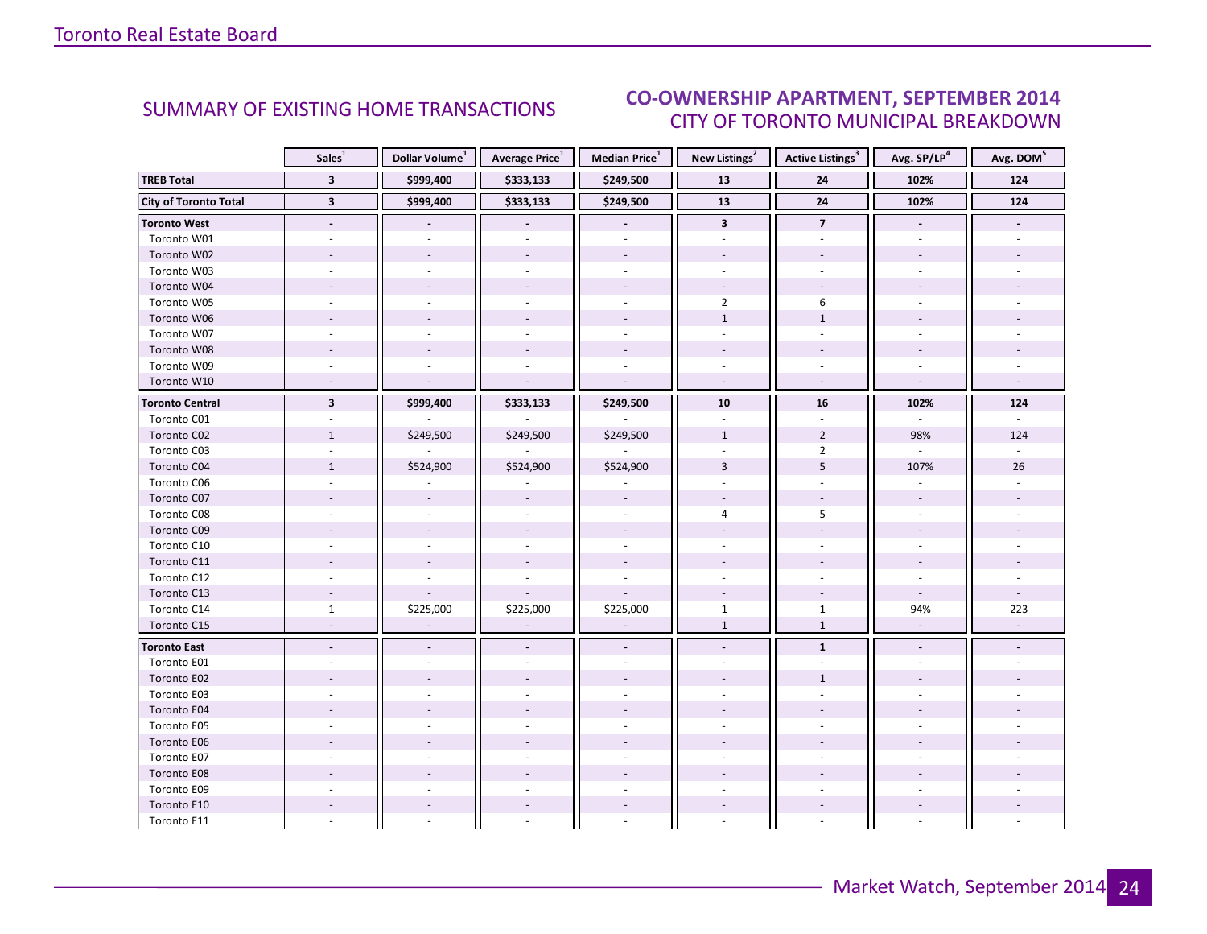## SUMMARY OF EXISTING HOME TRANSACTIONS

## CO-OWNERSHIP APARTMENT, SEPTEMBER 2014
### CITY OF TORONTO MUNICIPAL BREAKDOWN

| | Sales[1] | Dollar Volume[1] | Average Price[1] | Median Price[1] | New Listings[2] | Active Listings[3] | Avg. SP/LP[4] | Avg. DOM[5] |
|---|---|---|---|---|---|---|---|---|
| **TREB Total** | **3** | **$999,400** | **$333,133** | **$249,500** | **13** | **24** | **102%** | **124** |
| **City of Toronto Total** | **3** | **$999,400** | **$333,133** | **$249,500** | **13** | **24** | **102%** | **124** |
| **Toronto West** | **-** | **-** | **-** | **-** | **3** | **7** | **-** | **-** |
| Toronto W01 | - | - | - | - | - | - | - | - |
| Toronto W02 | - | - | - | - | - | - | - | - |
| Toronto W03 | - | - | - | - | - | - | - | - |
| Toronto W04 | - | - | - | - | - | - | - | - |
| Toronto W05 | - | - | - | - | 2 | 6 | - | - |
| Toronto W06 | - | - | - | - | 1 | 1 | - | - |
| Toronto W07 | - | - | - | - | - | - | - | - |
| Toronto W08 | - | - | - | - | - | - | - | - |
| Toronto W09 | - | - | - | - | - | - | - | - |
| Toronto W10 | - | - | - | - | - | - | - | - |
| **Toronto Central** | **3** | **$999,400** | **$333,133** | **$249,500** | **10** | **16** | **102%** | **124** |
| Toronto C01 | - | - | - | - | - | - | - | - |
| Toronto C02 | 1 | $249,500 | $249,500 | $249,500 | 1 | 2 | 98% | 124 |
| Toronto C03 | - | - | - | - | - | 2 | - | - |
| Toronto C04 | 1 | $524,900 | $524,900 | $524,900 | 3 | 5 | 107% | 26 |
| Toronto C06 | - | - | - | - | - | - | - | - |
| Toronto C07 | - | - | - | - | - | - | - | - |
| Toronto C08 | - | - | - | - | 4 | 5 | - | - |
| Toronto C09 | - | - | - | - | - | - | - | - |
| Toronto C10 | - | - | - | - | - | - | - | - |
| Toronto C11 | - | - | - | - | - | - | - | - |
| Toronto C12 | - | - | - | - | - | - | - | - |
| Toronto C13 | - | - | - | - | - | - | - | - |
| Toronto C14 | 1 | $225,000 | $225,000 | $225,000 | 1 | 1 | 94% | 223 |
| Toronto C15 | - | - | - | - | 1 | 1 | - | - |
| **Toronto East** | **-** | **-** | **-** | **-** | **-** | **1** | **-** | **-** |
| Toronto E01 | - | - | - | - | - | - | - | - |
| Toronto E02 | - | - | - | - | - | 1 | - | - |
| Toronto E03 | - | - | - | - | - | - | - | - |
| Toronto E04 | - | - | - | - | - | - | - | - |
| Toronto E05 | - | - | - | - | - | - | - | - |
| Toronto E06 | - | - | - | - | - | - | - | - |
| Toronto E07 | - | - | - | - | - | - | - | - |
| Toronto E08 | - | - | - | - | - | - | - | - |
| Toronto E09 | - | - | - | - | - | - | - | - |
| Toronto E10 | - | - | - | - | - | - | - | - |
| Toronto E11 | - | - | - | - | - | - | - | - |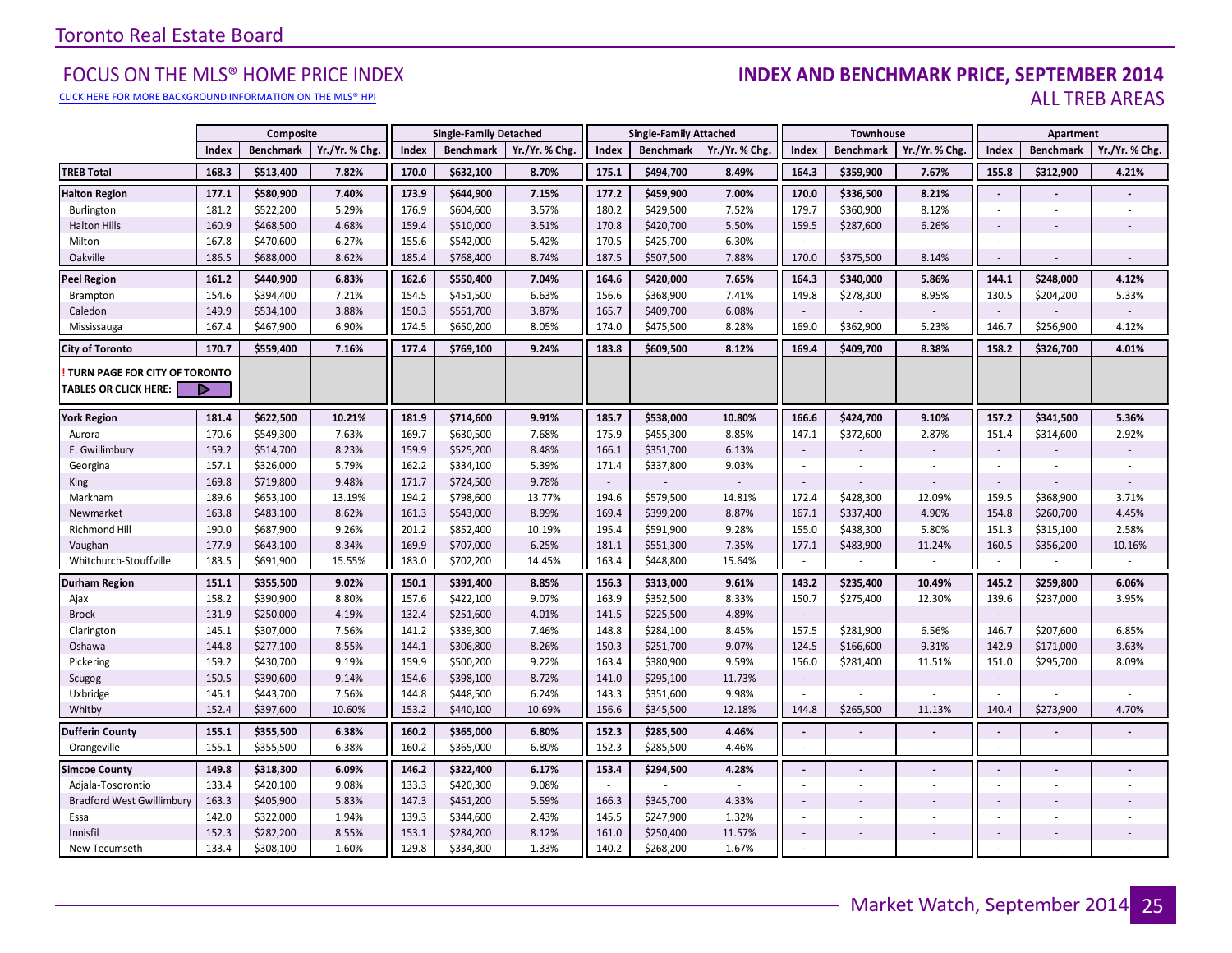# Toronto Real Estate Board

## FOCUS ON THE MLS® HOME PRICE INDEX

CLICK HERE FOR MORE BACKGROUND INFORMATION ON THE MLS® HPI

## INDEX AND BENCHMARK PRICE, SEPTEMBER 2014

ALL TREB AREAS

| | Composite | | | Single-Family Detached | | | Single-Family Attached | | | Townhouse | | | Apartment | | |
|---|---|---|---|---|---|---|---|---|---|---|---|---|---|---|---|
| | Index | Benchmark | Yr./Yr. % Chg. | Index | Benchmark | Yr./Yr. % Chg. | Index | Benchmark | Yr./Yr. % Chg. | Index | Benchmark | Yr./Yr. % Chg. | Index | Benchmark | Yr./Yr. % Chg. |
| **TREB Total** | **168.3** | **$513,400** | **7.82%** | **170.0** | **$632,100** | **8.70%** | **175.1** | **$494,700** | **8.49%** | **164.3** | **$359,900** | **7.67%** | **155.8** | **$312,900** | **4.21%** |
| **Halton Region** | **177.1** | **$580,900** | **7.40%** | **173.9** | **$644,900** | **7.15%** | **177.2** | **$459,900** | **7.00%** | **170.0** | **$336,500** | **8.21%** | **-** | **-** | **-** |
| Burlington | 181.2 | $522,200 | 5.29% | 176.9 | $604,600 | 3.57% | 180.2 | $429,500 | 7.52% | 179.7 | $360,900 | 8.12% | - | - | - |
| Halton Hills | 160.9 | $468,500 | 4.68% | 159.4 | $510,000 | 3.51% | 170.8 | $420,700 | 5.50% | 159.5 | $287,600 | 6.26% | - | - | - |
| Milton | 167.8 | $470,600 | 6.27% | 155.6 | $542,000 | 5.42% | 170.5 | $425,700 | 6.30% | - | - | - | - | - | - |
| Oakville | 186.5 | $688,000 | 8.62% | 185.4 | $768,400 | 8.74% | 187.5 | $507,500 | 7.88% | 170.0 | $375,500 | 8.14% | - | - | - |
| **Peel Region** | **161.2** | **$440,900** | **6.83%** | **162.6** | **$550,400** | **7.04%** | **164.6** | **$420,000** | **7.65%** | **164.3** | **$340,000** | **5.86%** | **144.1** | **$248,000** | **4.12%** |
| Brampton | 154.6 | $394,400 | 7.21% | 154.5 | $451,500 | 6.63% | 156.6 | $368,900 | 7.41% | 149.8 | $278,300 | 8.95% | 130.5 | $204,200 | 5.33% |
| Caledon | 149.9 | $534,100 | 3.88% | 150.3 | $551,700 | 3.87% | 165.7 | $409,700 | 6.08% | - | - | - | - | - | - |
| Mississauga | 167.4 | $467,900 | 6.90% | 174.5 | $650,200 | 8.05% | 174.0 | $475,500 | 8.28% | 169.0 | $362,900 | 5.23% | 146.7 | $256,900 | 4.12% |
| **City of Toronto** | **170.7** | **$559,400** | **7.16%** | **177.4** | **$769,100** | **9.24%** | **183.8** | **$609,500** | **8.12%** | **169.4** | **$409,700** | **8.38%** | **158.2** | **$326,700** | **4.01%** |
| **! TURN PAGE FOR CITY OF TORONTO TABLES OR CLICK HERE:** | | | | | | | | | | | | | | | |
| **York Region** | **181.4** | **$622,500** | **10.21%** | **181.9** | **$714,600** | **9.91%** | **185.7** | **$538,000** | **10.80%** | **166.6** | **$424,700** | **9.10%** | **157.2** | **$341,500** | **5.36%** |
| Aurora | 170.6 | $549,300 | 7.63% | 169.7 | $630,500 | 7.68% | 175.9 | $455,300 | 8.85% | 147.1 | $372,600 | 2.87% | 151.4 | $314,600 | 2.92% |
| E. Gwillimbury | 159.2 | $514,700 | 8.23% | 159.9 | $525,200 | 8.48% | 166.1 | $351,700 | 6.13% | - | - | - | - | - | - |
| Georgina | 157.1 | $326,000 | 5.79% | 162.2 | $334,100 | 5.39% | 171.4 | $337,800 | 9.03% | - | - | - | - | - | - |
| King | 169.8 | $719,800 | 9.48% | 171.7 | $724,500 | 9.78% | - | - | - | - | - | - | - | - | - |
| Markham | 189.6 | $653,100 | 13.19% | 194.2 | $798,600 | 13.77% | 194.6 | $579,500 | 14.81% | 172.4 | $428,300 | 12.09% | 159.5 | $368,900 | 3.71% |
| Newmarket | 163.8 | $483,100 | 8.62% | 161.3 | $543,000 | 8.99% | 169.4 | $399,200 | 8.87% | 167.1 | $337,400 | 4.90% | 154.8 | $260,700 | 4.45% |
| Richmond Hill | 190.0 | $687,900 | 9.26% | 201.2 | $852,400 | 10.19% | 195.4 | $591,900 | 9.28% | 155.0 | $438,300 | 5.80% | 151.3 | $315,100 | 2.58% |
| Vaughan | 177.9 | $643,100 | 8.34% | 169.9 | $707,000 | 6.25% | 181.1 | $551,300 | 7.35% | 177.1 | $483,900 | 11.24% | 160.5 | $356,200 | 10.16% |
| Whitchurch-Stouffville | 183.5 | $691,900 | 15.55% | 183.0 | $702,200 | 14.45% | 163.4 | $448,800 | 15.64% | - | - | - | - | - | - |
| **Durham Region** | **151.1** | **$355,500** | **9.02%** | **150.1** | **$391,400** | **8.85%** | **156.3** | **$313,000** | **9.61%** | **143.2** | **$235,400** | **10.49%** | **145.2** | **$259,800** | **6.06%** |
| Ajax | 158.2 | $390,900 | 8.80% | 157.6 | $422,100 | 9.07% | 163.9 | $352,500 | 8.33% | 150.7 | $275,400 | 12.30% | 139.6 | $237,000 | 3.95% |
| Brock | 131.9 | $250,000 | 4.19% | 132.4 | $251,600 | 4.01% | 141.5 | $225,500 | 4.89% | - | - | - | - | - | - |
| Clarington | 145.1 | $307,000 | 7.56% | 141.2 | $339,300 | 7.46% | 148.8 | $284,100 | 8.45% | 157.5 | $281,900 | 6.56% | 146.7 | $207,600 | 6.85% |
| Oshawa | 144.8 | $277,100 | 8.55% | 144.1 | $306,800 | 8.26% | 150.3 | $251,700 | 9.07% | 124.5 | $166,600 | 9.31% | 142.9 | $171,000 | 3.63% |
| Pickering | 159.2 | $430,700 | 9.19% | 159.9 | $500,200 | 9.22% | 163.4 | $380,900 | 9.59% | 156.0 | $281,400 | 11.51% | 151.0 | $295,700 | 8.09% |
| Scugog | 150.5 | $390,600 | 9.14% | 154.6 | $398,100 | 8.72% | 141.0 | $295,100 | 11.73% | - | - | - | - | - | - |
| Uxbridge | 145.1 | $443,700 | 7.56% | 144.8 | $448,500 | 6.24% | 143.3 | $351,600 | 9.98% | - | - | - | - | - | - |
| Whitby | 152.4 | $397,600 | 10.60% | 153.2 | $440,100 | 10.69% | 156.6 | $345,500 | 12.18% | 144.8 | $265,500 | 11.13% | 140.4 | $273,900 | 4.70% |
| **Dufferin County** | **155.1** | **$355,500** | **6.38%** | **160.2** | **$365,000** | **6.80%** | **152.3** | **$285,500** | **4.46%** | **-** | **-** | **-** | **-** | **-** | **-** |
| Orangeville | 155.1 | $355,500 | 6.38% | 160.2 | $365,000 | 6.80% | 152.3 | $285,500 | 4.46% | - | - | - | - | - | - |
| **Simcoe County** | **149.8** | **$318,300** | **6.09%** | **146.2** | **$322,400** | **6.17%** | **153.4** | **$294,500** | **4.28%** | **-** | **-** | **-** | **-** | **-** | **-** |
| Adjala-Tosorontio | 133.4 | $420,100 | 9.08% | 133.3 | $420,300 | 9.08% | - | - | - | - | - | - | - | - | - |
| Bradford West Gwillimbury | 163.3 | $405,900 | 5.83% | 147.3 | $451,200 | 5.59% | 166.3 | $345,700 | 4.33% | - | - | - | - | - | - |
| Essa | 142.0 | $322,000 | 1.94% | 139.3 | $344,600 | 2.43% | 145.5 | $247,900 | 1.32% | - | - | - | - | - | - |
| Innisfil | 152.3 | $282,200 | 8.55% | 153.1 | $284,200 | 8.12% | 161.0 | $250,400 | 11.57% | - | - | - | - | - | - |
| New Tecumseth | 133.4 | $308,100 | 1.60% | 129.8 | $334,300 | 1.33% | 140.2 | $268,200 | 1.67% | - | - | - | - | - | - |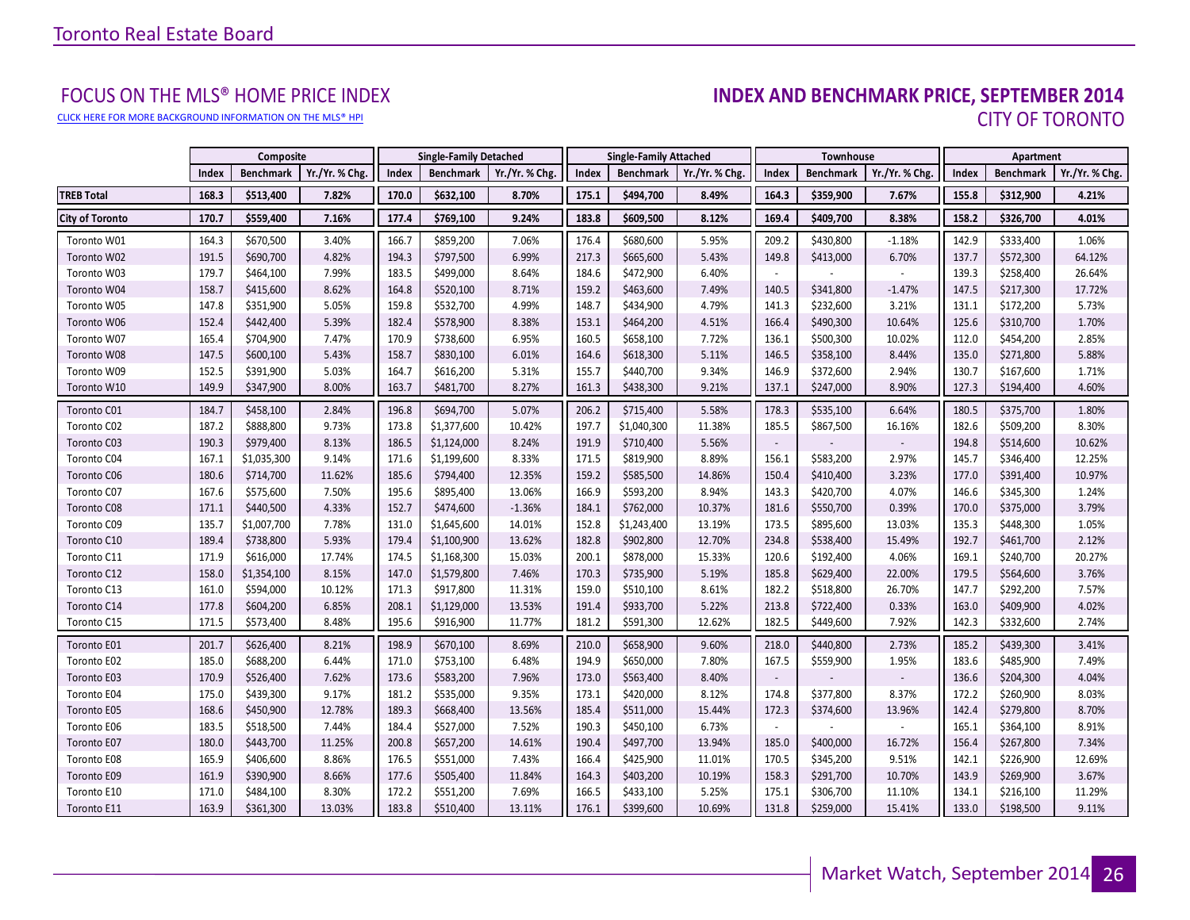Toronto Real Estate Board

## FOCUS ON THE MLS® HOME PRICE INDEX

CLICK HERE FOR MORE BACKGROUND INFORMATION ON THE MLS® HPI

## INDEX AND BENCHMARK PRICE, SEPTEMBER 2014

### CITY OF TORONTO

| | Composite | | | Single-Family Detached | | | Single-Family Attached | | | Townhouse | | | Apartment | | |
|---|---|---|---|---|---|---|---|---|---|---|---|---|---|---|---|
| | Index | Benchmark | Yr./Yr. % Chg. | Index | Benchmark | Yr./Yr. % Chg. | Index | Benchmark | Yr./Yr. % Chg. | Index | Benchmark | Yr./Yr. % Chg. | Index | Benchmark | Yr./Yr. % Chg. |
| **TREB Total** | **168.3** | **$513,400** | **7.82%** | **170.0** | **$632,100** | **8.70%** | **175.1** | **$494,700** | **8.49%** | **164.3** | **$359,900** | **7.67%** | **155.8** | **$312,900** | **4.21%** |
| **City of Toronto** | **170.7** | **$559,400** | **7.16%** | **177.4** | **$769,100** | **9.24%** | **183.8** | **$609,500** | **8.12%** | **169.4** | **$409,700** | **8.38%** | **158.2** | **$326,700** | **4.01%** |
| Toronto W01 | 164.3 | $670,500 | 3.40% | 166.7 | $859,200 | 7.06% | 176.4 | $680,600 | 5.95% | 209.2 | $430,800 | -1.18% | 142.9 | $333,400 | 1.06% |
| Toronto W02 | 191.5 | $690,700 | 4.82% | 194.3 | $797,500 | 6.99% | 217.3 | $665,600 | 5.43% | 149.8 | $413,000 | 6.70% | 137.7 | $572,300 | 64.12% |
| Toronto W03 | 179.7 | $464,100 | 7.99% | 183.5 | $499,000 | 8.64% | 184.6 | $472,900 | 6.40% | - | - | - | 139.3 | $258,400 | 26.64% |
| Toronto W04 | 158.7 | $415,600 | 8.62% | 164.8 | $520,100 | 8.71% | 159.2 | $463,600 | 7.49% | 140.5 | $341,800 | -1.47% | 147.5 | $217,300 | 17.72% |
| Toronto W05 | 147.8 | $351,900 | 5.05% | 159.8 | $532,700 | 4.99% | 148.7 | $434,900 | 4.79% | 141.3 | $232,600 | 3.21% | 131.1 | $172,200 | 5.73% |
| Toronto W06 | 152.4 | $442,400 | 5.39% | 182.4 | $578,900 | 8.38% | 153.1 | $464,200 | 4.51% | 166.4 | $490,300 | 10.64% | 125.6 | $310,700 | 1.70% |
| Toronto W07 | 165.4 | $704,900 | 7.47% | 170.9 | $738,600 | 6.95% | 160.5 | $658,100 | 7.72% | 136.1 | $500,300 | 10.02% | 112.0 | $454,200 | 2.85% |
| Toronto W08 | 147.5 | $600,100 | 5.43% | 158.7 | $830,100 | 6.01% | 164.6 | $618,300 | 5.11% | 146.5 | $358,100 | 8.44% | 135.0 | $271,800 | 5.88% |
| Toronto W09 | 152.5 | $391,900 | 5.03% | 164.7 | $616,200 | 5.31% | 155.7 | $440,700 | 9.34% | 146.9 | $372,600 | 2.94% | 130.7 | $167,600 | 1.71% |
| Toronto W10 | 149.9 | $347,900 | 8.00% | 163.7 | $481,700 | 8.27% | 161.3 | $438,300 | 9.21% | 137.1 | $247,000 | 8.90% | 127.3 | $194,400 | 4.60% |
| Toronto C01 | 184.7 | $458,100 | 2.84% | 196.8 | $694,700 | 5.07% | 206.2 | $715,400 | 5.58% | 178.3 | $535,100 | 6.64% | 180.5 | $375,700 | 1.80% |
| Toronto C02 | 187.2 | $888,800 | 9.73% | 173.8 | $1,377,600 | 10.42% | 197.7 | $1,040,300 | 11.38% | 185.5 | $867,500 | 16.16% | 182.6 | $509,200 | 8.30% |
| Toronto C03 | 190.3 | $979,400 | 8.13% | 186.5 | $1,124,000 | 8.24% | 191.9 | $710,400 | 5.56% | - | - | - | 194.8 | $514,600 | 10.62% |
| Toronto C04 | 167.1 | $1,035,300 | 9.14% | 171.6 | $1,199,600 | 8.33% | 171.5 | $819,900 | 8.89% | 156.1 | $583,200 | 2.97% | 145.7 | $346,400 | 12.25% |
| Toronto C06 | 180.6 | $714,700 | 11.62% | 185.6 | $794,400 | 12.35% | 159.2 | $585,500 | 14.86% | 150.4 | $410,400 | 3.23% | 177.0 | $391,400 | 10.97% |
| Toronto C07 | 167.6 | $575,600 | 7.50% | 195.6 | $895,400 | 13.06% | 166.9 | $593,200 | 8.94% | 143.3 | $420,700 | 4.07% | 146.6 | $345,300 | 1.24% |
| Toronto C08 | 171.1 | $440,500 | 4.33% | 152.7 | $474,600 | -1.36% | 184.1 | $762,000 | 10.37% | 181.6 | $550,700 | 0.39% | 170.0 | $375,000 | 3.79% |
| Toronto C09 | 135.7 | $1,007,700 | 7.78% | 131.0 | $1,645,600 | 14.01% | 152.8 | $1,243,400 | 13.19% | 173.5 | $895,600 | 13.03% | 135.3 | $448,300 | 1.05% |
| Toronto C10 | 189.4 | $738,800 | 5.93% | 179.4 | $1,100,900 | 13.62% | 182.8 | $902,800 | 12.70% | 234.8 | $538,400 | 15.49% | 192.7 | $461,700 | 2.12% |
| Toronto C11 | 171.9 | $616,000 | 17.74% | 174.5 | $1,168,300 | 15.03% | 200.1 | $878,000 | 15.33% | 120.6 | $192,400 | 4.06% | 169.1 | $240,700 | 20.27% |
| Toronto C12 | 158.0 | $1,354,100 | 8.15% | 147.0 | $1,579,800 | 7.46% | 170.3 | $735,900 | 5.19% | 185.8 | $629,400 | 22.00% | 179.5 | $564,600 | 3.76% |
| Toronto C13 | 161.0 | $594,000 | 10.12% | 171.3 | $917,800 | 11.31% | 159.0 | $510,100 | 8.61% | 182.2 | $518,800 | 26.70% | 147.7 | $292,200 | 7.57% |
| Toronto C14 | 177.8 | $604,200 | 6.85% | 208.1 | $1,129,000 | 13.53% | 191.4 | $933,700 | 5.22% | 213.8 | $722,400 | 0.33% | 163.0 | $409,900 | 4.02% |
| Toronto C15 | 171.5 | $573,400 | 8.48% | 195.6 | $916,900 | 11.77% | 181.2 | $591,300 | 12.62% | 182.5 | $449,600 | 7.92% | 142.3 | $332,600 | 2.74% |
| Toronto E01 | 201.7 | $626,400 | 8.21% | 198.9 | $670,100 | 8.69% | 210.0 | $658,900 | 9.60% | 218.0 | $440,800 | 2.73% | 185.2 | $439,300 | 3.41% |
| Toronto E02 | 185.0 | $688,200 | 6.44% | 171.0 | $753,100 | 6.48% | 194.9 | $650,000 | 7.80% | 167.5 | $559,900 | 1.95% | 183.6 | $485,900 | 7.49% |
| Toronto E03 | 170.9 | $526,400 | 7.62% | 173.6 | $583,200 | 7.96% | 173.0 | $563,400 | 8.40% | - | - | - | 136.6 | $204,300 | 4.04% |
| Toronto E04 | 175.0 | $439,300 | 9.17% | 181.2 | $535,000 | 9.35% | 173.1 | $420,000 | 8.12% | 174.8 | $377,800 | 8.37% | 172.2 | $260,900 | 8.03% |
| Toronto E05 | 168.6 | $450,900 | 12.78% | 189.3 | $668,400 | 13.56% | 185.4 | $511,000 | 15.44% | 172.3 | $374,600 | 13.96% | 142.4 | $279,800 | 8.70% |
| Toronto E06 | 183.5 | $518,500 | 7.44% | 184.4 | $527,000 | 7.52% | 190.3 | $450,100 | 6.73% | - | - | - | 165.1 | $364,100 | 8.91% |
| Toronto E07 | 180.0 | $443,700 | 11.25% | 200.8 | $657,200 | 14.61% | 190.4 | $497,700 | 13.94% | 185.0 | $400,000 | 16.72% | 156.4 | $267,800 | 7.34% |
| Toronto E08 | 165.9 | $406,600 | 8.86% | 176.5 | $551,000 | 7.43% | 166.4 | $425,900 | 11.01% | 170.5 | $345,200 | 9.51% | 142.1 | $226,900 | 12.69% |
| Toronto E09 | 161.9 | $390,900 | 8.66% | 177.6 | $505,400 | 11.84% | 164.3 | $403,200 | 10.19% | 158.3 | $291,700 | 10.70% | 143.9 | $269,900 | 3.67% |
| Toronto E10 | 171.0 | $484,100 | 8.30% | 172.2 | $551,200 | 7.69% | 166.5 | $433,100 | 5.25% | 175.1 | $306,700 | 11.10% | 134.1 | $216,100 | 11.29% |
| Toronto E11 | 163.9 | $361,300 | 13.03% | 183.8 | $510,400 | 13.11% | 176.1 | $399,600 | 10.69% | 131.8 | $259,000 | 15.41% | 133.0 | $198,500 | 9.11% |

Market Watch, September 2014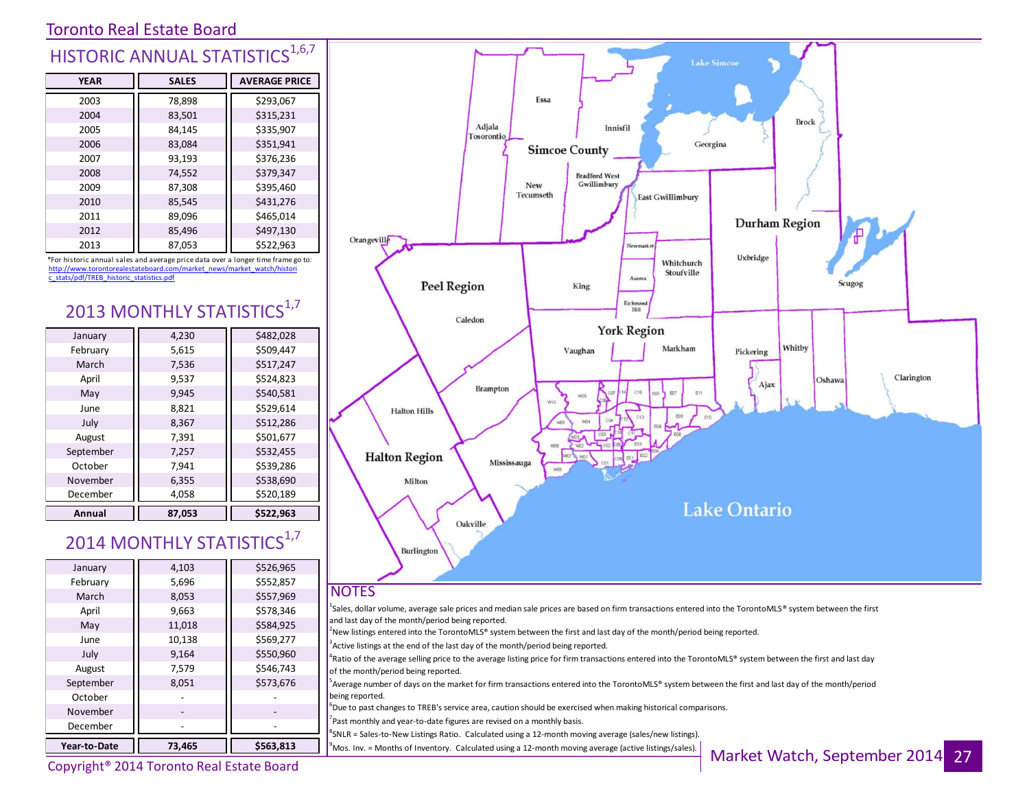# HISTORIC ANNUAL STATISTICS[1,6,7]

| YEAR | SALES | AVERAGE PRICE |
|---|---|---|
| 2003 | 78,898 | $293,067 |
| 2004 | 83,501 | $315,231 |
| 2005 | 84,145 | $335,907 |
| 2006 | 83,084 | $351,941 |
| 2007 | 93,193 | $376,236 |
| 2008 | 74,552 | $379,347 |
| 2009 | 87,308 | $395,460 |
| 2010 | 85,545 | $431,276 |
| 2011 | 89,096 | $465,014 |
| 2012 | 85,496 | $497,130 |
| 2013 | 87,053 | $522,963 |

*For historic annual sales and average price data over a longer time frame go to: http://www.torontorealestateboard.com/market_news/market_watch/historic_stats/pdf/TREB_historic_statistics.pdf

# 2013 MONTHLY STATISTICS[1,7]

| | | |
|---|---|---|
| January | 4,230 | $482,028 |
| February | 5,615 | $509,447 |
| March | 7,536 | $517,247 |
| April | 9,537 | $524,823 |
| May | 9,945 | $540,581 |
| June | 8,821 | $529,614 |
| July | 8,367 | $512,286 |
| August | 7,391 | $501,677 |
| September | 7,257 | $532,455 |
| October | 7,941 | $539,286 |
| November | 6,355 | $538,690 |
| December | 4,058 | $520,189 |
| **Annual** | **87,053** | **$522,963** |

# 2014 MONTHLY STATISTICS[1,7]

| | | |
|---|---|---|
| January | 4,103 | $526,965 |
| February | 5,696 | $552,857 |
| March | 8,053 | $557,969 |
| April | 9,663 | $578,346 |
| May | 11,018 | $584,925 |
| June | 10,138 | $569,277 |
| July | 9,164 | $550,960 |
| August | 7,579 | $546,743 |
| September | 8,051 | $573,676 |
| October | - | - |
| November | - | - |
| December | - | - |
| **Year-to-Date** | **73,465** | **$563,813** |

Lake Simcoe
Essa
Adjala Tosorontio
Innisfil
Brock
Simcoe County
Georgina
Bradford West Gwillimbury
New Tecumseth
East Gwillimbury
Durham Region
Orangeville
Newmarket
Whitchurch Stoufville
Uxbridge
Aurora
Peel Region
King
Scugog
Richmond Hill
Caledon
York Region
Vaughan
Markham
Pickering
Whitby
Ajax
Oshawa
Clarington
Brampton
Halton Hills
Halton Region
Mississauga
Milton
Lake Ontario
Oakville
Burlington

## NOTES

[1]Sales, dollar volume, average sale prices and median sale prices are based on firm transactions entered into the TorontoMLS® system between the first and last day of the month/period being reported.

[2]New listings entered into the TorontoMLS® system between the first and last day of the month/period being reported.

[3]Active listings at the end of the last day of the month/period being reported.

[4]Ratio of the average selling price to the average listing price for firm transactions entered into the TorontoMLS® system between the first and last day of the month/period being reported.

[5]Average number of days on the market for firm transactions entered into the TorontoMLS® system between the first and last day of the month/period being reported.

[6]Due to past changes to TREB's service area, caution should be exercised when making historical comparisons.

[7]Past monthly and year-to-date figures are revised on a monthly basis.

[8]SNLR = Sales-to-New Listings Ratio. Calculated using a 12-month moving average (sales/new listings).

[9]Mos. Inv. = Months of Inventory. Calculated using a 12-month moving average (active listings/sales).

Copyright® 2014 Toronto Real Estate Board